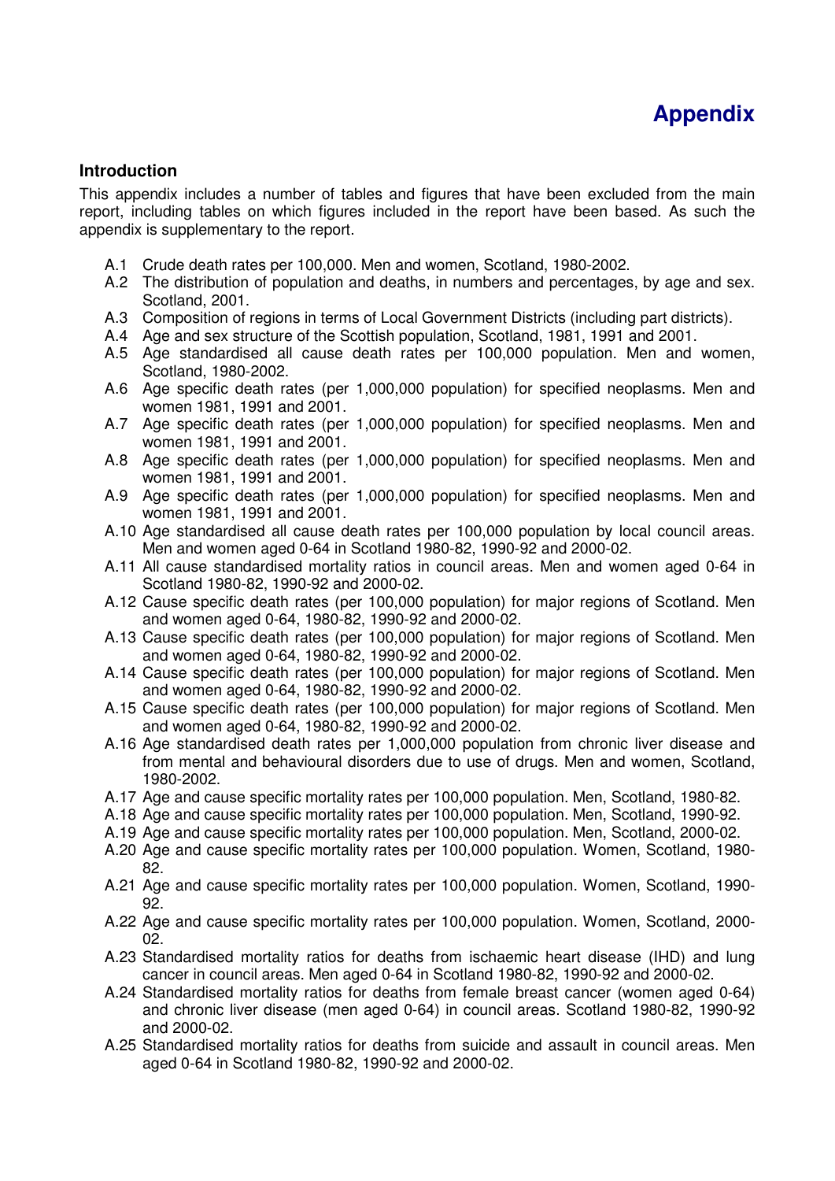# Appendix

## Introduction

This appendix includes a number of tables and figures that have been excluded from the main report, including tables on which figures included in the report have been based. As such the appendix is supplementary to the report.

- A.1 Crude death rates per 100,000. Men and women, Scotland, 1980-2002.
- A.2 The distribution of population and deaths, in numbers and percentages, by age and sex. Scotland, 2001.
- A.3 Composition of regions in terms of Local Government Districts (including part districts).
- A.4 Age and sex structure of the Scottish population, Scotland, 1981, 1991 and 2001.
- A.5 Age standardised all cause death rates per 100,000 population. Men and women, Scotland, 1980-2002.
- A.6 Age specific death rates (per 1,000,000 population) for specified neoplasms. Men and women 1981, 1991 and 2001.
- A.7 Age specific death rates (per 1,000,000 population) for specified neoplasms. Men and women 1981, 1991 and 2001.
- A.8 Age specific death rates (per 1,000,000 population) for specified neoplasms. Men and women 1981, 1991 and 2001.
- A.9 Age specific death rates (per 1,000,000 population) for specified neoplasms. Men and women 1981, 1991 and 2001.
- A.10 Age standardised all cause death rates per 100,000 population by local council areas. Men and women aged 0-64 in Scotland 1980-82, 1990-92 and 2000-02.
- A.11 All cause standardised mortality ratios in council areas. Men and women aged 0-64 in Scotland 1980-82, 1990-92 and 2000-02.
- A.12 Cause specific death rates (per 100,000 population) for major regions of Scotland. Men and women aged 0-64, 1980-82, 1990-92 and 2000-02.
- A.13 Cause specific death rates (per 100,000 population) for major regions of Scotland. Men and women aged 0-64, 1980-82, 1990-92 and 2000-02.
- A.14 Cause specific death rates (per 100,000 population) for major regions of Scotland. Men and women aged 0-64, 1980-82, 1990-92 and 2000-02.
- A.15 Cause specific death rates (per 100,000 population) for major regions of Scotland. Men and women aged 0-64, 1980-82, 1990-92 and 2000-02.
- A.16 Age standardised death rates per 1,000,000 population from chronic liver disease and from mental and behavioural disorders due to use of drugs. Men and women, Scotland, 1980-2002.
- A.17 Age and cause specific mortality rates per 100,000 population. Men, Scotland, 1980-82.
- A.18 Age and cause specific mortality rates per 100,000 population. Men, Scotland, 1990-92.
- A.19 Age and cause specific mortality rates per 100,000 population. Men, Scotland, 2000-02.
- A.20 Age and cause specific mortality rates per 100,000 population. Women, Scotland, 1980-82.
- A.21 Age and cause specific mortality rates per 100,000 population. Women, Scotland, 1990-92.
- A.22 Age and cause specific mortality rates per 100,000 population. Women, Scotland, 2000-02.
- A.23 Standardised mortality ratios for deaths from ischaemic heart disease (IHD) and lung cancer in council areas. Men aged 0-64 in Scotland 1980-82, 1990-92 and 2000-02.
- A.24 Standardised mortality ratios for deaths from female breast cancer (women aged 0-64) and chronic liver disease (men aged 0-64) in council areas. Scotland 1980-82, 1990-92 and 2000-02.
- A.25 Standardised mortality ratios for deaths from suicide and assault in council areas. Men aged 0-64 in Scotland 1980-82, 1990-92 and 2000-02.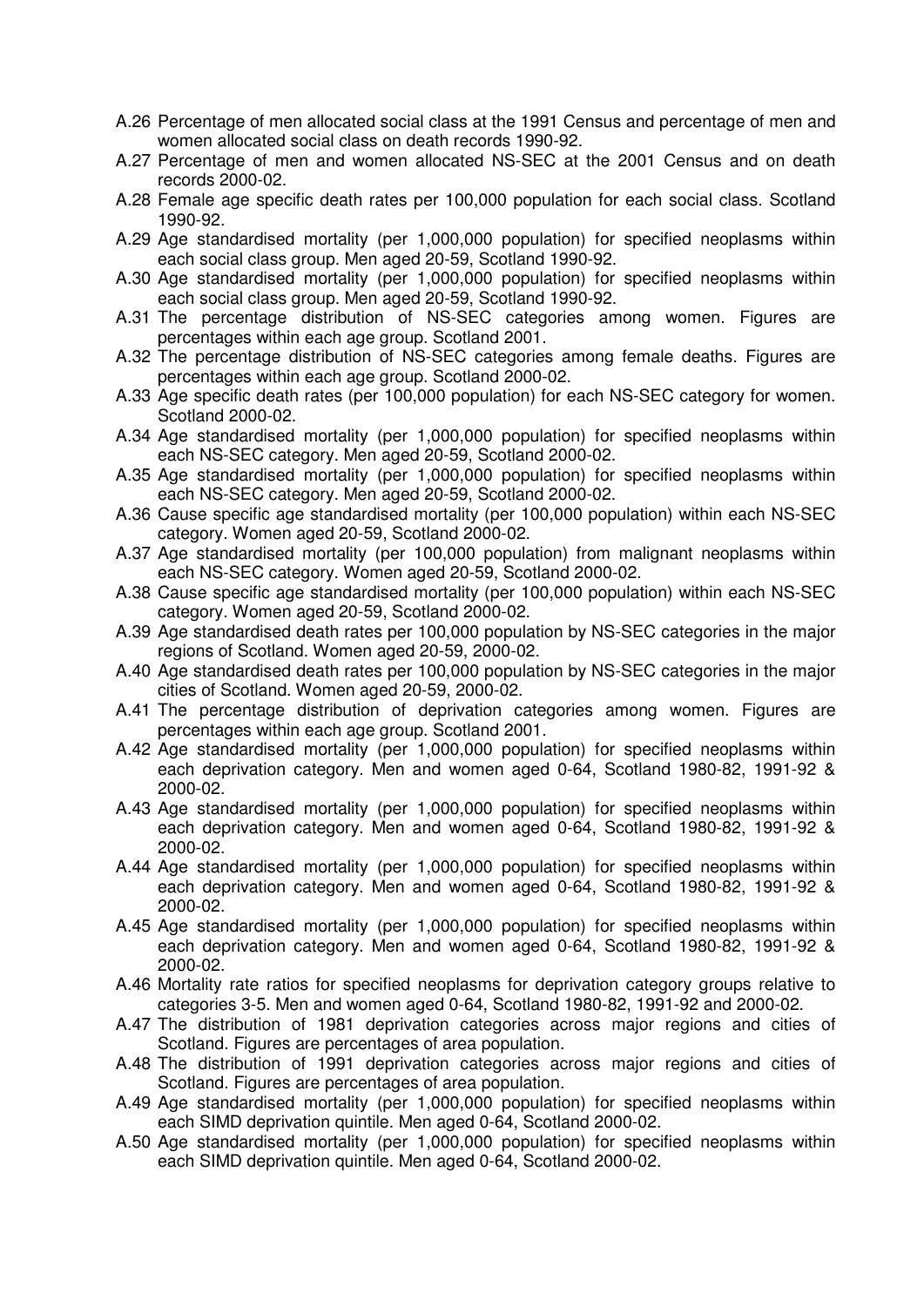- A.26 Percentage of men allocated social class at the 1991 Census and percentage of men and women allocated social class on death records 1990-92.
- A.27 Percentage of men and women allocated NS-SEC at the 2001 Census and on death records 2000-02.
- A.28 Female age specific death rates per 100,000 population for each social class. Scotland 1990-92.
- A.29 Age standardised mortality (per 1,000,000 population) for specified neoplasms within each social class group. Men aged 20-59, Scotland 1990-92.
- A.30 Age standardised mortality (per 1,000,000 population) for specified neoplasms within each social class group. Men aged 20-59, Scotland 1990-92.
- A.31 The percentage distribution of NS-SEC categories among women. Figures are percentages within each age group. Scotland 2001.
- A.32 The percentage distribution of NS-SEC categories among female deaths. Figures are percentages within each age group. Scotland 2000-02.
- A.33 Age specific death rates (per 100,000 population) for each NS-SEC category for women. Scotland 2000-02.
- A.34 Age standardised mortality (per 1,000,000 population) for specified neoplasms within each NS-SEC category. Men aged 20-59, Scotland 2000-02.
- A.35 Age standardised mortality (per 1,000,000 population) for specified neoplasms within each NS-SEC category. Men aged 20-59, Scotland 2000-02.
- A.36 Cause specific age standardised mortality (per 100,000 population) within each NS-SEC category. Women aged 20-59, Scotland 2000-02.
- A.37 Age standardised mortality (per 100,000 population) from malignant neoplasms within each NS-SEC category. Women aged 20-59, Scotland 2000-02.
- A.38 Cause specific age standardised mortality (per 100,000 population) within each NS-SEC category. Women aged 20-59, Scotland 2000-02.
- A.39 Age standardised death rates per 100,000 population by NS-SEC categories in the major regions of Scotland. Women aged 20-59, 2000-02.
- A.40 Age standardised death rates per 100,000 population by NS-SEC categories in the major cities of Scotland. Women aged 20-59, 2000-02.
- A.41 The percentage distribution of deprivation categories among women. Figures are percentages within each age group. Scotland 2001.
- A.42 Age standardised mortality (per 1,000,000 population) for specified neoplasms within each deprivation category. Men and women aged 0-64, Scotland 1980-82, 1991-92 & 2000-02.
- A.43 Age standardised mortality (per 1,000,000 population) for specified neoplasms within each deprivation category. Men and women aged 0-64, Scotland 1980-82, 1991-92 & 2000-02.
- A.44 Age standardised mortality (per 1,000,000 population) for specified neoplasms within each deprivation category. Men and women aged 0-64, Scotland 1980-82, 1991-92 & 2000-02.
- A.45 Age standardised mortality (per 1,000,000 population) for specified neoplasms within each deprivation category. Men and women aged 0-64, Scotland 1980-82, 1991-92 & 2000-02.
- A.46 Mortality rate ratios for specified neoplasms for deprivation category groups relative to categories 3-5. Men and women aged 0-64, Scotland 1980-82, 1991-92 and 2000-02.
- A.47 The distribution of 1981 deprivation categories across major regions and cities of Scotland. Figures are percentages of area population.
- A.48 The distribution of 1991 deprivation categories across major regions and cities of Scotland. Figures are percentages of area population.
- A.49 Age standardised mortality (per 1,000,000 population) for specified neoplasms within each SIMD deprivation quintile. Men aged 0-64, Scotland 2000-02.
- A.50 Age standardised mortality (per 1,000,000 population) for specified neoplasms within each SIMD deprivation quintile. Men aged 0-64, Scotland 2000-02.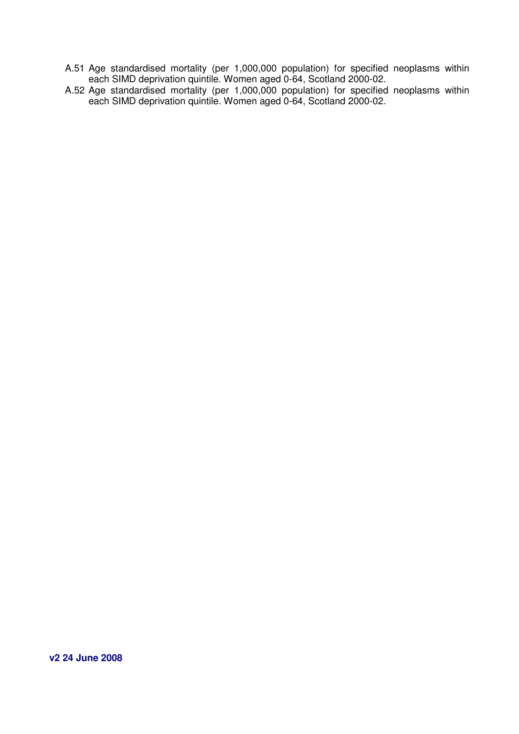A.51 Age standardised mortality (per 1,000,000 population) for specified neoplasms within each SIMD deprivation quintile. Women aged 0-64, Scotland 2000-02.

A.52 Age standardised mortality (per 1,000,000 population) for specified neoplasms within each SIMD deprivation quintile. Women aged 0-64, Scotland 2000-02.

**v2 24 June 2008**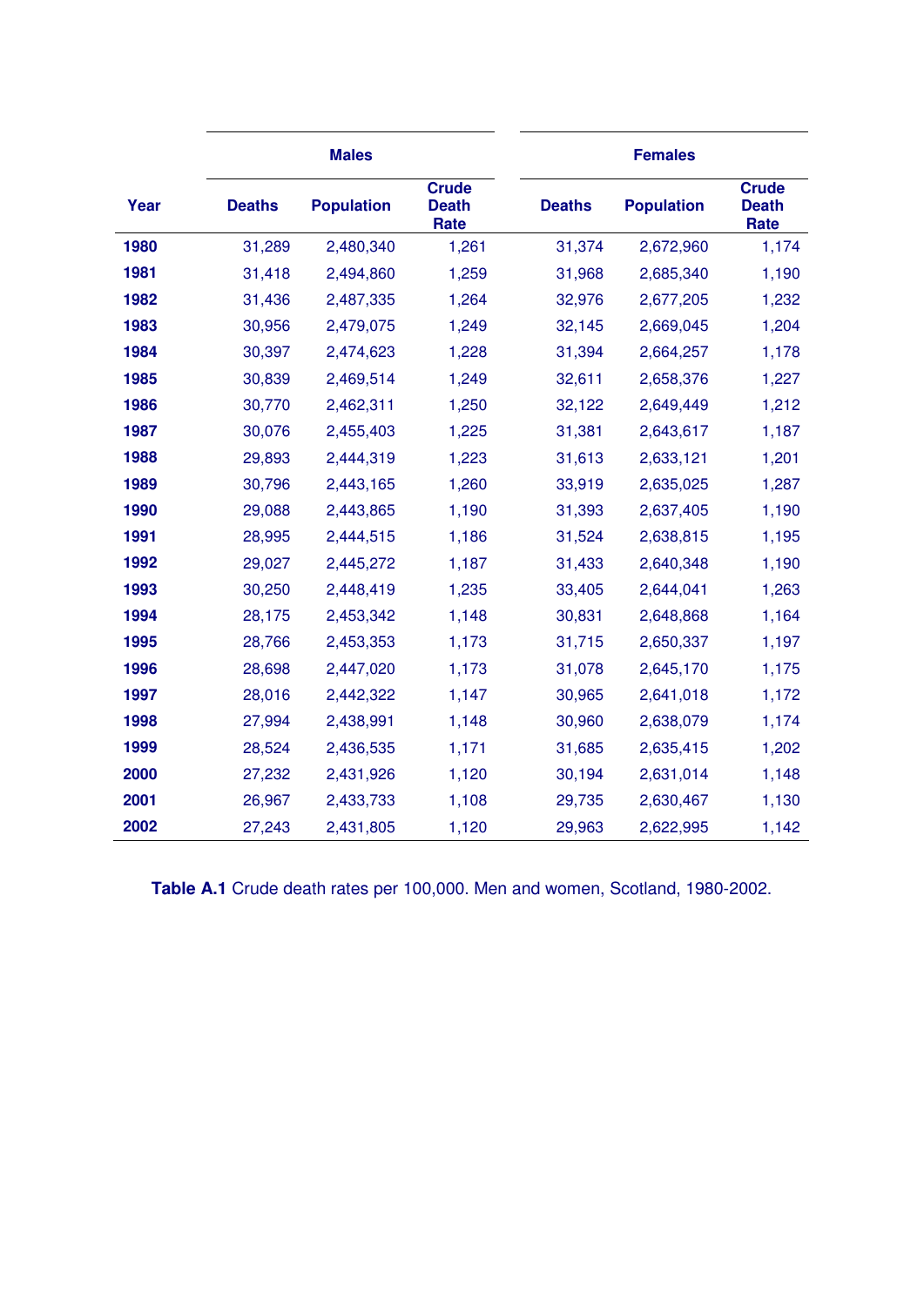| Year | Males | | | Females | | |
|---|---|---|---|---|---|---|
| | Deaths | Population | Crude Death Rate | Deaths | Population | Crude Death Rate |
| 1980 | 31,289 | 2,480,340 | 1,261 | 31,374 | 2,672,960 | 1,174 |
| 1981 | 31,418 | 2,494,860 | 1,259 | 31,968 | 2,685,340 | 1,190 |
| 1982 | 31,436 | 2,487,335 | 1,264 | 32,976 | 2,677,205 | 1,232 |
| 1983 | 30,956 | 2,479,075 | 1,249 | 32,145 | 2,669,045 | 1,204 |
| 1984 | 30,397 | 2,474,623 | 1,228 | 31,394 | 2,664,257 | 1,178 |
| 1985 | 30,839 | 2,469,514 | 1,249 | 32,611 | 2,658,376 | 1,227 |
| 1986 | 30,770 | 2,462,311 | 1,250 | 32,122 | 2,649,449 | 1,212 |
| 1987 | 30,076 | 2,455,403 | 1,225 | 31,381 | 2,643,617 | 1,187 |
| 1988 | 29,893 | 2,444,319 | 1,223 | 31,613 | 2,633,121 | 1,201 |
| 1989 | 30,796 | 2,443,165 | 1,260 | 33,919 | 2,635,025 | 1,287 |
| 1990 | 29,088 | 2,443,865 | 1,190 | 31,393 | 2,637,405 | 1,190 |
| 1991 | 28,995 | 2,444,515 | 1,186 | 31,524 | 2,638,815 | 1,195 |
| 1992 | 29,027 | 2,445,272 | 1,187 | 31,433 | 2,640,348 | 1,190 |
| 1993 | 30,250 | 2,448,419 | 1,235 | 33,405 | 2,644,041 | 1,263 |
| 1994 | 28,175 | 2,453,342 | 1,148 | 30,831 | 2,648,868 | 1,164 |
| 1995 | 28,766 | 2,453,353 | 1,173 | 31,715 | 2,650,337 | 1,197 |
| 1996 | 28,698 | 2,447,020 | 1,173 | 31,078 | 2,645,170 | 1,175 |
| 1997 | 28,016 | 2,442,322 | 1,147 | 30,965 | 2,641,018 | 1,172 |
| 1998 | 27,994 | 2,438,991 | 1,148 | 30,960 | 2,638,079 | 1,174 |
| 1999 | 28,524 | 2,436,535 | 1,171 | 31,685 | 2,635,415 | 1,202 |
| 2000 | 27,232 | 2,431,926 | 1,120 | 30,194 | 2,631,014 | 1,148 |
| 2001 | 26,967 | 2,433,733 | 1,108 | 29,735 | 2,630,467 | 1,130 |
| 2002 | 27,243 | 2,431,805 | 1,120 | 29,963 | 2,622,995 | 1,142 |

**Table A.1** Crude death rates per 100,000. Men and women, Scotland, 1980-2002.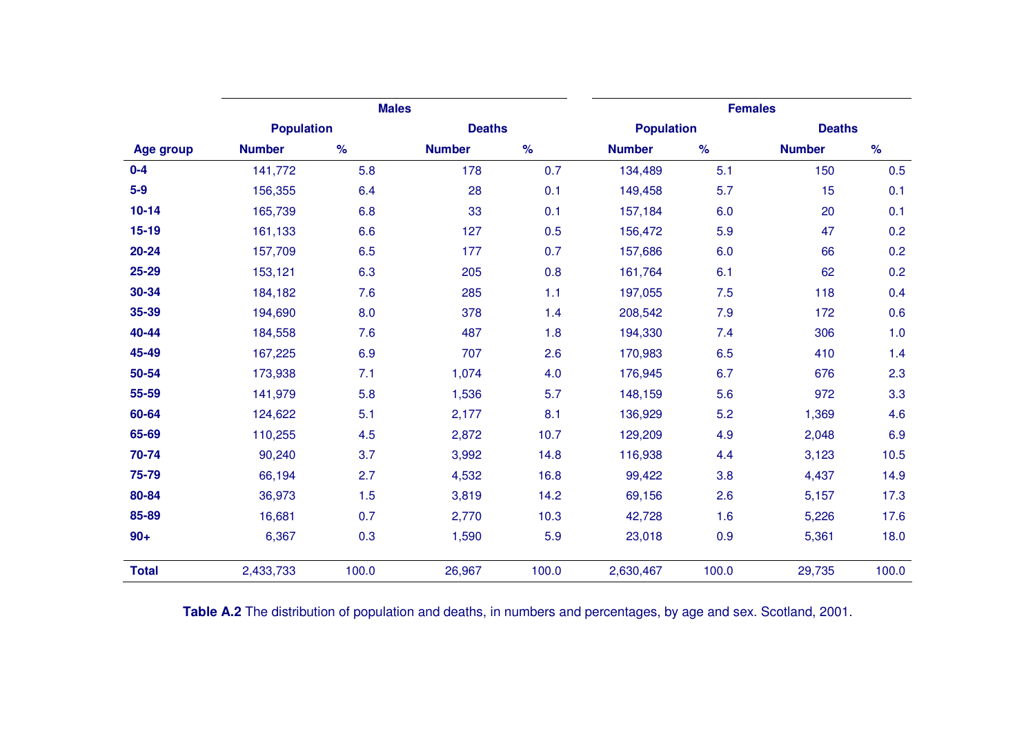| | Males | | | | Females | | | |
|---|---|---|---|---|---|---|---|---|
| | Population | | Deaths | | Population | | Deaths | |
| **Age group** | **Number** | **%** | **Number** | **%** | **Number** | **%** | **Number** | **%** |
| **0-4** | 141,772 | 5.8 | 178 | 0.7 | 134,489 | 5.1 | 150 | 0.5 |
| **5-9** | 156,355 | 6.4 | 28 | 0.1 | 149,458 | 5.7 | 15 | 0.1 |
| **10-14** | 165,739 | 6.8 | 33 | 0.1 | 157,184 | 6.0 | 20 | 0.1 |
| **15-19** | 161,133 | 6.6 | 127 | 0.5 | 156,472 | 5.9 | 47 | 0.2 |
| **20-24** | 157,709 | 6.5 | 177 | 0.7 | 157,686 | 6.0 | 66 | 0.2 |
| **25-29** | 153,121 | 6.3 | 205 | 0.8 | 161,764 | 6.1 | 62 | 0.2 |
| **30-34** | 184,182 | 7.6 | 285 | 1.1 | 197,055 | 7.5 | 118 | 0.4 |
| **35-39** | 194,690 | 8.0 | 378 | 1.4 | 208,542 | 7.9 | 172 | 0.6 |
| **40-44** | 184,558 | 7.6 | 487 | 1.8 | 194,330 | 7.4 | 306 | 1.0 |
| **45-49** | 167,225 | 6.9 | 707 | 2.6 | 170,983 | 6.5 | 410 | 1.4 |
| **50-54** | 173,938 | 7.1 | 1,074 | 4.0 | 176,945 | 6.7 | 676 | 2.3 |
| **55-59** | 141,979 | 5.8 | 1,536 | 5.7 | 148,159 | 5.6 | 972 | 3.3 |
| **60-64** | 124,622 | 5.1 | 2,177 | 8.1 | 136,929 | 5.2 | 1,369 | 4.6 |
| **65-69** | 110,255 | 4.5 | 2,872 | 10.7 | 129,209 | 4.9 | 2,048 | 6.9 |
| **70-74** | 90,240 | 3.7 | 3,992 | 14.8 | 116,938 | 4.4 | 3,123 | 10.5 |
| **75-79** | 66,194 | 2.7 | 4,532 | 16.8 | 99,422 | 3.8 | 4,437 | 14.9 |
| **80-84** | 36,973 | 1.5 | 3,819 | 14.2 | 69,156 | 2.6 | 5,157 | 17.3 |
| **85-89** | 16,681 | 0.7 | 2,770 | 10.3 | 42,728 | 1.6 | 5,226 | 17.6 |
| **90+** | 6,367 | 0.3 | 1,590 | 5.9 | 23,018 | 0.9 | 5,361 | 18.0 |
| **Total** | 2,433,733 | 100.0 | 26,967 | 100.0 | 2,630,467 | 100.0 | 29,735 | 100.0 |

**Table A.2** The distribution of population and deaths, in numbers and percentages, by age and sex. Scotland, 2001.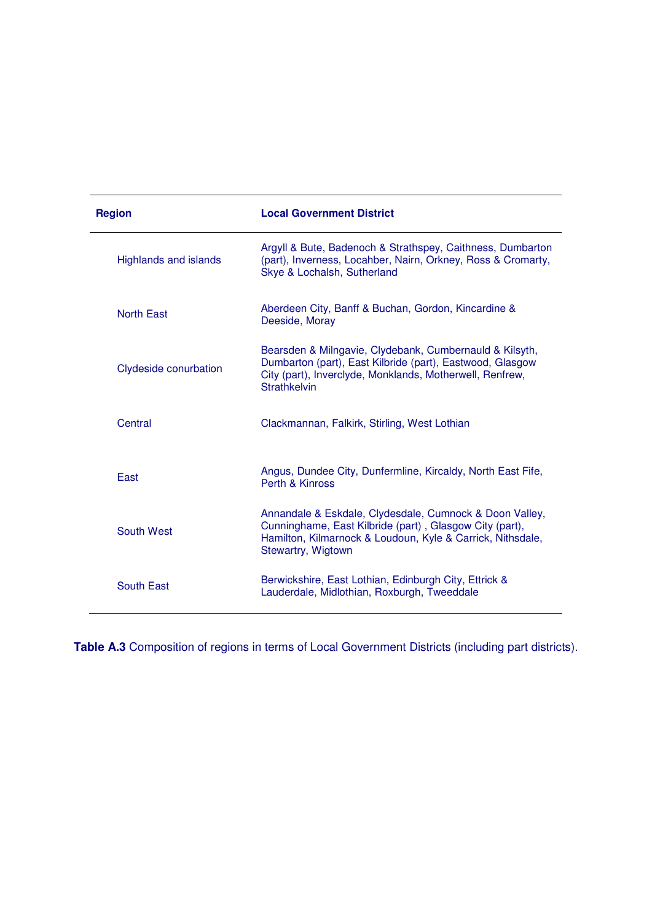| Region | Local Government District |
|---|---|
| Highlands and islands | Argyll & Bute, Badenoch & Strathspey, Caithness, Dumbarton (part), Inverness, Locahber, Nairn, Orkney, Ross & Cromarty, Skye & Lochalsh, Sutherland |
| North East | Aberdeen City, Banff & Buchan, Gordon, Kincardine & Deeside, Moray |
| Clydeside conurbation | Bearsden & Milngavie, Clydebank, Cumbernauld & Kilsyth, Dumbarton (part), East Kilbride (part), Eastwood, Glasgow City (part), Inverclyde, Monklands, Motherwell, Renfrew, Strathkelvin |
| Central | Clackmannan, Falkirk, Stirling, West Lothian |
| East | Angus, Dundee City, Dunfermline, Kircaldy, North East Fife, Perth & Kinross |
| South West | Annandale & Eskdale, Clydesdale, Cumnock & Doon Valley, Cunninghame, East Kilbride (part) , Glasgow City (part), Hamilton, Kilmarnock & Loudoun, Kyle & Carrick, Nithsdale, Stewartry, Wigtown |
| South East | Berwickshire, East Lothian, Edinburgh City, Ettrick & Lauderdale, Midlothian, Roxburgh, Tweeddale |

**Table A.3** Composition of regions in terms of Local Government Districts (including part districts).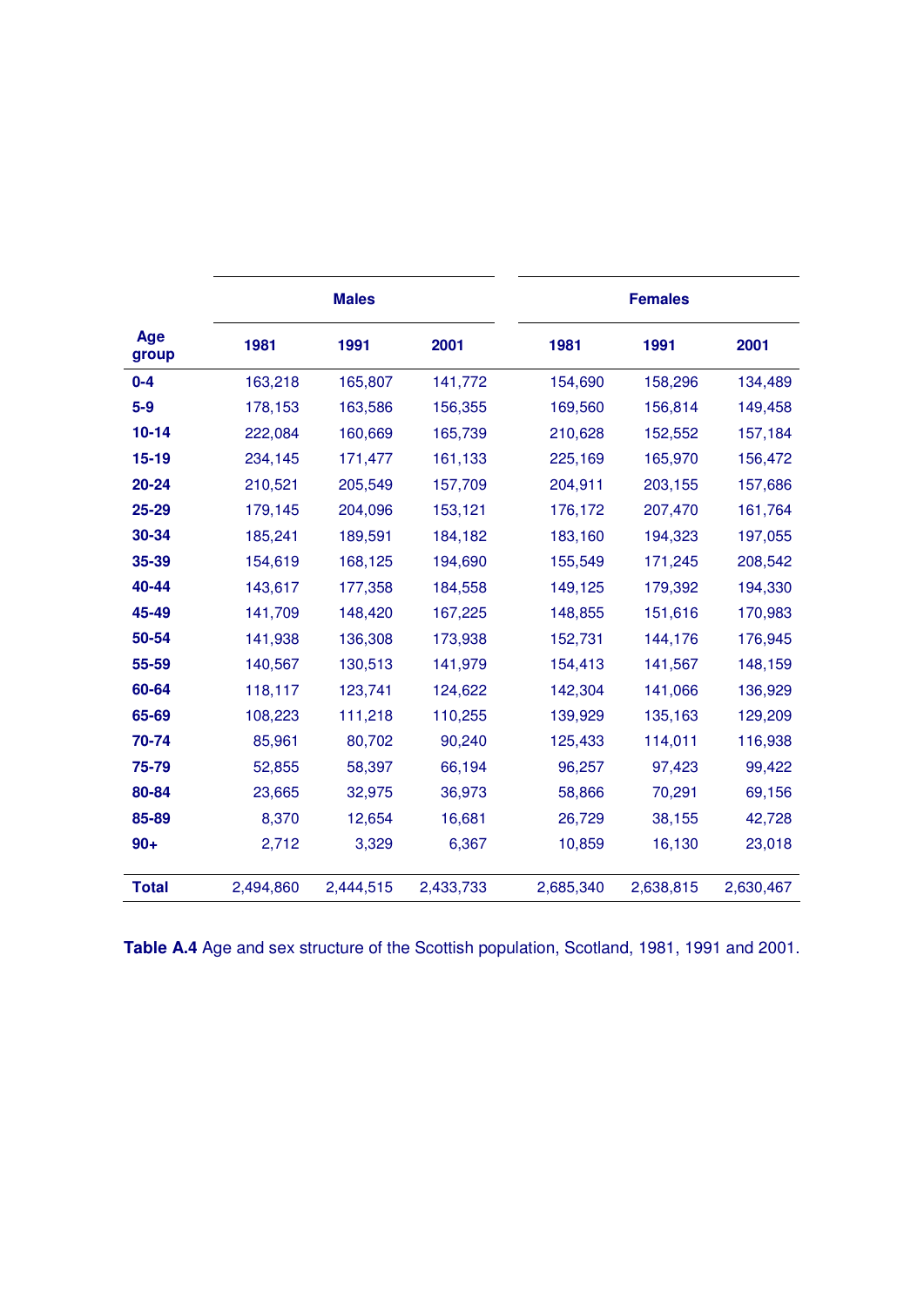| Age group | Males | | | Females | | |
|---|---|---|---|---|---|---|
| | 1981 | 1991 | 2001 | 1981 | 1991 | 2001 |
| **0-4** | 163,218 | 165,807 | 141,772 | 154,690 | 158,296 | 134,489 |
| **5-9** | 178,153 | 163,586 | 156,355 | 169,560 | 156,814 | 149,458 |
| **10-14** | 222,084 | 160,669 | 165,739 | 210,628 | 152,552 | 157,184 |
| **15-19** | 234,145 | 171,477 | 161,133 | 225,169 | 165,970 | 156,472 |
| **20-24** | 210,521 | 205,549 | 157,709 | 204,911 | 203,155 | 157,686 |
| **25-29** | 179,145 | 204,096 | 153,121 | 176,172 | 207,470 | 161,764 |
| **30-34** | 185,241 | 189,591 | 184,182 | 183,160 | 194,323 | 197,055 |
| **35-39** | 154,619 | 168,125 | 194,690 | 155,549 | 171,245 | 208,542 |
| **40-44** | 143,617 | 177,358 | 184,558 | 149,125 | 179,392 | 194,330 |
| **45-49** | 141,709 | 148,420 | 167,225 | 148,855 | 151,616 | 170,983 |
| **50-54** | 141,938 | 136,308 | 173,938 | 152,731 | 144,176 | 176,945 |
| **55-59** | 140,567 | 130,513 | 141,979 | 154,413 | 141,567 | 148,159 |
| **60-64** | 118,117 | 123,741 | 124,622 | 142,304 | 141,066 | 136,929 |
| **65-69** | 108,223 | 111,218 | 110,255 | 139,929 | 135,163 | 129,209 |
| **70-74** | 85,961 | 80,702 | 90,240 | 125,433 | 114,011 | 116,938 |
| **75-79** | 52,855 | 58,397 | 66,194 | 96,257 | 97,423 | 99,422 |
| **80-84** | 23,665 | 32,975 | 36,973 | 58,866 | 70,291 | 69,156 |
| **85-89** | 8,370 | 12,654 | 16,681 | 26,729 | 38,155 | 42,728 |
| **90+** | 2,712 | 3,329 | 6,367 | 10,859 | 16,130 | 23,018 |
| **Total** | 2,494,860 | 2,444,515 | 2,433,733 | 2,685,340 | 2,638,815 | 2,630,467 |

**Table A.4** Age and sex structure of the Scottish population, Scotland, 1981, 1991 and 2001.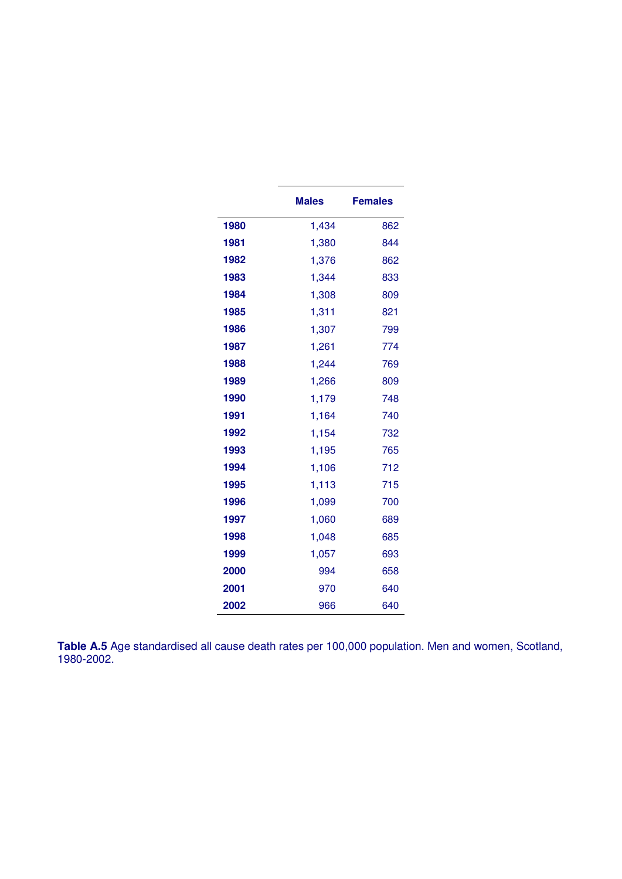| | Males | Females |
|---|---|---|
| **1980** | 1,434 | 862 |
| **1981** | 1,380 | 844 |
| **1982** | 1,376 | 862 |
| **1983** | 1,344 | 833 |
| **1984** | 1,308 | 809 |
| **1985** | 1,311 | 821 |
| **1986** | 1,307 | 799 |
| **1987** | 1,261 | 774 |
| **1988** | 1,244 | 769 |
| **1989** | 1,266 | 809 |
| **1990** | 1,179 | 748 |
| **1991** | 1,164 | 740 |
| **1992** | 1,154 | 732 |
| **1993** | 1,195 | 765 |
| **1994** | 1,106 | 712 |
| **1995** | 1,113 | 715 |
| **1996** | 1,099 | 700 |
| **1997** | 1,060 | 689 |
| **1998** | 1,048 | 685 |
| **1999** | 1,057 | 693 |
| **2000** | 994 | 658 |
| **2001** | 970 | 640 |
| **2002** | 966 | 640 |

**Table A.5** Age standardised all cause death rates per 100,000 population. Men and women, Scotland, 1980-2002.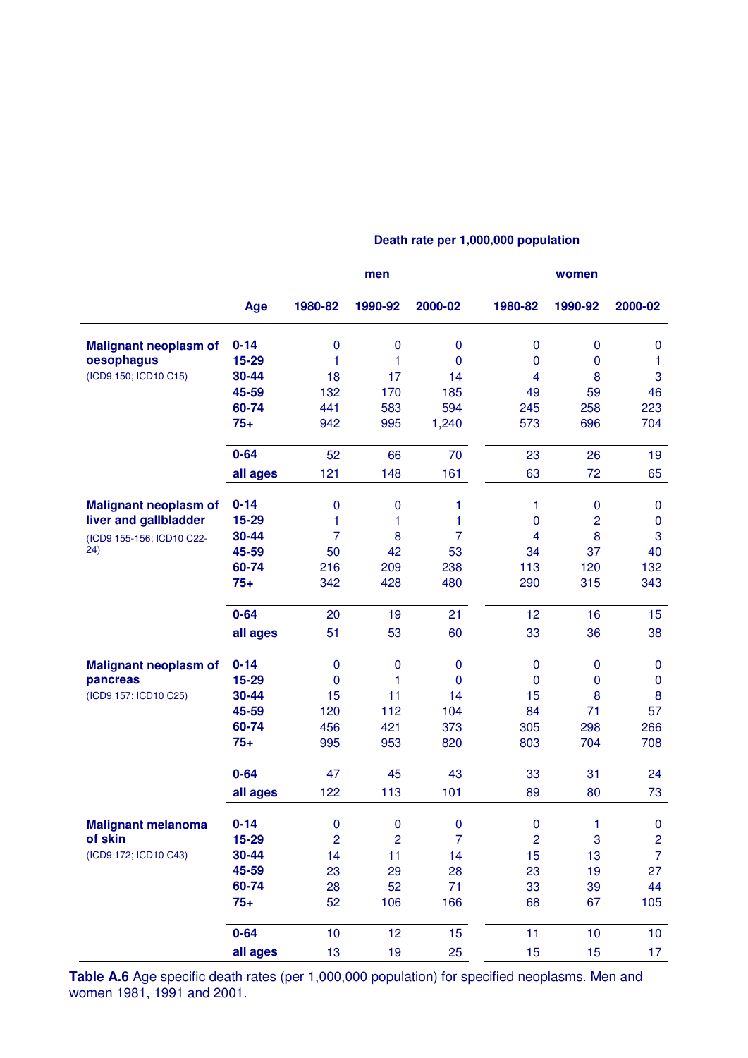| | | Death rate per 1,000,000 population | | | | | |
|---|---|---|---|---|---|---|---|
| | | men | | | women | | |
| | Age | 1980-82 | 1990-92 | 2000-02 | 1980-82 | 1990-92 | 2000-02 |
| **Malignant neoplasm of oesophagus** (ICD9 150; ICD10 C15) | **0-14** | 0 | 0 | 0 | 0 | 0 | 0 |
| | **15-29** | 1 | 1 | 0 | 0 | 0 | 1 |
| | **30-44** | 18 | 17 | 14 | 4 | 8 | 3 |
| | **45-59** | 132 | 170 | 185 | 49 | 59 | 46 |
| | **60-74** | 441 | 583 | 594 | 245 | 258 | 223 |
| | **75+** | 942 | 995 | 1,240 | 573 | 696 | 704 |
| | **0-64** | 52 | 66 | 70 | 23 | 26 | 19 |
| | **all ages** | 121 | 148 | 161 | 63 | 72 | 65 |
| **Malignant neoplasm of liver and gallbladder** (ICD9 155-156; ICD10 C22-24) | **0-14** | 0 | 0 | 1 | 1 | 0 | 0 |
| | **15-29** | 1 | 1 | 1 | 0 | 2 | 0 |
| | **30-44** | 7 | 8 | 7 | 4 | 8 | 3 |
| | **45-59** | 50 | 42 | 53 | 34 | 37 | 40 |
| | **60-74** | 216 | 209 | 238 | 113 | 120 | 132 |
| | **75+** | 342 | 428 | 480 | 290 | 315 | 343 |
| | **0-64** | 20 | 19 | 21 | 12 | 16 | 15 |
| | **all ages** | 51 | 53 | 60 | 33 | 36 | 38 |
| **Malignant neoplasm of pancreas** (ICD9 157; ICD10 C25) | **0-14** | 0 | 0 | 0 | 0 | 0 | 0 |
| | **15-29** | 0 | 1 | 0 | 0 | 0 | 0 |
| | **30-44** | 15 | 11 | 14 | 15 | 8 | 8 |
| | **45-59** | 120 | 112 | 104 | 84 | 71 | 57 |
| | **60-74** | 456 | 421 | 373 | 305 | 298 | 266 |
| | **75+** | 995 | 953 | 820 | 803 | 704 | 708 |
| | **0-64** | 47 | 45 | 43 | 33 | 31 | 24 |
| | **all ages** | 122 | 113 | 101 | 89 | 80 | 73 |
| **Malignant melanoma of skin** (ICD9 172; ICD10 C43) | **0-14** | 0 | 0 | 0 | 0 | 1 | 0 |
| | **15-29** | 2 | 2 | 7 | 2 | 3 | 2 |
| | **30-44** | 14 | 11 | 14 | 15 | 13 | 7 |
| | **45-59** | 23 | 29 | 28 | 23 | 19 | 27 |
| | **60-74** | 28 | 52 | 71 | 33 | 39 | 44 |
| | **75+** | 52 | 106 | 166 | 68 | 67 | 105 |
| | **0-64** | 10 | 12 | 15 | 11 | 10 | 10 |
| | **all ages** | 13 | 19 | 25 | 15 | 15 | 17 |

**Table A.6** Age specific death rates (per 1,000,000 population) for specified neoplasms. Men and women 1981, 1991 and 2001.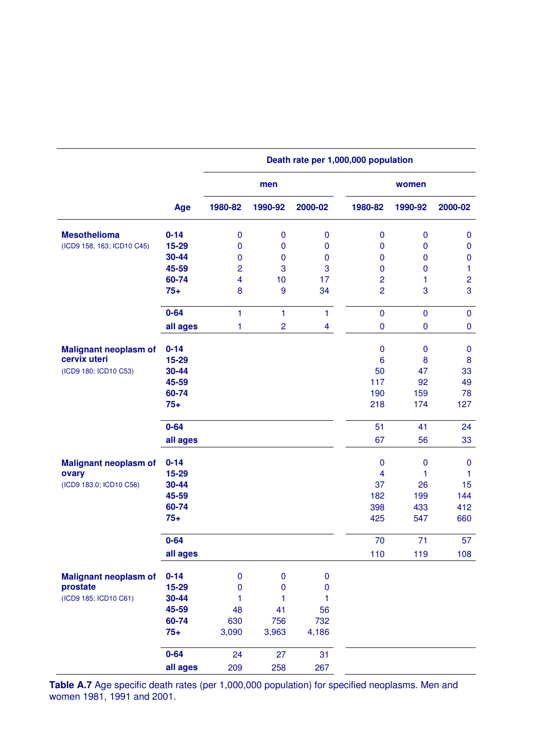| | Age | Death rate per 1,000,000 population | | | | | |
|---|---|---|---|---|---|---|---|
| | | men | | | women | | |
| | | 1980-82 | 1990-92 | 2000-02 | 1980-82 | 1990-92 | 2000-02 |
| **Mesothelioma** (ICD9 158, 163; ICD10 C45) | **0-14** | 0 | 0 | 0 | 0 | 0 | 0 |
| | **15-29** | 0 | 0 | 0 | 0 | 0 | 0 |
| | **30-44** | 0 | 0 | 0 | 0 | 0 | 0 |
| | **45-59** | 2 | 3 | 3 | 0 | 0 | 1 |
| | **60-74** | 4 | 10 | 17 | 2 | 1 | 2 |
| | **75+** | 8 | 9 | 34 | 2 | 3 | 3 |
| | **0-64** | 1 | 1 | 1 | 0 | 0 | 0 |
| | **all ages** | 1 | 2 | 4 | 0 | 0 | 0 |
| **Malignant neoplasm of cervix uteri** (ICD9 180; ICD10 C53) | **0-14** | | | | 0 | 0 | 0 |
| | **15-29** | | | | 6 | 8 | 8 |
| | **30-44** | | | | 50 | 47 | 33 |
| | **45-59** | | | | 117 | 92 | 49 |
| | **60-74** | | | | 190 | 159 | 78 |
| | **75+** | | | | 218 | 174 | 127 |
| | **0-64** | | | | 51 | 41 | 24 |
| | **all ages** | | | | 67 | 56 | 33 |
| **Malignant neoplasm of ovary** (ICD9 183.0; ICD10 C56) | **0-14** | | | | 0 | 0 | 0 |
| | **15-29** | | | | 4 | 1 | 1 |
| | **30-44** | | | | 37 | 26 | 15 |
| | **45-59** | | | | 182 | 199 | 144 |
| | **60-74** | | | | 398 | 433 | 412 |
| | **75+** | | | | 425 | 547 | 660 |
| | **0-64** | | | | 70 | 71 | 57 |
| | **all ages** | | | | 110 | 119 | 108 |
| **Malignant neoplasm of prostate** (ICD9 185; ICD10 C61) | **0-14** | 0 | 0 | 0 | | | |
| | **15-29** | 0 | 0 | 0 | | | |
| | **30-44** | 1 | 1 | 1 | | | |
| | **45-59** | 48 | 41 | 56 | | | |
| | **60-74** | 630 | 756 | 732 | | | |
| | **75+** | 3,090 | 3,963 | 4,186 | | | |
| | **0-64** | 24 | 27 | 31 | | | |
| | **all ages** | 209 | 258 | 267 | | | |

**Table A.7** Age specific death rates (per 1,000,000 population) for specified neoplasms. Men and women 1981, 1991 and 2001.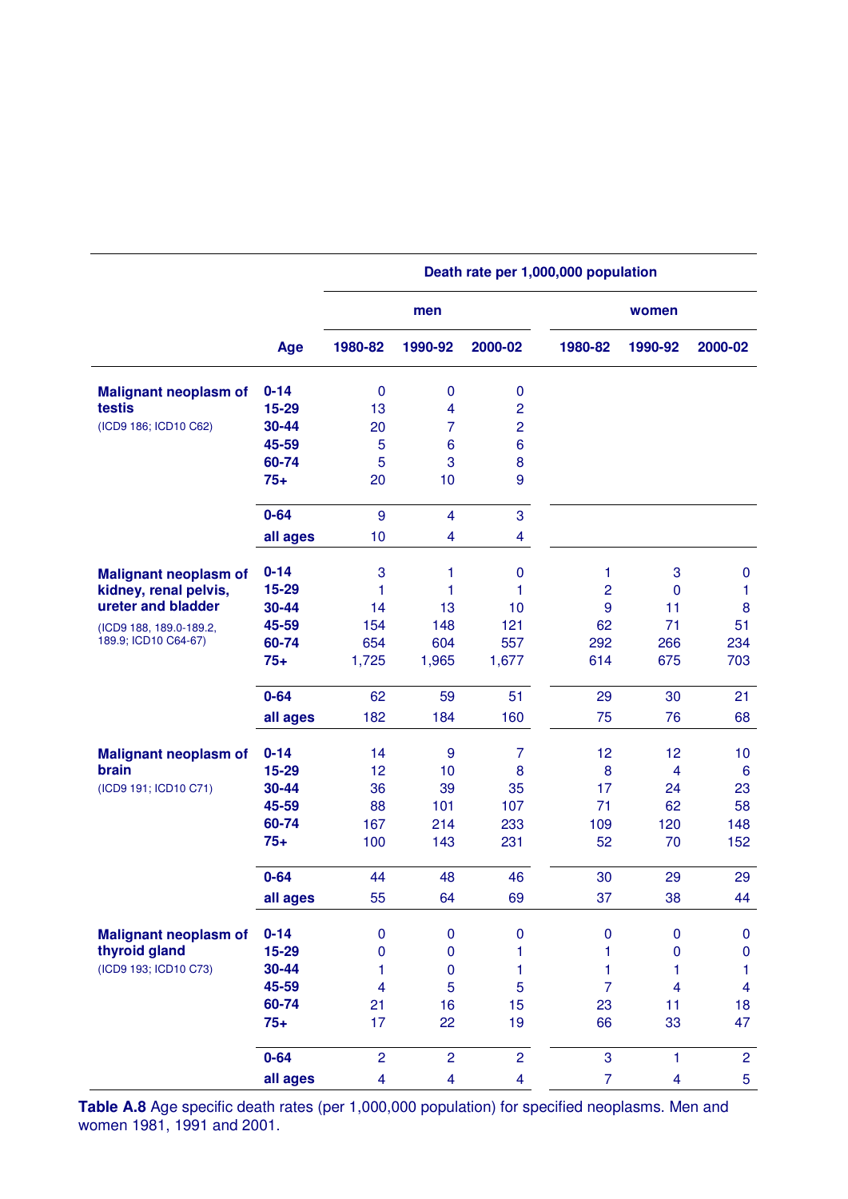| | Age | Death rate per 1,000,000 population | | | | | |
|---|---|---|---|---|---|---|---|
| | | men | | | women | | |
| | | 1980-82 | 1990-92 | 2000-02 | 1980-82 | 1990-92 | 2000-02 |
| **Malignant neoplasm of testis** (ICD9 186; ICD10 C62) | **0-14** | 0 | 0 | 0 | | | |
| | **15-29** | 13 | 4 | 2 | | | |
| | **30-44** | 20 | 7 | 2 | | | |
| | **45-59** | 5 | 6 | 6 | | | |
| | **60-74** | 5 | 3 | 8 | | | |
| | **75+** | 20 | 10 | 9 | | | |
| | **0-64** | 9 | 4 | 3 | | | |
| | **all ages** | 10 | 4 | 4 | | | |
| **Malignant neoplasm of kidney, renal pelvis, ureter and bladder** (ICD9 188, 189.0-189.2, 189.9; ICD10 C64-67) | **0-14** | 3 | 1 | 0 | 1 | 3 | 0 |
| | **15-29** | 1 | 1 | 1 | 2 | 0 | 1 |
| | **30-44** | 14 | 13 | 10 | 9 | 11 | 8 |
| | **45-59** | 154 | 148 | 121 | 62 | 71 | 51 |
| | **60-74** | 654 | 604 | 557 | 292 | 266 | 234 |
| | **75+** | 1,725 | 1,965 | 1,677 | 614 | 675 | 703 |
| | **0-64** | 62 | 59 | 51 | 29 | 30 | 21 |
| | **all ages** | 182 | 184 | 160 | 75 | 76 | 68 |
| **Malignant neoplasm of brain** (ICD9 191; ICD10 C71) | **0-14** | 14 | 9 | 7 | 12 | 12 | 10 |
| | **15-29** | 12 | 10 | 8 | 8 | 4 | 6 |
| | **30-44** | 36 | 39 | 35 | 17 | 24 | 23 |
| | **45-59** | 88 | 101 | 107 | 71 | 62 | 58 |
| | **60-74** | 167 | 214 | 233 | 109 | 120 | 148 |
| | **75+** | 100 | 143 | 231 | 52 | 70 | 152 |
| | **0-64** | 44 | 48 | 46 | 30 | 29 | 29 |
| | **all ages** | 55 | 64 | 69 | 37 | 38 | 44 |
| **Malignant neoplasm of thyroid gland** (ICD9 193; ICD10 C73) | **0-14** | 0 | 0 | 0 | 0 | 0 | 0 |
| | **15-29** | 0 | 0 | 1 | 1 | 0 | 0 |
| | **30-44** | 1 | 0 | 1 | 1 | 1 | 1 |
| | **45-59** | 4 | 5 | 5 | 7 | 4 | 4 |
| | **60-74** | 21 | 16 | 15 | 23 | 11 | 18 |
| | **75+** | 17 | 22 | 19 | 66 | 33 | 47 |
| | **0-64** | 2 | 2 | 2 | 3 | 1 | 2 |
| | **all ages** | 4 | 4 | 4 | 7 | 4 | 5 |

**Table A.8** Age specific death rates (per 1,000,000 population) for specified neoplasms. Men and women 1981, 1991 and 2001.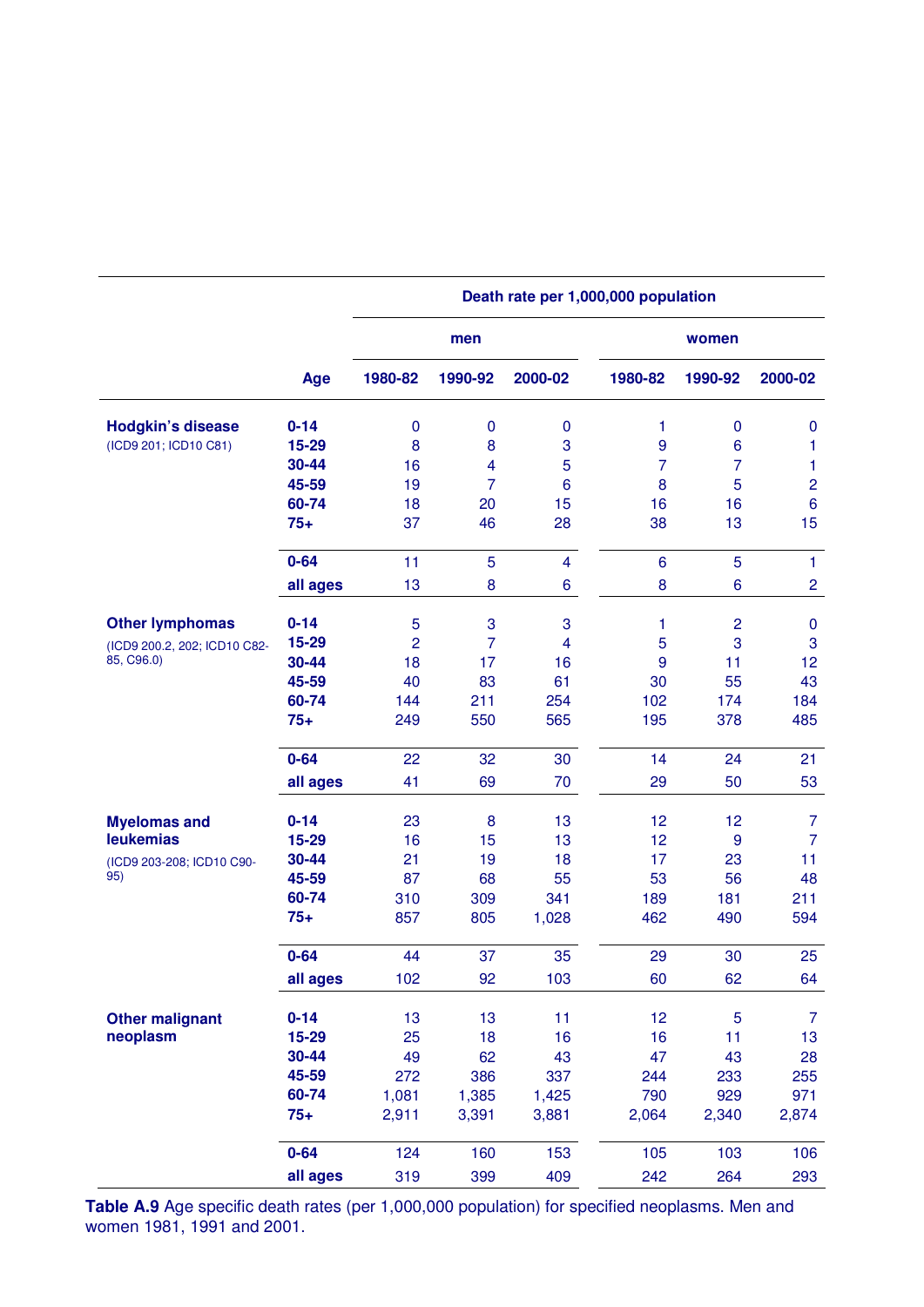| | | Death rate per 1,000,000 population | | | | | |
|---|---|---|---|---|---|---|---|
| | | men | | | women | | |
| | Age | 1980-82 | 1990-92 | 2000-02 | 1980-82 | 1990-92 | 2000-02 |
| **Hodgkin's disease** (ICD9 201; ICD10 C81) | **0-14** | 0 | 0 | 0 | 1 | 0 | 0 |
| | **15-29** | 8 | 8 | 3 | 9 | 6 | 1 |
| | **30-44** | 16 | 4 | 5 | 7 | 7 | 1 |
| | **45-59** | 19 | 7 | 6 | 8 | 5 | 2 |
| | **60-74** | 18 | 20 | 15 | 16 | 16 | 6 |
| | **75+** | 37 | 46 | 28 | 38 | 13 | 15 |
| | **0-64** | 11 | 5 | 4 | 6 | 5 | 1 |
| | **all ages** | 13 | 8 | 6 | 8 | 6 | 2 |
| **Other lymphomas** (ICD9 200.2, 202; ICD10 C82-85, C96.0) | **0-14** | 5 | 3 | 3 | 1 | 2 | 0 |
| | **15-29** | 2 | 7 | 4 | 5 | 3 | 3 |
| | **30-44** | 18 | 17 | 16 | 9 | 11 | 12 |
| | **45-59** | 40 | 83 | 61 | 30 | 55 | 43 |
| | **60-74** | 144 | 211 | 254 | 102 | 174 | 184 |
| | **75+** | 249 | 550 | 565 | 195 | 378 | 485 |
| | **0-64** | 22 | 32 | 30 | 14 | 24 | 21 |
| | **all ages** | 41 | 69 | 70 | 29 | 50 | 53 |
| **Myelomas and leukemias** (ICD9 203-208; ICD10 C90-95) | **0-14** | 23 | 8 | 13 | 12 | 12 | 7 |
| | **15-29** | 16 | 15 | 13 | 12 | 9 | 7 |
| | **30-44** | 21 | 19 | 18 | 17 | 23 | 11 |
| | **45-59** | 87 | 68 | 55 | 53 | 56 | 48 |
| | **60-74** | 310 | 309 | 341 | 189 | 181 | 211 |
| | **75+** | 857 | 805 | 1,028 | 462 | 490 | 594 |
| | **0-64** | 44 | 37 | 35 | 29 | 30 | 25 |
| | **all ages** | 102 | 92 | 103 | 60 | 62 | 64 |
| **Other malignant neoplasm** | **0-14** | 13 | 13 | 11 | 12 | 5 | 7 |
| | **15-29** | 25 | 18 | 16 | 16 | 11 | 13 |
| | **30-44** | 49 | 62 | 43 | 47 | 43 | 28 |
| | **45-59** | 272 | 386 | 337 | 244 | 233 | 255 |
| | **60-74** | 1,081 | 1,385 | 1,425 | 790 | 929 | 971 |
| | **75+** | 2,911 | 3,391 | 3,881 | 2,064 | 2,340 | 2,874 |
| | **0-64** | 124 | 160 | 153 | 105 | 103 | 106 |
| | **all ages** | 319 | 399 | 409 | 242 | 264 | 293 |

**Table A.9** Age specific death rates (per 1,000,000 population) for specified neoplasms. Men and women 1981, 1991 and 2001.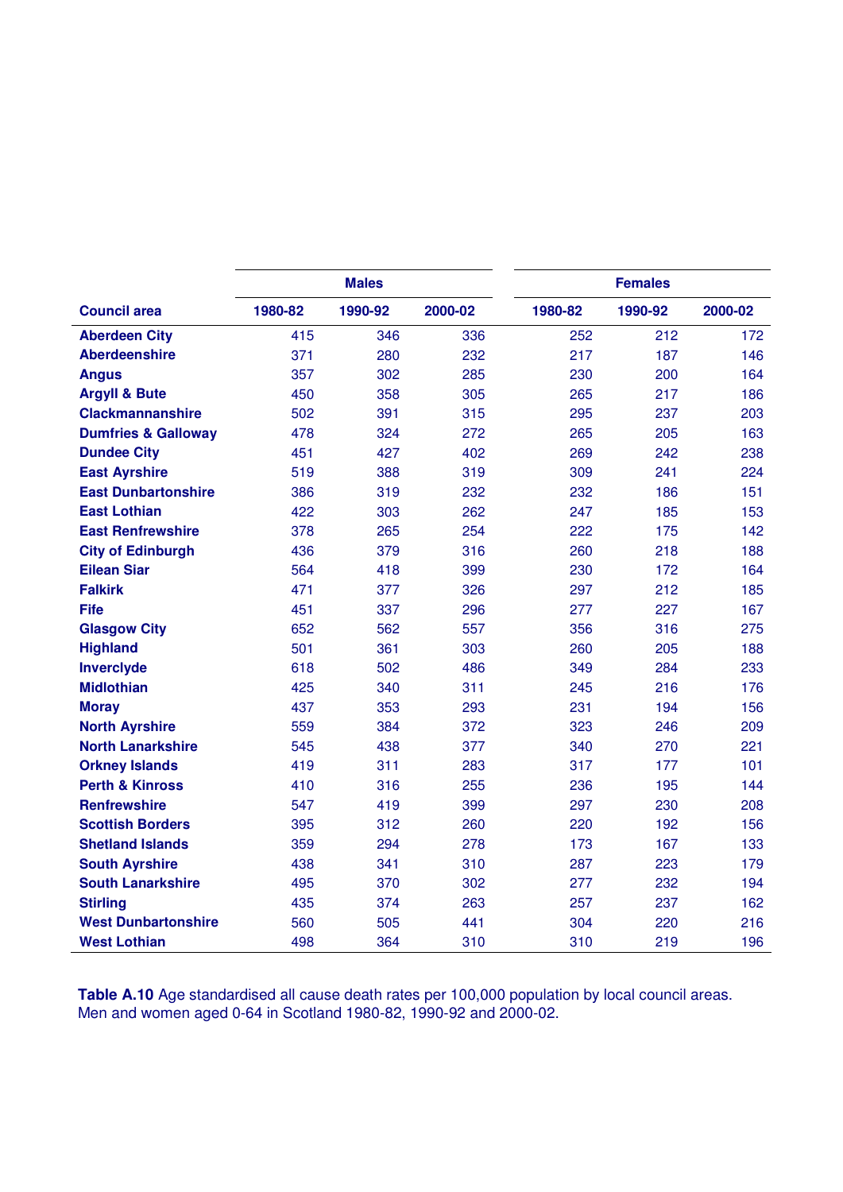| Council area | Males | | | Females | | |
|---|---|---|---|---|---|---|
| | 1980-82 | 1990-92 | 2000-02 | 1980-82 | 1990-92 | 2000-02 |
| **Aberdeen City** | 415 | 346 | 336 | 252 | 212 | 172 |
| **Aberdeenshire** | 371 | 280 | 232 | 217 | 187 | 146 |
| **Angus** | 357 | 302 | 285 | 230 | 200 | 164 |
| **Argyll & Bute** | 450 | 358 | 305 | 265 | 217 | 186 |
| **Clackmannanshire** | 502 | 391 | 315 | 295 | 237 | 203 |
| **Dumfries & Galloway** | 478 | 324 | 272 | 265 | 205 | 163 |
| **Dundee City** | 451 | 427 | 402 | 269 | 242 | 238 |
| **East Ayrshire** | 519 | 388 | 319 | 309 | 241 | 224 |
| **East Dunbartonshire** | 386 | 319 | 232 | 232 | 186 | 151 |
| **East Lothian** | 422 | 303 | 262 | 247 | 185 | 153 |
| **East Renfrewshire** | 378 | 265 | 254 | 222 | 175 | 142 |
| **City of Edinburgh** | 436 | 379 | 316 | 260 | 218 | 188 |
| **Eilean Siar** | 564 | 418 | 399 | 230 | 172 | 164 |
| **Falkirk** | 471 | 377 | 326 | 297 | 212 | 185 |
| **Fife** | 451 | 337 | 296 | 277 | 227 | 167 |
| **Glasgow City** | 652 | 562 | 557 | 356 | 316 | 275 |
| **Highland** | 501 | 361 | 303 | 260 | 205 | 188 |
| **Inverclyde** | 618 | 502 | 486 | 349 | 284 | 233 |
| **Midlothian** | 425 | 340 | 311 | 245 | 216 | 176 |
| **Moray** | 437 | 353 | 293 | 231 | 194 | 156 |
| **North Ayrshire** | 559 | 384 | 372 | 323 | 246 | 209 |
| **North Lanarkshire** | 545 | 438 | 377 | 340 | 270 | 221 |
| **Orkney Islands** | 419 | 311 | 283 | 317 | 177 | 101 |
| **Perth & Kinross** | 410 | 316 | 255 | 236 | 195 | 144 |
| **Renfrewshire** | 547 | 419 | 399 | 297 | 230 | 208 |
| **Scottish Borders** | 395 | 312 | 260 | 220 | 192 | 156 |
| **Shetland Islands** | 359 | 294 | 278 | 173 | 167 | 133 |
| **South Ayrshire** | 438 | 341 | 310 | 287 | 223 | 179 |
| **South Lanarkshire** | 495 | 370 | 302 | 277 | 232 | 194 |
| **Stirling** | 435 | 374 | 263 | 257 | 237 | 162 |
| **West Dunbartonshire** | 560 | 505 | 441 | 304 | 220 | 216 |
| **West Lothian** | 498 | 364 | 310 | 310 | 219 | 196 |

**Table A.10** Age standardised all cause death rates per 100,000 population by local council areas. Men and women aged 0-64 in Scotland 1980-82, 1990-92 and 2000-02.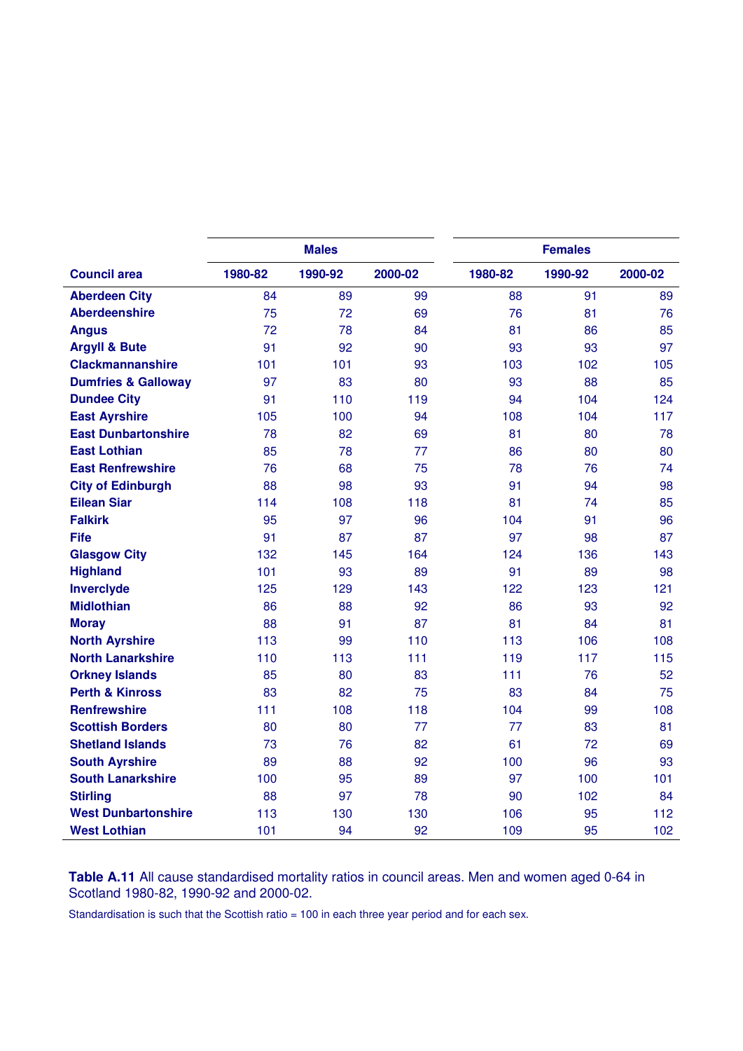| Council area | Males | | | Females | | |
|---|---|---|---|---|---|---|
| | 1980-82 | 1990-92 | 2000-02 | 1980-82 | 1990-92 | 2000-02 |
| **Aberdeen City** | 84 | 89 | 99 | 88 | 91 | 89 |
| **Aberdeenshire** | 75 | 72 | 69 | 76 | 81 | 76 |
| **Angus** | 72 | 78 | 84 | 81 | 86 | 85 |
| **Argyll & Bute** | 91 | 92 | 90 | 93 | 93 | 97 |
| **Clackmannanshire** | 101 | 101 | 93 | 103 | 102 | 105 |
| **Dumfries & Galloway** | 97 | 83 | 80 | 93 | 88 | 85 |
| **Dundee City** | 91 | 110 | 119 | 94 | 104 | 124 |
| **East Ayrshire** | 105 | 100 | 94 | 108 | 104 | 117 |
| **East Dunbartonshire** | 78 | 82 | 69 | 81 | 80 | 78 |
| **East Lothian** | 85 | 78 | 77 | 86 | 80 | 80 |
| **East Renfrewshire** | 76 | 68 | 75 | 78 | 76 | 74 |
| **City of Edinburgh** | 88 | 98 | 93 | 91 | 94 | 98 |
| **Eilean Siar** | 114 | 108 | 118 | 81 | 74 | 85 |
| **Falkirk** | 95 | 97 | 96 | 104 | 91 | 96 |
| **Fife** | 91 | 87 | 87 | 97 | 98 | 87 |
| **Glasgow City** | 132 | 145 | 164 | 124 | 136 | 143 |
| **Highland** | 101 | 93 | 89 | 91 | 89 | 98 |
| **Inverclyde** | 125 | 129 | 143 | 122 | 123 | 121 |
| **Midlothian** | 86 | 88 | 92 | 86 | 93 | 92 |
| **Moray** | 88 | 91 | 87 | 81 | 84 | 81 |
| **North Ayrshire** | 113 | 99 | 110 | 113 | 106 | 108 |
| **North Lanarkshire** | 110 | 113 | 111 | 119 | 117 | 115 |
| **Orkney Islands** | 85 | 80 | 83 | 111 | 76 | 52 |
| **Perth & Kinross** | 83 | 82 | 75 | 83 | 84 | 75 |
| **Renfrewshire** | 111 | 108 | 118 | 104 | 99 | 108 |
| **Scottish Borders** | 80 | 80 | 77 | 77 | 83 | 81 |
| **Shetland Islands** | 73 | 76 | 82 | 61 | 72 | 69 |
| **South Ayrshire** | 89 | 88 | 92 | 100 | 96 | 93 |
| **South Lanarkshire** | 100 | 95 | 89 | 97 | 100 | 101 |
| **Stirling** | 88 | 97 | 78 | 90 | 102 | 84 |
| **West Dunbartonshire** | 113 | 130 | 130 | 106 | 95 | 112 |
| **West Lothian** | 101 | 94 | 92 | 109 | 95 | 102 |

**Table A.11** All cause standardised mortality ratios in council areas. Men and women aged 0-64 in Scotland 1980-82, 1990-92 and 2000-02.

Standardisation is such that the Scottish ratio = 100 in each three year period and for each sex.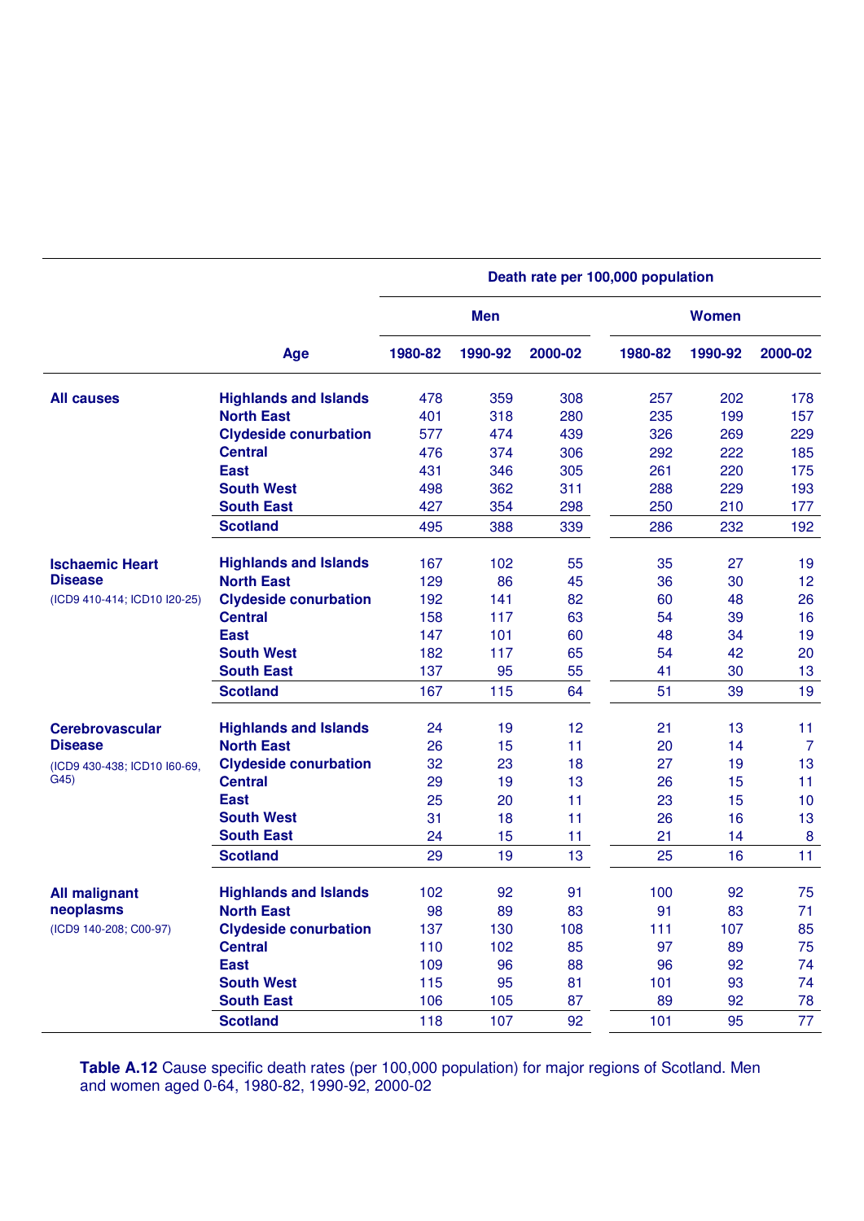| | | Death rate per 100,000 population | | | | | |
|---|---|---|---|---|---|---|---|
| | | Men | | | Women | | |
| | Age | 1980-82 | 1990-92 | 2000-02 | 1980-82 | 1990-92 | 2000-02 |
| **All causes** | **Highlands and Islands** | 478 | 359 | 308 | 257 | 202 | 178 |
| | **North East** | 401 | 318 | 280 | 235 | 199 | 157 |
| | **Clydeside conurbation** | 577 | 474 | 439 | 326 | 269 | 229 |
| | **Central** | 476 | 374 | 306 | 292 | 222 | 185 |
| | **East** | 431 | 346 | 305 | 261 | 220 | 175 |
| | **South West** | 498 | 362 | 311 | 288 | 229 | 193 |
| | **South East** | 427 | 354 | 298 | 250 | 210 | 177 |
| | **Scotland** | 495 | 388 | 339 | 286 | 232 | 192 |
| **Ischaemic Heart Disease** (ICD9 410-414; ICD10 I20-25) | **Highlands and Islands** | 167 | 102 | 55 | 35 | 27 | 19 |
| | **North East** | 129 | 86 | 45 | 36 | 30 | 12 |
| | **Clydeside conurbation** | 192 | 141 | 82 | 60 | 48 | 26 |
| | **Central** | 158 | 117 | 63 | 54 | 39 | 16 |
| | **East** | 147 | 101 | 60 | 48 | 34 | 19 |
| | **South West** | 182 | 117 | 65 | 54 | 42 | 20 |
| | **South East** | 137 | 95 | 55 | 41 | 30 | 13 |
| | **Scotland** | 167 | 115 | 64 | 51 | 39 | 19 |
| **Cerebrovascular Disease** (ICD9 430-438; ICD10 I60-69, G45) | **Highlands and Islands** | 24 | 19 | 12 | 21 | 13 | 11 |
| | **North East** | 26 | 15 | 11 | 20 | 14 | 7 |
| | **Clydeside conurbation** | 32 | 23 | 18 | 27 | 19 | 13 |
| | **Central** | 29 | 19 | 13 | 26 | 15 | 11 |
| | **East** | 25 | 20 | 11 | 23 | 15 | 10 |
| | **South West** | 31 | 18 | 11 | 26 | 16 | 13 |
| | **South East** | 24 | 15 | 11 | 21 | 14 | 8 |
| | **Scotland** | 29 | 19 | 13 | 25 | 16 | 11 |
| **All malignant neoplasms** (ICD9 140-208; C00-97) | **Highlands and Islands** | 102 | 92 | 91 | 100 | 92 | 75 |
| | **North East** | 98 | 89 | 83 | 91 | 83 | 71 |
| | **Clydeside conurbation** | 137 | 130 | 108 | 111 | 107 | 85 |
| | **Central** | 110 | 102 | 85 | 97 | 89 | 75 |
| | **East** | 109 | 96 | 88 | 96 | 92 | 74 |
| | **South West** | 115 | 95 | 81 | 101 | 93 | 74 |
| | **South East** | 106 | 105 | 87 | 89 | 92 | 78 |
| | **Scotland** | 118 | 107 | 92 | 101 | 95 | 77 |

**Table A.12** Cause specific death rates (per 100,000 population) for major regions of Scotland. Men and women aged 0-64, 1980-82, 1990-92, 2000-02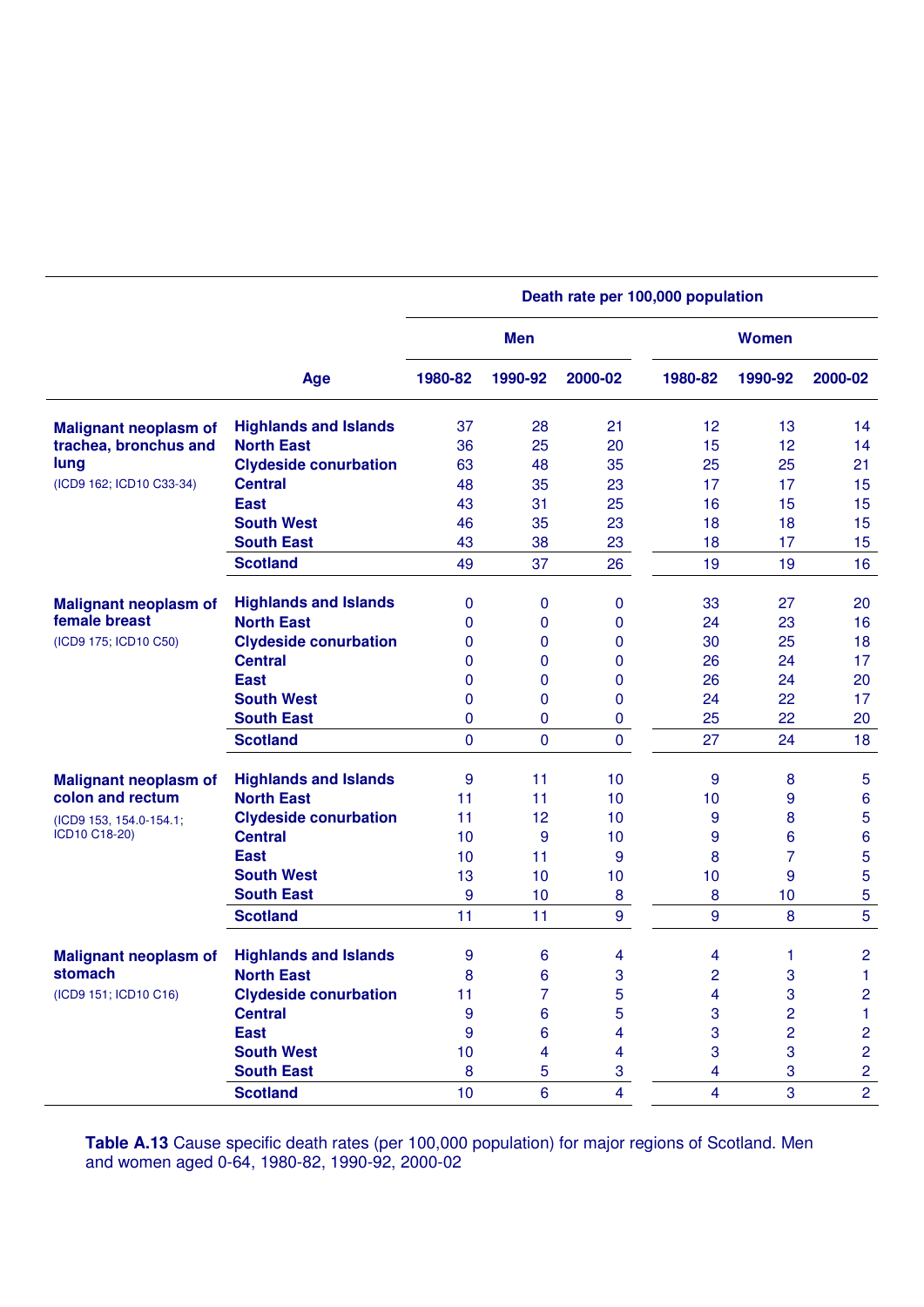| | Age | Death rate per 100,000 population | | | | | |
|---|---|---|---|---|---|---|---|
| | | Men | | | Women | | |
| | | 1980-82 | 1990-92 | 2000-02 | 1980-82 | 1990-92 | 2000-02 |
| **Malignant neoplasm of trachea, bronchus and lung** (ICD9 162; ICD10 C33-34) | **Highlands and Islands** | 37 | 28 | 21 | 12 | 13 | 14 |
| | **North East** | 36 | 25 | 20 | 15 | 12 | 14 |
| | **Clydeside conurbation** | 63 | 48 | 35 | 25 | 25 | 21 |
| | **Central** | 48 | 35 | 23 | 17 | 17 | 15 |
| | **East** | 43 | 31 | 25 | 16 | 15 | 15 |
| | **South West** | 46 | 35 | 23 | 18 | 18 | 15 |
| | **South East** | 43 | 38 | 23 | 18 | 17 | 15 |
| | **Scotland** | 49 | 37 | 26 | 19 | 19 | 16 |
| **Malignant neoplasm of female breast** (ICD9 175; ICD10 C50) | **Highlands and Islands** | 0 | 0 | 0 | 33 | 27 | 20 |
| | **North East** | 0 | 0 | 0 | 24 | 23 | 16 |
| | **Clydeside conurbation** | 0 | 0 | 0 | 30 | 25 | 18 |
| | **Central** | 0 | 0 | 0 | 26 | 24 | 17 |
| | **East** | 0 | 0 | 0 | 26 | 24 | 20 |
| | **South West** | 0 | 0 | 0 | 24 | 22 | 17 |
| | **South East** | 0 | 0 | 0 | 25 | 22 | 20 |
| | **Scotland** | 0 | 0 | 0 | 27 | 24 | 18 |
| **Malignant neoplasm of colon and rectum** (ICD9 153, 154.0-154.1; ICD10 C18-20) | **Highlands and Islands** | 9 | 11 | 10 | 9 | 8 | 5 |
| | **North East** | 11 | 11 | 10 | 10 | 9 | 6 |
| | **Clydeside conurbation** | 11 | 12 | 10 | 9 | 8 | 5 |
| | **Central** | 10 | 9 | 10 | 9 | 6 | 6 |
| | **East** | 10 | 11 | 9 | 8 | 7 | 5 |
| | **South West** | 13 | 10 | 10 | 10 | 9 | 5 |
| | **South East** | 9 | 10 | 8 | 8 | 10 | 5 |
| | **Scotland** | 11 | 11 | 9 | 9 | 8 | 5 |
| **Malignant neoplasm of stomach** (ICD9 151; ICD10 C16) | **Highlands and Islands** | 9 | 6 | 4 | 4 | 1 | 2 |
| | **North East** | 8 | 6 | 3 | 2 | 3 | 1 |
| | **Clydeside conurbation** | 11 | 7 | 5 | 4 | 3 | 2 |
| | **Central** | 9 | 6 | 5 | 3 | 2 | 1 |
| | **East** | 9 | 6 | 4 | 3 | 2 | 2 |
| | **South West** | 10 | 4 | 4 | 3 | 3 | 2 |
| | **South East** | 8 | 5 | 3 | 4 | 3 | 2 |
| | **Scotland** | 10 | 6 | 4 | 4 | 3 | 2 |

**Table A.13** Cause specific death rates (per 100,000 population) for major regions of Scotland. Men and women aged 0-64, 1980-82, 1990-92, 2000-02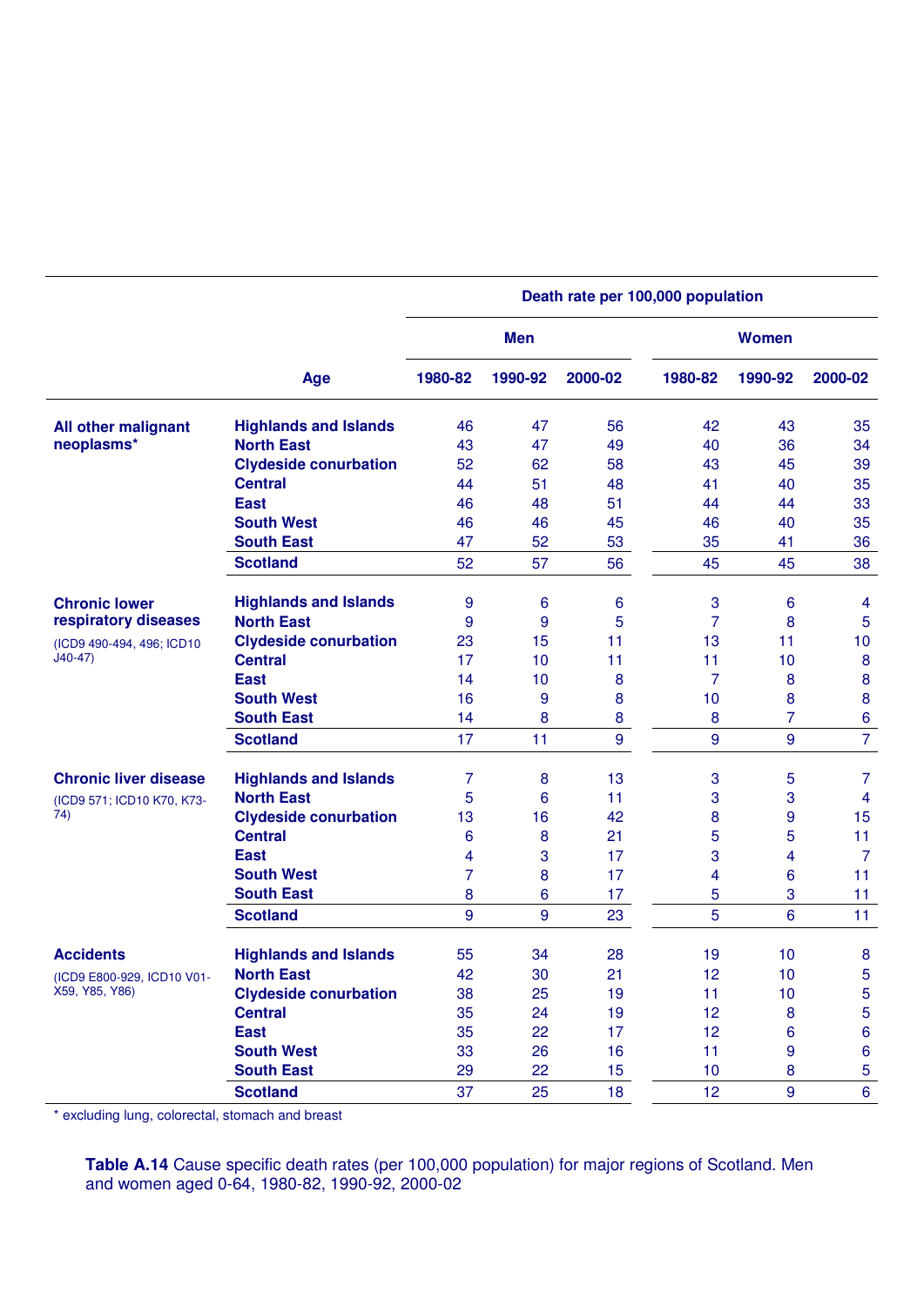| | Age | Death rate per 100,000 population | | | | | |
|---|---|---|---|---|---|---|---|
| | | Men | | | Women | | |
| | | 1980-82 | 1990-92 | 2000-02 | 1980-82 | 1990-92 | 2000-02 |
| **All other malignant neoplasms*** | **Highlands and Islands** | 46 | 47 | 56 | 42 | 43 | 35 |
| | **North East** | 43 | 47 | 49 | 40 | 36 | 34 |
| | **Clydeside conurbation** | 52 | 62 | 58 | 43 | 45 | 39 |
| | **Central** | 44 | 51 | 48 | 41 | 40 | 35 |
| | **East** | 46 | 48 | 51 | 44 | 44 | 33 |
| | **South West** | 46 | 46 | 45 | 46 | 40 | 35 |
| | **South East** | 47 | 52 | 53 | 35 | 41 | 36 |
| | **Scotland** | 52 | 57 | 56 | 45 | 45 | 38 |
| **Chronic lower respiratory diseases** (ICD9 490-494, 496; ICD10 J40-47) | **Highlands and Islands** | 9 | 6 | 6 | 3 | 6 | 4 |
| | **North East** | 9 | 9 | 5 | 7 | 8 | 5 |
| | **Clydeside conurbation** | 23 | 15 | 11 | 13 | 11 | 10 |
| | **Central** | 17 | 10 | 11 | 11 | 10 | 8 |
| | **East** | 14 | 10 | 8 | 7 | 8 | 8 |
| | **South West** | 16 | 9 | 8 | 10 | 8 | 8 |
| | **South East** | 14 | 8 | 8 | 8 | 7 | 6 |
| | **Scotland** | 17 | 11 | 9 | 9 | 9 | 7 |
| **Chronic liver disease** (ICD9 571; ICD10 K70, K73-74) | **Highlands and Islands** | 7 | 8 | 13 | 3 | 5 | 7 |
| | **North East** | 5 | 6 | 11 | 3 | 3 | 4 |
| | **Clydeside conurbation** | 13 | 16 | 42 | 8 | 9 | 15 |
| | **Central** | 6 | 8 | 21 | 5 | 5 | 11 |
| | **East** | 4 | 3 | 17 | 3 | 4 | 7 |
| | **South West** | 7 | 8 | 17 | 4 | 6 | 11 |
| | **South East** | 8 | 6 | 17 | 5 | 3 | 11 |
| | **Scotland** | 9 | 9 | 23 | 5 | 6 | 11 |
| **Accidents** (ICD9 E800-929, ICD10 V01-X59, Y85, Y86) | **Highlands and Islands** | 55 | 34 | 28 | 19 | 10 | 8 |
| | **North East** | 42 | 30 | 21 | 12 | 10 | 5 |
| | **Clydeside conurbation** | 38 | 25 | 19 | 11 | 10 | 5 |
| | **Central** | 35 | 24 | 19 | 12 | 8 | 5 |
| | **East** | 35 | 22 | 17 | 12 | 6 | 6 |
| | **South West** | 33 | 26 | 16 | 11 | 9 | 6 |
| | **South East** | 29 | 22 | 15 | 10 | 8 | 5 |
| | **Scotland** | 37 | 25 | 18 | 12 | 9 | 6 |

* excluding lung, colorectal, stomach and breast

**Table A.14** Cause specific death rates (per 100,000 population) for major regions of Scotland. Men and women aged 0-64, 1980-82, 1990-92, 2000-02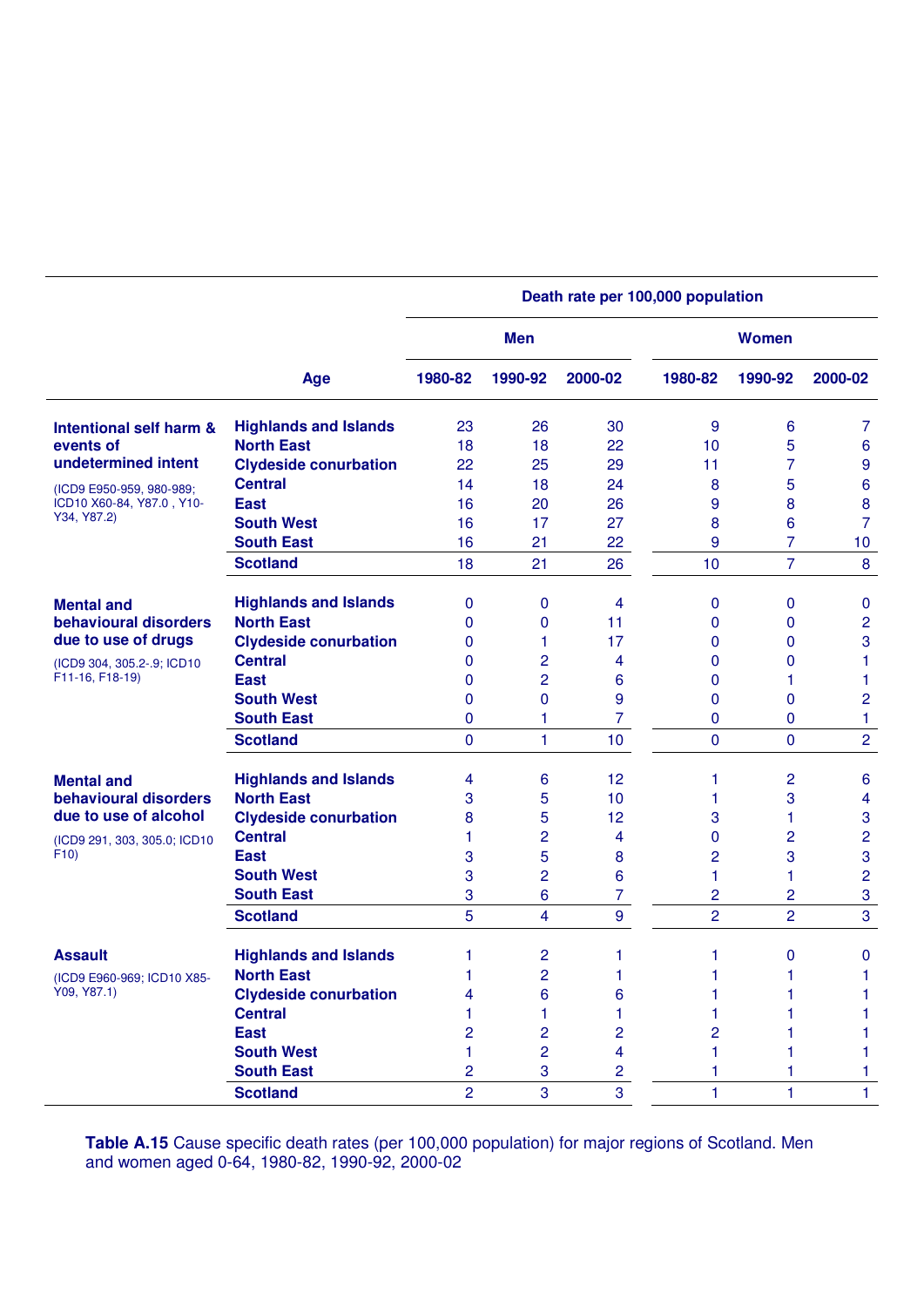| | Age | Death rate per 100,000 population | | | | | |
|---|---|---|---|---|---|---|---|
| | | Men | | | Women | | |
| | | 1980-82 | 1990-92 | 2000-02 | 1980-82 | 1990-92 | 2000-02 |
| **Intentional self harm & events of undetermined intent** (ICD9 E950-959, 980-989; ICD10 X60-84, Y87.0 , Y10-Y34, Y87.2) | **Highlands and Islands** | 23 | 26 | 30 | 9 | 6 | 7 |
| | **North East** | 18 | 18 | 22 | 10 | 5 | 6 |
| | **Clydeside conurbation** | 22 | 25 | 29 | 11 | 7 | 9 |
| | **Central** | 14 | 18 | 24 | 8 | 5 | 6 |
| | **East** | 16 | 20 | 26 | 9 | 8 | 8 |
| | **South West** | 16 | 17 | 27 | 8 | 6 | 7 |
| | **South East** | 16 | 21 | 22 | 9 | 7 | 10 |
| | **Scotland** | 18 | 21 | 26 | 10 | 7 | 8 |
| **Mental and behavioural disorders due to use of drugs** (ICD9 304, 305.2-.9; ICD10 F11-16, F18-19) | **Highlands and Islands** | 0 | 0 | 4 | 0 | 0 | 0 |
| | **North East** | 0 | 0 | 11 | 0 | 0 | 2 |
| | **Clydeside conurbation** | 0 | 1 | 17 | 0 | 0 | 3 |
| | **Central** | 0 | 2 | 4 | 0 | 0 | 1 |
| | **East** | 0 | 2 | 6 | 0 | 1 | 1 |
| | **South West** | 0 | 0 | 9 | 0 | 0 | 2 |
| | **South East** | 0 | 1 | 7 | 0 | 0 | 1 |
| | **Scotland** | 0 | 1 | 10 | 0 | 0 | 2 |
| **Mental and behavioural disorders due to use of alcohol** (ICD9 291, 303, 305.0; ICD10 F10) | **Highlands and Islands** | 4 | 6 | 12 | 1 | 2 | 6 |
| | **North East** | 3 | 5 | 10 | 1 | 3 | 4 |
| | **Clydeside conurbation** | 8 | 5 | 12 | 3 | 1 | 3 |
| | **Central** | 1 | 2 | 4 | 0 | 2 | 2 |
| | **East** | 3 | 5 | 8 | 2 | 3 | 3 |
| | **South West** | 3 | 2 | 6 | 1 | 1 | 2 |
| | **South East** | 3 | 6 | 7 | 2 | 2 | 3 |
| | **Scotland** | 5 | 4 | 9 | 2 | 2 | 3 |
| **Assault** (ICD9 E960-969; ICD10 X85-Y09, Y87.1) | **Highlands and Islands** | 1 | 2 | 1 | 1 | 0 | 0 |
| | **North East** | 1 | 2 | 1 | 1 | 1 | 1 |
| | **Clydeside conurbation** | 4 | 6 | 6 | 1 | 1 | 1 |
| | **Central** | 1 | 1 | 1 | 1 | 1 | 1 |
| | **East** | 2 | 2 | 2 | 2 | 1 | 1 |
| | **South West** | 1 | 2 | 4 | 1 | 1 | 1 |
| | **South East** | 2 | 3 | 2 | 1 | 1 | 1 |
| | **Scotland** | 2 | 3 | 3 | 1 | 1 | 1 |

**Table A.15** Cause specific death rates (per 100,000 population) for major regions of Scotland. Men and women aged 0-64, 1980-82, 1990-92, 2000-02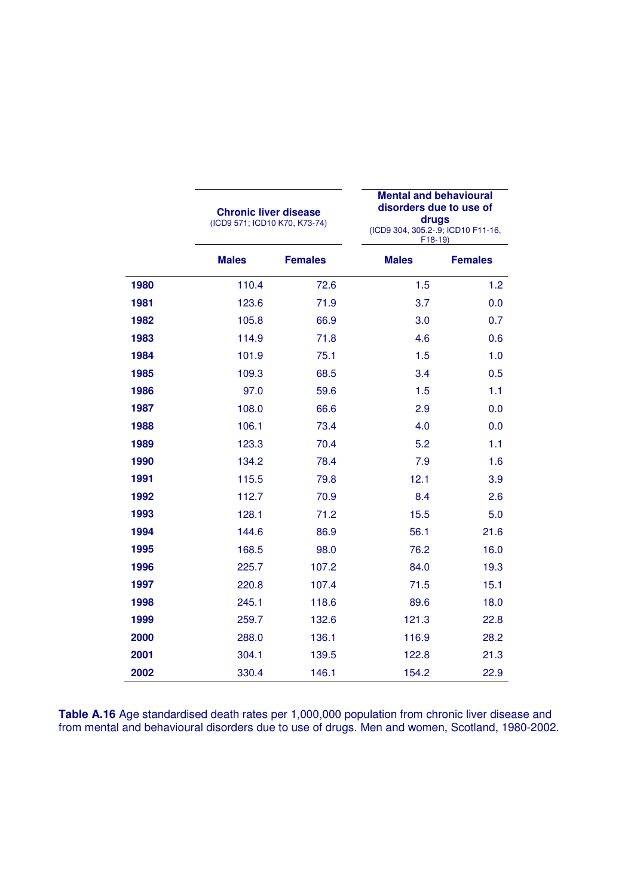| | Chronic liver disease (ICD9 571; ICD10 K70, K73-74) | | Mental and behavioural disorders due to use of drugs (ICD9 304, 305.2-.9; ICD10 F11-16, F18-19) | |
|---|---|---|---|---|
| | **Males** | **Females** | **Males** | **Females** |
| **1980** | 110.4 | 72.6 | 1.5 | 1.2 |
| **1981** | 123.6 | 71.9 | 3.7 | 0.0 |
| **1982** | 105.8 | 66.9 | 3.0 | 0.7 |
| **1983** | 114.9 | 71.8 | 4.6 | 0.6 |
| **1984** | 101.9 | 75.1 | 1.5 | 1.0 |
| **1985** | 109.3 | 68.5 | 3.4 | 0.5 |
| **1986** | 97.0 | 59.6 | 1.5 | 1.1 |
| **1987** | 108.0 | 66.6 | 2.9 | 0.0 |
| **1988** | 106.1 | 73.4 | 4.0 | 0.0 |
| **1989** | 123.3 | 70.4 | 5.2 | 1.1 |
| **1990** | 134.2 | 78.4 | 7.9 | 1.6 |
| **1991** | 115.5 | 79.8 | 12.1 | 3.9 |
| **1992** | 112.7 | 70.9 | 8.4 | 2.6 |
| **1993** | 128.1 | 71.2 | 15.5 | 5.0 |
| **1994** | 144.6 | 86.9 | 56.1 | 21.6 |
| **1995** | 168.5 | 98.0 | 76.2 | 16.0 |
| **1996** | 225.7 | 107.2 | 84.0 | 19.3 |
| **1997** | 220.8 | 107.4 | 71.5 | 15.1 |
| **1998** | 245.1 | 118.6 | 89.6 | 18.0 |
| **1999** | 259.7 | 132.6 | 121.3 | 22.8 |
| **2000** | 288.0 | 136.1 | 116.9 | 28.2 |
| **2001** | 304.1 | 139.5 | 122.8 | 21.3 |
| **2002** | 330.4 | 146.1 | 154.2 | 22.9 |

**Table A.16** Age standardised death rates per 1,000,000 population from chronic liver disease and from mental and behavioural disorders due to use of drugs. Men and women, Scotland, 1980-2002.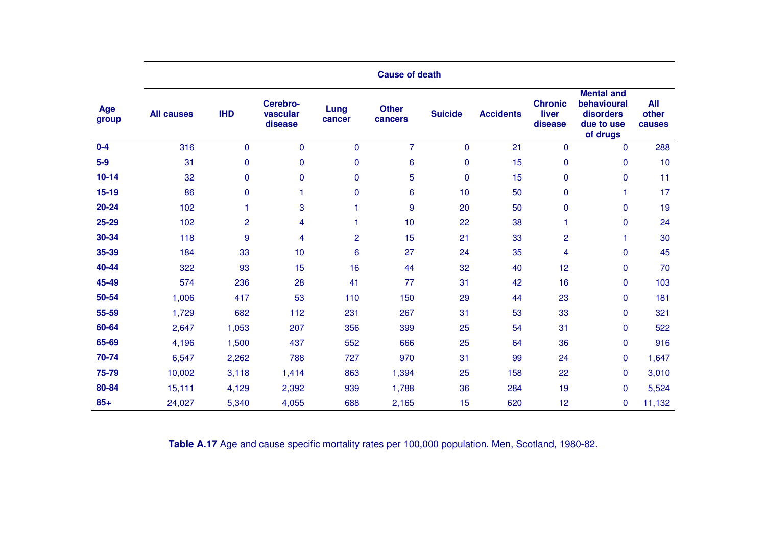| Age group | Cause of death | | | | | | | | | |
|---|---|---|---|---|---|---|---|---|---|---|
| | All causes | IHD | Cerebro-vascular disease | Lung cancer | Other cancers | Suicide | Accidents | Chronic liver disease | Mental and behavioural disorders due to use of drugs | All other causes |
| **0-4** | 316 | 0 | 0 | 0 | 7 | 0 | 21 | 0 | 0 | 288 |
| **5-9** | 31 | 0 | 0 | 0 | 6 | 0 | 15 | 0 | 0 | 10 |
| **10-14** | 32 | 0 | 0 | 0 | 5 | 0 | 15 | 0 | 0 | 11 |
| **15-19** | 86 | 0 | 1 | 0 | 6 | 10 | 50 | 0 | 1 | 17 |
| **20-24** | 102 | 1 | 3 | 1 | 9 | 20 | 50 | 0 | 0 | 19 |
| **25-29** | 102 | 2 | 4 | 1 | 10 | 22 | 38 | 1 | 0 | 24 |
| **30-34** | 118 | 9 | 4 | 2 | 15 | 21 | 33 | 2 | 1 | 30 |
| **35-39** | 184 | 33 | 10 | 6 | 27 | 24 | 35 | 4 | 0 | 45 |
| **40-44** | 322 | 93 | 15 | 16 | 44 | 32 | 40 | 12 | 0 | 70 |
| **45-49** | 574 | 236 | 28 | 41 | 77 | 31 | 42 | 16 | 0 | 103 |
| **50-54** | 1,006 | 417 | 53 | 110 | 150 | 29 | 44 | 23 | 0 | 181 |
| **55-59** | 1,729 | 682 | 112 | 231 | 267 | 31 | 53 | 33 | 0 | 321 |
| **60-64** | 2,647 | 1,053 | 207 | 356 | 399 | 25 | 54 | 31 | 0 | 522 |
| **65-69** | 4,196 | 1,500 | 437 | 552 | 666 | 25 | 64 | 36 | 0 | 916 |
| **70-74** | 6,547 | 2,262 | 788 | 727 | 970 | 31 | 99 | 24 | 0 | 1,647 |
| **75-79** | 10,002 | 3,118 | 1,414 | 863 | 1,394 | 25 | 158 | 22 | 0 | 3,010 |
| **80-84** | 15,111 | 4,129 | 2,392 | 939 | 1,788 | 36 | 284 | 19 | 0 | 5,524 |
| **85+** | 24,027 | 5,340 | 4,055 | 688 | 2,165 | 15 | 620 | 12 | 0 | 11,132 |

**Table A.17** Age and cause specific mortality rates per 100,000 population. Men, Scotland, 1980-82.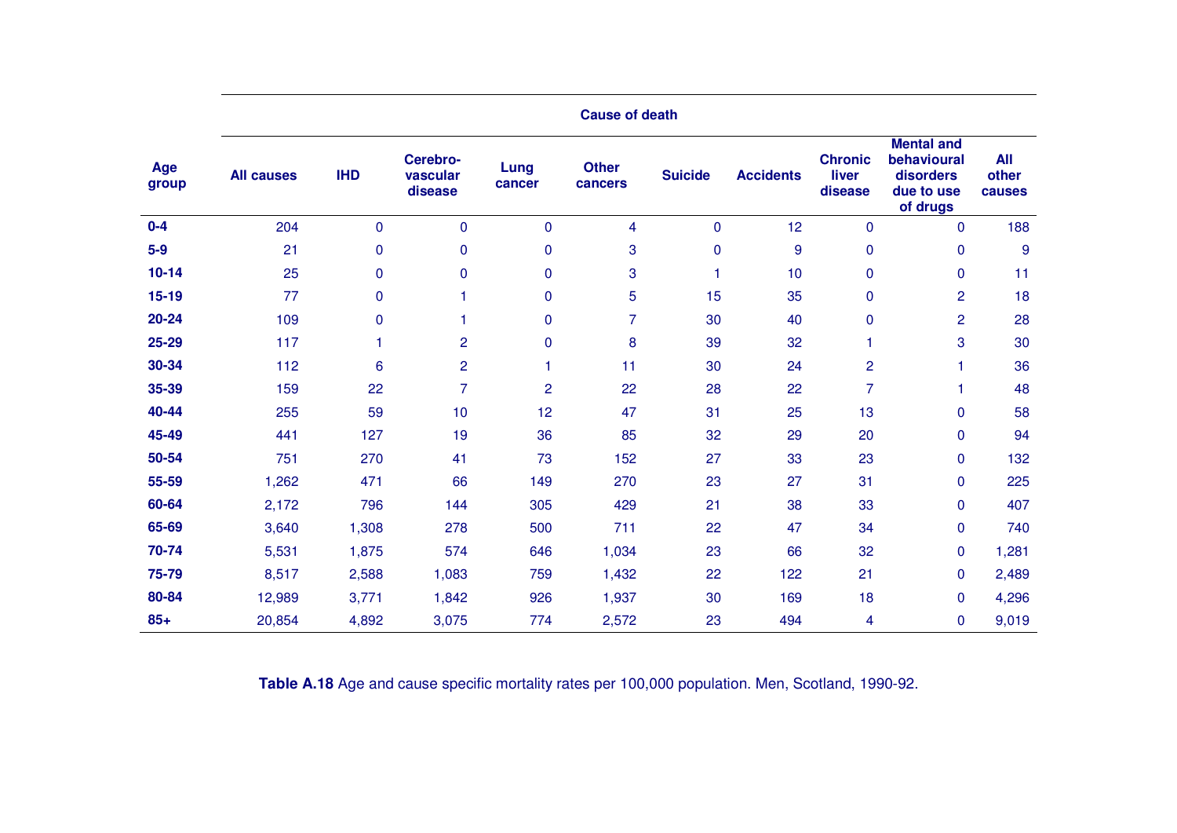| Age group | Cause of death | | | | | | | | | |
|---|---|---|---|---|---|---|---|---|---|---|
| | All causes | IHD | Cerebro-vascular disease | Lung cancer | Other cancers | Suicide | Accidents | Chronic liver disease | Mental and behavioural disorders due to use of drugs | All other causes |
| **0-4** | 204 | 0 | 0 | 0 | 4 | 0 | 12 | 0 | 0 | 188 |
| **5-9** | 21 | 0 | 0 | 0 | 3 | 0 | 9 | 0 | 0 | 9 |
| **10-14** | 25 | 0 | 0 | 0 | 3 | 1 | 10 | 0 | 0 | 11 |
| **15-19** | 77 | 0 | 1 | 0 | 5 | 15 | 35 | 0 | 2 | 18 |
| **20-24** | 109 | 0 | 1 | 0 | 7 | 30 | 40 | 0 | 2 | 28 |
| **25-29** | 117 | 1 | 2 | 0 | 8 | 39 | 32 | 1 | 3 | 30 |
| **30-34** | 112 | 6 | 2 | 1 | 11 | 30 | 24 | 2 | 1 | 36 |
| **35-39** | 159 | 22 | 7 | 2 | 22 | 28 | 22 | 7 | 1 | 48 |
| **40-44** | 255 | 59 | 10 | 12 | 47 | 31 | 25 | 13 | 0 | 58 |
| **45-49** | 441 | 127 | 19 | 36 | 85 | 32 | 29 | 20 | 0 | 94 |
| **50-54** | 751 | 270 | 41 | 73 | 152 | 27 | 33 | 23 | 0 | 132 |
| **55-59** | 1,262 | 471 | 66 | 149 | 270 | 23 | 27 | 31 | 0 | 225 |
| **60-64** | 2,172 | 796 | 144 | 305 | 429 | 21 | 38 | 33 | 0 | 407 |
| **65-69** | 3,640 | 1,308 | 278 | 500 | 711 | 22 | 47 | 34 | 0 | 740 |
| **70-74** | 5,531 | 1,875 | 574 | 646 | 1,034 | 23 | 66 | 32 | 0 | 1,281 |
| **75-79** | 8,517 | 2,588 | 1,083 | 759 | 1,432 | 22 | 122 | 21 | 0 | 2,489 |
| **80-84** | 12,989 | 3,771 | 1,842 | 926 | 1,937 | 30 | 169 | 18 | 0 | 4,296 |
| **85+** | 20,854 | 4,892 | 3,075 | 774 | 2,572 | 23 | 494 | 4 | 0 | 9,019 |

**Table A.18** Age and cause specific mortality rates per 100,000 population. Men, Scotland, 1990-92.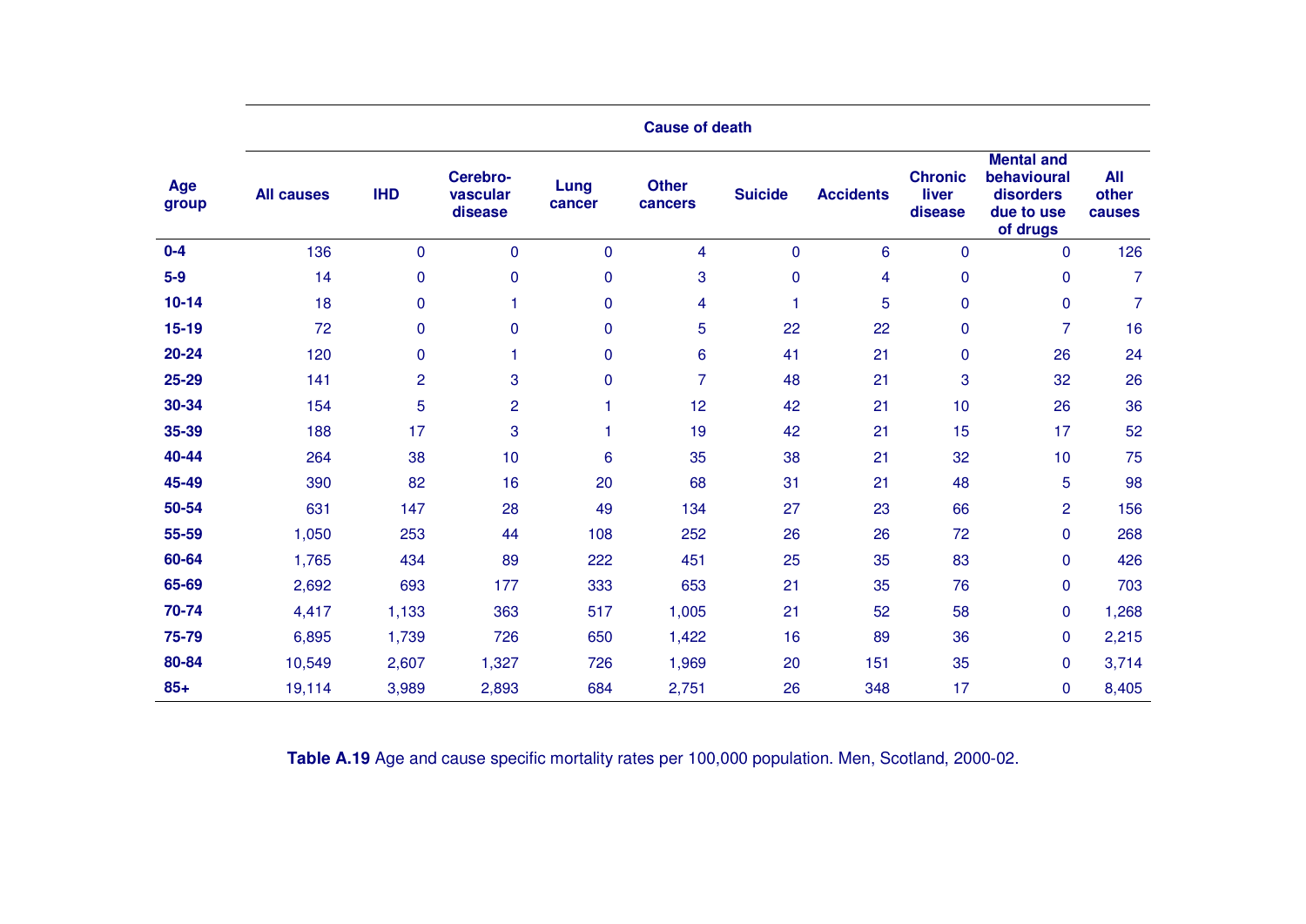| Age group | Cause of death | | | | | | | | | |
|---|---|---|---|---|---|---|---|---|---|---|
| | All causes | IHD | Cerebro-vascular disease | Lung cancer | Other cancers | Suicide | Accidents | Chronic liver disease | Mental and behavioural disorders due to use of drugs | All other causes |
| **0-4** | 136 | 0 | 0 | 0 | 4 | 0 | 6 | 0 | 0 | 126 |
| **5-9** | 14 | 0 | 0 | 0 | 3 | 0 | 4 | 0 | 0 | 7 |
| **10-14** | 18 | 0 | 1 | 0 | 4 | 1 | 5 | 0 | 0 | 7 |
| **15-19** | 72 | 0 | 0 | 0 | 5 | 22 | 22 | 0 | 7 | 16 |
| **20-24** | 120 | 0 | 1 | 0 | 6 | 41 | 21 | 0 | 26 | 24 |
| **25-29** | 141 | 2 | 3 | 0 | 7 | 48 | 21 | 3 | 32 | 26 |
| **30-34** | 154 | 5 | 2 | 1 | 12 | 42 | 21 | 10 | 26 | 36 |
| **35-39** | 188 | 17 | 3 | 1 | 19 | 42 | 21 | 15 | 17 | 52 |
| **40-44** | 264 | 38 | 10 | 6 | 35 | 38 | 21 | 32 | 10 | 75 |
| **45-49** | 390 | 82 | 16 | 20 | 68 | 31 | 21 | 48 | 5 | 98 |
| **50-54** | 631 | 147 | 28 | 49 | 134 | 27 | 23 | 66 | 2 | 156 |
| **55-59** | 1,050 | 253 | 44 | 108 | 252 | 26 | 26 | 72 | 0 | 268 |
| **60-64** | 1,765 | 434 | 89 | 222 | 451 | 25 | 35 | 83 | 0 | 426 |
| **65-69** | 2,692 | 693 | 177 | 333 | 653 | 21 | 35 | 76 | 0 | 703 |
| **70-74** | 4,417 | 1,133 | 363 | 517 | 1,005 | 21 | 52 | 58 | 0 | 1,268 |
| **75-79** | 6,895 | 1,739 | 726 | 650 | 1,422 | 16 | 89 | 36 | 0 | 2,215 |
| **80-84** | 10,549 | 2,607 | 1,327 | 726 | 1,969 | 20 | 151 | 35 | 0 | 3,714 |
| **85+** | 19,114 | 3,989 | 2,893 | 684 | 2,751 | 26 | 348 | 17 | 0 | 8,405 |

**Table A.19** Age and cause specific mortality rates per 100,000 population. Men, Scotland, 2000-02.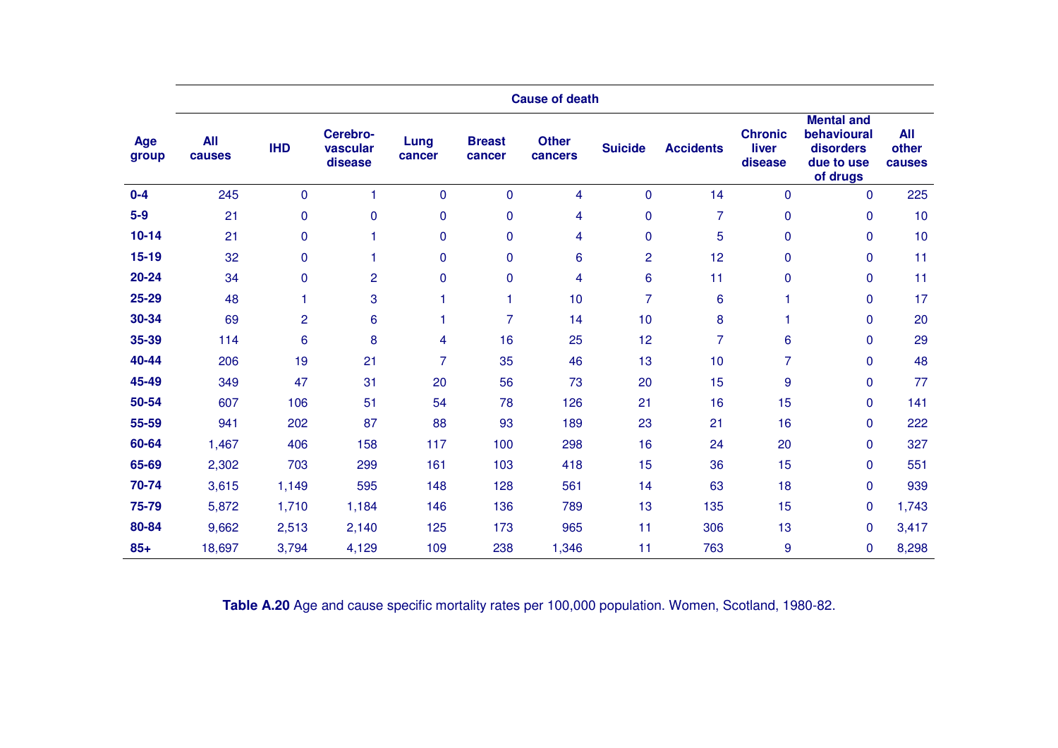| Age group | Cause of death | | | | | | | | | | |
|---|---|---|---|---|---|---|---|---|---|---|---|
| | All causes | IHD | Cerebro-vascular disease | Lung cancer | Breast cancer | Other cancers | Suicide | Accidents | Chronic liver disease | Mental and behavioural disorders due to use of drugs | All other causes |
| **0-4** | 245 | 0 | 1 | 0 | 0 | 4 | 0 | 14 | 0 | 0 | 225 |
| **5-9** | 21 | 0 | 0 | 0 | 0 | 4 | 0 | 7 | 0 | 0 | 10 |
| **10-14** | 21 | 0 | 1 | 0 | 0 | 4 | 0 | 5 | 0 | 0 | 10 |
| **15-19** | 32 | 0 | 1 | 0 | 0 | 6 | 2 | 12 | 0 | 0 | 11 |
| **20-24** | 34 | 0 | 2 | 0 | 0 | 4 | 6 | 11 | 0 | 0 | 11 |
| **25-29** | 48 | 1 | 3 | 1 | 1 | 10 | 7 | 6 | 1 | 0 | 17 |
| **30-34** | 69 | 2 | 6 | 1 | 7 | 14 | 10 | 8 | 1 | 0 | 20 |
| **35-39** | 114 | 6 | 8 | 4 | 16 | 25 | 12 | 7 | 6 | 0 | 29 |
| **40-44** | 206 | 19 | 21 | 7 | 35 | 46 | 13 | 10 | 7 | 0 | 48 |
| **45-49** | 349 | 47 | 31 | 20 | 56 | 73 | 20 | 15 | 9 | 0 | 77 |
| **50-54** | 607 | 106 | 51 | 54 | 78 | 126 | 21 | 16 | 15 | 0 | 141 |
| **55-59** | 941 | 202 | 87 | 88 | 93 | 189 | 23 | 21 | 16 | 0 | 222 |
| **60-64** | 1,467 | 406 | 158 | 117 | 100 | 298 | 16 | 24 | 20 | 0 | 327 |
| **65-69** | 2,302 | 703 | 299 | 161 | 103 | 418 | 15 | 36 | 15 | 0 | 551 |
| **70-74** | 3,615 | 1,149 | 595 | 148 | 128 | 561 | 14 | 63 | 18 | 0 | 939 |
| **75-79** | 5,872 | 1,710 | 1,184 | 146 | 136 | 789 | 13 | 135 | 15 | 0 | 1,743 |
| **80-84** | 9,662 | 2,513 | 2,140 | 125 | 173 | 965 | 11 | 306 | 13 | 0 | 3,417 |
| **85+** | 18,697 | 3,794 | 4,129 | 109 | 238 | 1,346 | 11 | 763 | 9 | 0 | 8,298 |

**Table A.20** Age and cause specific mortality rates per 100,000 population. Women, Scotland, 1980-82.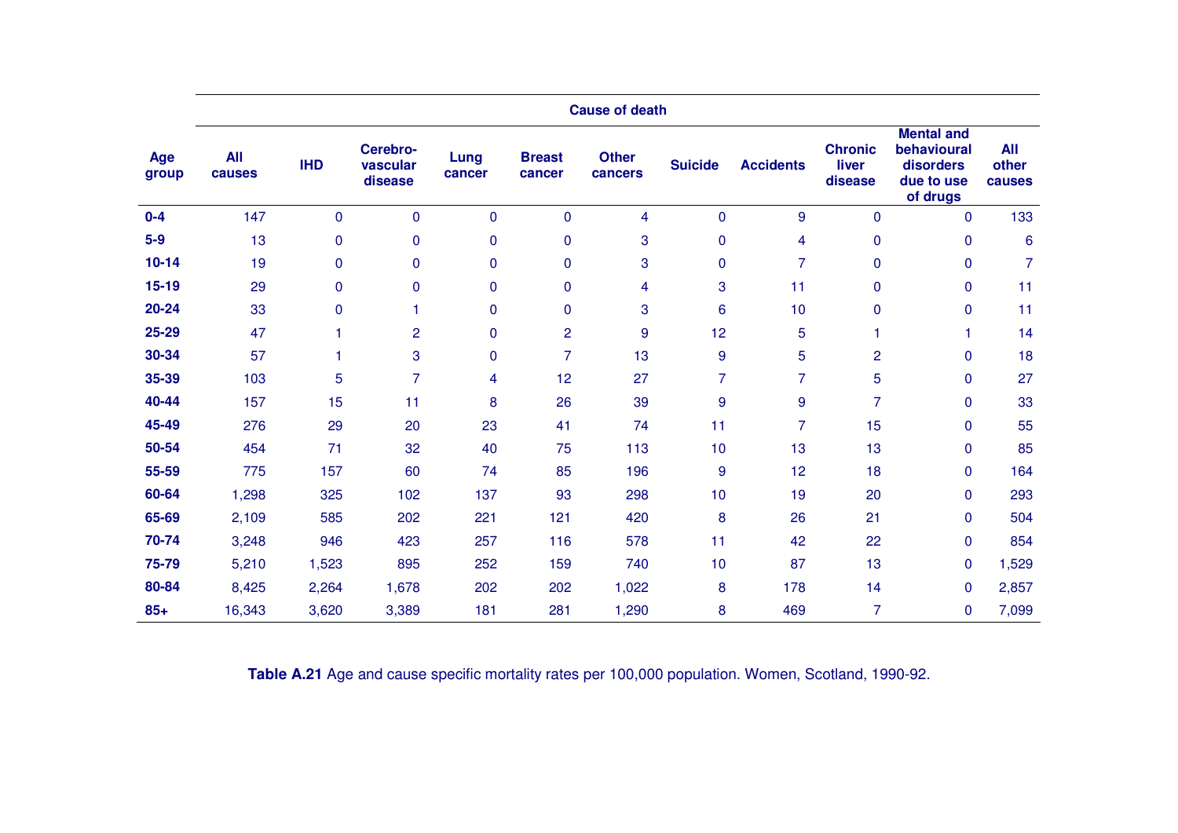| Age group | Cause of death | | | | | | | | | | |
|---|---|---|---|---|---|---|---|---|---|---|---|
| | All causes | IHD | Cerebro-vascular disease | Lung cancer | Breast cancer | Other cancers | Suicide | Accidents | Chronic liver disease | Mental and behavioural disorders due to use of drugs | All other causes |
| **0-4** | 147 | 0 | 0 | 0 | 0 | 4 | 0 | 9 | 0 | 0 | 133 |
| **5-9** | 13 | 0 | 0 | 0 | 0 | 3 | 0 | 4 | 0 | 0 | 6 |
| **10-14** | 19 | 0 | 0 | 0 | 0 | 3 | 0 | 7 | 0 | 0 | 7 |
| **15-19** | 29 | 0 | 0 | 0 | 0 | 4 | 3 | 11 | 0 | 0 | 11 |
| **20-24** | 33 | 0 | 1 | 0 | 0 | 3 | 6 | 10 | 0 | 0 | 11 |
| **25-29** | 47 | 1 | 2 | 0 | 2 | 9 | 12 | 5 | 1 | 1 | 14 |
| **30-34** | 57 | 1 | 3 | 0 | 7 | 13 | 9 | 5 | 2 | 0 | 18 |
| **35-39** | 103 | 5 | 7 | 4 | 12 | 27 | 7 | 7 | 5 | 0 | 27 |
| **40-44** | 157 | 15 | 11 | 8 | 26 | 39 | 9 | 9 | 7 | 0 | 33 |
| **45-49** | 276 | 29 | 20 | 23 | 41 | 74 | 11 | 7 | 15 | 0 | 55 |
| **50-54** | 454 | 71 | 32 | 40 | 75 | 113 | 10 | 13 | 13 | 0 | 85 |
| **55-59** | 775 | 157 | 60 | 74 | 85 | 196 | 9 | 12 | 18 | 0 | 164 |
| **60-64** | 1,298 | 325 | 102 | 137 | 93 | 298 | 10 | 19 | 20 | 0 | 293 |
| **65-69** | 2,109 | 585 | 202 | 221 | 121 | 420 | 8 | 26 | 21 | 0 | 504 |
| **70-74** | 3,248 | 946 | 423 | 257 | 116 | 578 | 11 | 42 | 22 | 0 | 854 |
| **75-79** | 5,210 | 1,523 | 895 | 252 | 159 | 740 | 10 | 87 | 13 | 0 | 1,529 |
| **80-84** | 8,425 | 2,264 | 1,678 | 202 | 202 | 1,022 | 8 | 178 | 14 | 0 | 2,857 |
| **85+** | 16,343 | 3,620 | 3,389 | 181 | 281 | 1,290 | 8 | 469 | 7 | 0 | 7,099 |

**Table A.21** Age and cause specific mortality rates per 100,000 population. Women, Scotland, 1990-92.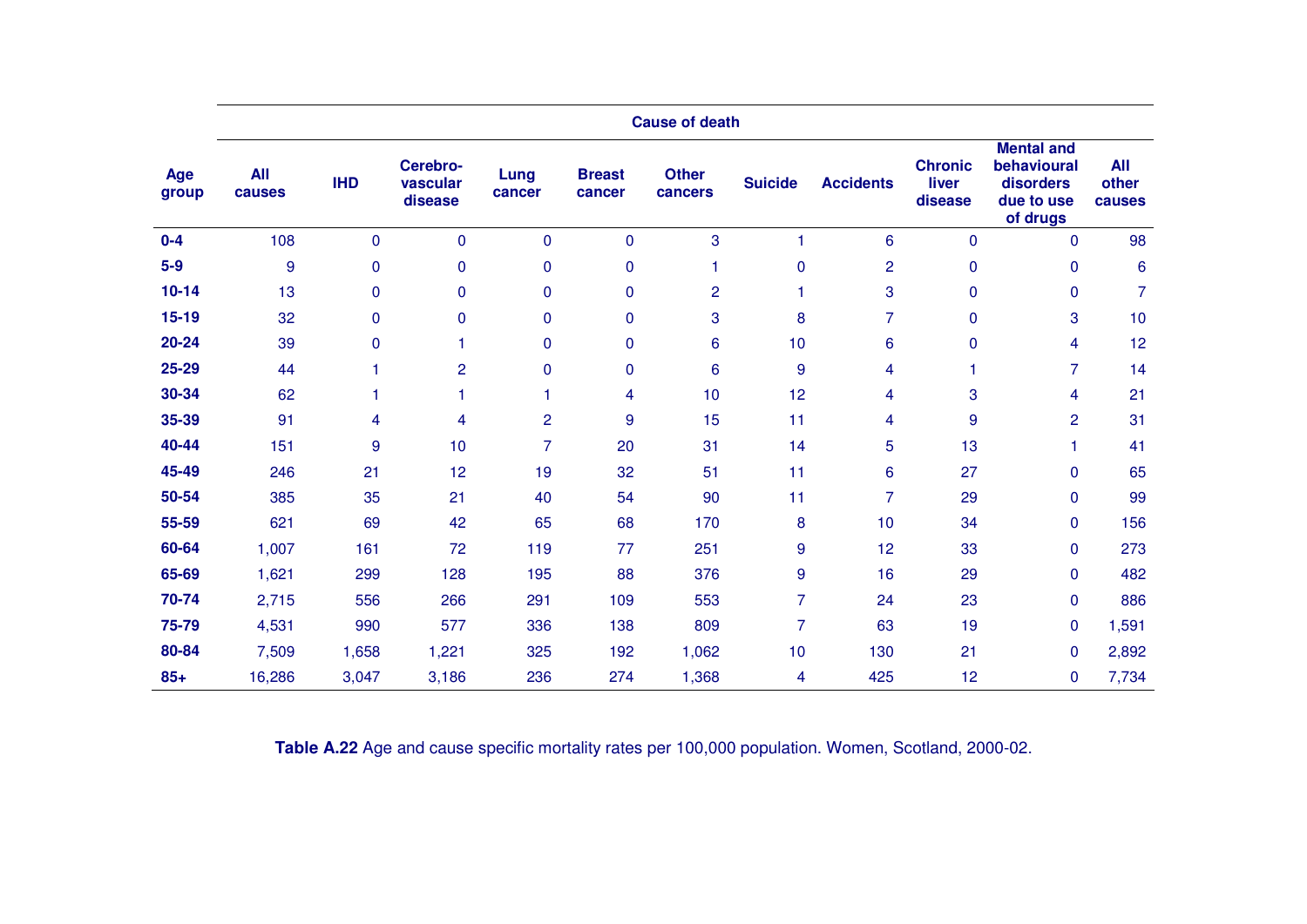| Age group | Cause of death | | | | | | | | | | |
|---|---|---|---|---|---|---|---|---|---|---|---|
| | All causes | IHD | Cerebro-vascular disease | Lung cancer | Breast cancer | Other cancers | Suicide | Accidents | Chronic liver disease | Mental and behavioural disorders due to use of drugs | All other causes |
| **0-4** | 108 | 0 | 0 | 0 | 0 | 3 | 1 | 6 | 0 | 0 | 98 |
| **5-9** | 9 | 0 | 0 | 0 | 0 | 1 | 0 | 2 | 0 | 0 | 6 |
| **10-14** | 13 | 0 | 0 | 0 | 0 | 2 | 1 | 3 | 0 | 0 | 7 |
| **15-19** | 32 | 0 | 0 | 0 | 0 | 3 | 8 | 7 | 0 | 3 | 10 |
| **20-24** | 39 | 0 | 1 | 0 | 0 | 6 | 10 | 6 | 0 | 4 | 12 |
| **25-29** | 44 | 1 | 2 | 0 | 0 | 6 | 9 | 4 | 1 | 7 | 14 |
| **30-34** | 62 | 1 | 1 | 1 | 4 | 10 | 12 | 4 | 3 | 4 | 21 |
| **35-39** | 91 | 4 | 4 | 2 | 9 | 15 | 11 | 4 | 9 | 2 | 31 |
| **40-44** | 151 | 9 | 10 | 7 | 20 | 31 | 14 | 5 | 13 | 1 | 41 |
| **45-49** | 246 | 21 | 12 | 19 | 32 | 51 | 11 | 6 | 27 | 0 | 65 |
| **50-54** | 385 | 35 | 21 | 40 | 54 | 90 | 11 | 7 | 29 | 0 | 99 |
| **55-59** | 621 | 69 | 42 | 65 | 68 | 170 | 8 | 10 | 34 | 0 | 156 |
| **60-64** | 1,007 | 161 | 72 | 119 | 77 | 251 | 9 | 12 | 33 | 0 | 273 |
| **65-69** | 1,621 | 299 | 128 | 195 | 88 | 376 | 9 | 16 | 29 | 0 | 482 |
| **70-74** | 2,715 | 556 | 266 | 291 | 109 | 553 | 7 | 24 | 23 | 0 | 886 |
| **75-79** | 4,531 | 990 | 577 | 336 | 138 | 809 | 7 | 63 | 19 | 0 | 1,591 |
| **80-84** | 7,509 | 1,658 | 1,221 | 325 | 192 | 1,062 | 10 | 130 | 21 | 0 | 2,892 |
| **85+** | 16,286 | 3,047 | 3,186 | 236 | 274 | 1,368 | 4 | 425 | 12 | 0 | 7,734 |

**Table A.22** Age and cause specific mortality rates per 100,000 population. Women, Scotland, 2000-02.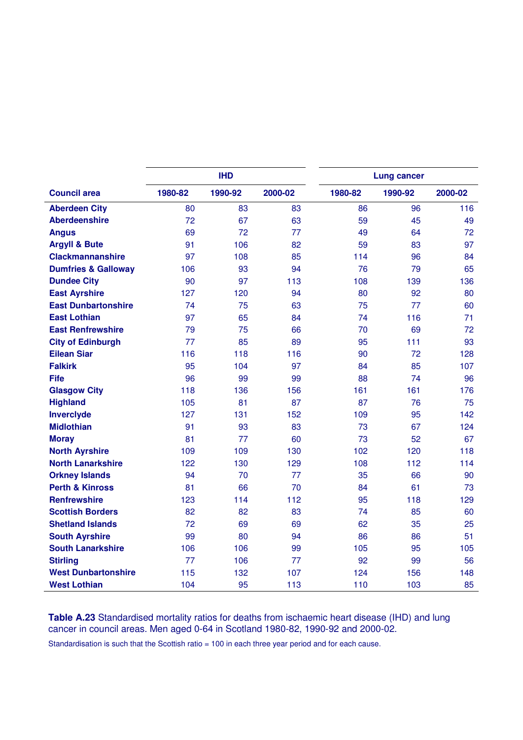| Council area | IHD | | | Lung cancer | | |
|---|---|---|---|---|---|---|
| | 1980-82 | 1990-92 | 2000-02 | 1980-82 | 1990-92 | 2000-02 |
| **Aberdeen City** | 80 | 83 | 83 | 86 | 96 | 116 |
| **Aberdeenshire** | 72 | 67 | 63 | 59 | 45 | 49 |
| **Angus** | 69 | 72 | 77 | 49 | 64 | 72 |
| **Argyll & Bute** | 91 | 106 | 82 | 59 | 83 | 97 |
| **Clackmannanshire** | 97 | 108 | 85 | 114 | 96 | 84 |
| **Dumfries & Galloway** | 106 | 93 | 94 | 76 | 79 | 65 |
| **Dundee City** | 90 | 97 | 113 | 108 | 139 | 136 |
| **East Ayrshire** | 127 | 120 | 94 | 80 | 92 | 80 |
| **East Dunbartonshire** | 74 | 75 | 63 | 75 | 77 | 60 |
| **East Lothian** | 97 | 65 | 84 | 74 | 116 | 71 |
| **East Renfrewshire** | 79 | 75 | 66 | 70 | 69 | 72 |
| **City of Edinburgh** | 77 | 85 | 89 | 95 | 111 | 93 |
| **Eilean Siar** | 116 | 118 | 116 | 90 | 72 | 128 |
| **Falkirk** | 95 | 104 | 97 | 84 | 85 | 107 |
| **Fife** | 96 | 99 | 99 | 88 | 74 | 96 |
| **Glasgow City** | 118 | 136 | 156 | 161 | 161 | 176 |
| **Highland** | 105 | 81 | 87 | 87 | 76 | 75 |
| **Inverclyde** | 127 | 131 | 152 | 109 | 95 | 142 |
| **Midlothian** | 91 | 93 | 83 | 73 | 67 | 124 |
| **Moray** | 81 | 77 | 60 | 73 | 52 | 67 |
| **North Ayrshire** | 109 | 109 | 130 | 102 | 120 | 118 |
| **North Lanarkshire** | 122 | 130 | 129 | 108 | 112 | 114 |
| **Orkney Islands** | 94 | 70 | 77 | 35 | 66 | 90 |
| **Perth & Kinross** | 81 | 66 | 70 | 84 | 61 | 73 |
| **Renfrewshire** | 123 | 114 | 112 | 95 | 118 | 129 |
| **Scottish Borders** | 82 | 82 | 83 | 74 | 85 | 60 |
| **Shetland Islands** | 72 | 69 | 69 | 62 | 35 | 25 |
| **South Ayrshire** | 99 | 80 | 94 | 86 | 86 | 51 |
| **South Lanarkshire** | 106 | 106 | 99 | 105 | 95 | 105 |
| **Stirling** | 77 | 106 | 77 | 92 | 99 | 56 |
| **West Dunbartonshire** | 115 | 132 | 107 | 124 | 156 | 148 |
| **West Lothian** | 104 | 95 | 113 | 110 | 103 | 85 |

**Table A.23** Standardised mortality ratios for deaths from ischaemic heart disease (IHD) and lung cancer in council areas. Men aged 0-64 in Scotland 1980-82, 1990-92 and 2000-02.

Standardisation is such that the Scottish ratio = 100 in each three year period and for each cause.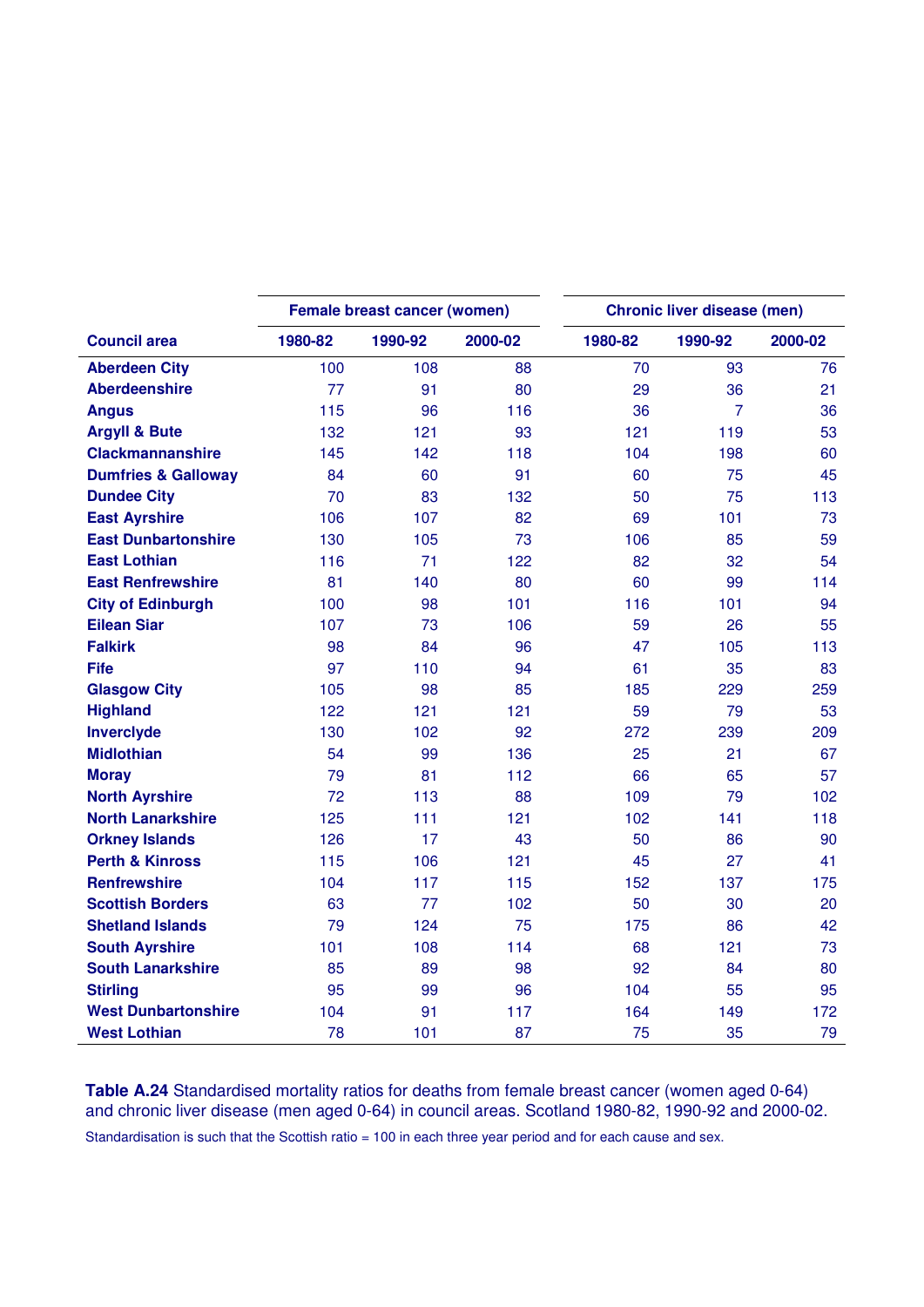| Council area | Female breast cancer (women) | | | Chronic liver disease (men) | | |
|---|---|---|---|---|---|---|
| | 1980-82 | 1990-92 | 2000-02 | 1980-82 | 1990-92 | 2000-02 |
| **Aberdeen City** | 100 | 108 | 88 | 70 | 93 | 76 |
| **Aberdeenshire** | 77 | 91 | 80 | 29 | 36 | 21 |
| **Angus** | 115 | 96 | 116 | 36 | 7 | 36 |
| **Argyll & Bute** | 132 | 121 | 93 | 121 | 119 | 53 |
| **Clackmannanshire** | 145 | 142 | 118 | 104 | 198 | 60 |
| **Dumfries & Galloway** | 84 | 60 | 91 | 60 | 75 | 45 |
| **Dundee City** | 70 | 83 | 132 | 50 | 75 | 113 |
| **East Ayrshire** | 106 | 107 | 82 | 69 | 101 | 73 |
| **East Dunbartonshire** | 130 | 105 | 73 | 106 | 85 | 59 |
| **East Lothian** | 116 | 71 | 122 | 82 | 32 | 54 |
| **East Renfrewshire** | 81 | 140 | 80 | 60 | 99 | 114 |
| **City of Edinburgh** | 100 | 98 | 101 | 116 | 101 | 94 |
| **Eilean Siar** | 107 | 73 | 106 | 59 | 26 | 55 |
| **Falkirk** | 98 | 84 | 96 | 47 | 105 | 113 |
| **Fife** | 97 | 110 | 94 | 61 | 35 | 83 |
| **Glasgow City** | 105 | 98 | 85 | 185 | 229 | 259 |
| **Highland** | 122 | 121 | 121 | 59 | 79 | 53 |
| **Inverclyde** | 130 | 102 | 92 | 272 | 239 | 209 |
| **Midlothian** | 54 | 99 | 136 | 25 | 21 | 67 |
| **Moray** | 79 | 81 | 112 | 66 | 65 | 57 |
| **North Ayrshire** | 72 | 113 | 88 | 109 | 79 | 102 |
| **North Lanarkshire** | 125 | 111 | 121 | 102 | 141 | 118 |
| **Orkney Islands** | 126 | 17 | 43 | 50 | 86 | 90 |
| **Perth & Kinross** | 115 | 106 | 121 | 45 | 27 | 41 |
| **Renfrewshire** | 104 | 117 | 115 | 152 | 137 | 175 |
| **Scottish Borders** | 63 | 77 | 102 | 50 | 30 | 20 |
| **Shetland Islands** | 79 | 124 | 75 | 175 | 86 | 42 |
| **South Ayrshire** | 101 | 108 | 114 | 68 | 121 | 73 |
| **South Lanarkshire** | 85 | 89 | 98 | 92 | 84 | 80 |
| **Stirling** | 95 | 99 | 96 | 104 | 55 | 95 |
| **West Dunbartonshire** | 104 | 91 | 117 | 164 | 149 | 172 |
| **West Lothian** | 78 | 101 | 87 | 75 | 35 | 79 |

**Table A.24** Standardised mortality ratios for deaths from female breast cancer (women aged 0-64) and chronic liver disease (men aged 0-64) in council areas. Scotland 1980-82, 1990-92 and 2000-02.

Standardisation is such that the Scottish ratio = 100 in each three year period and for each cause and sex.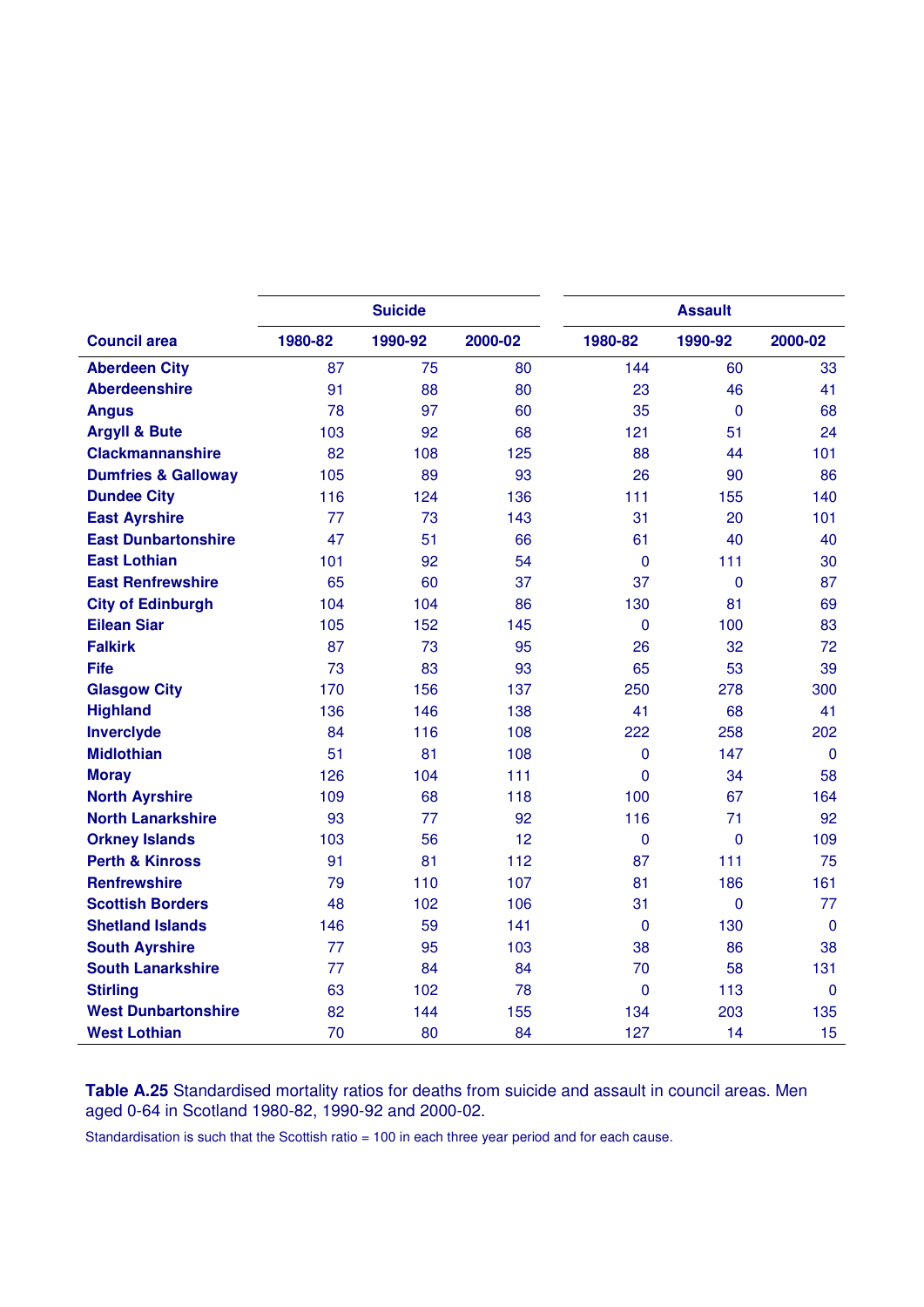| Council area | Suicide | | | Assault | | |
|---|---|---|---|---|---|---|
| | 1980-82 | 1990-92 | 2000-02 | 1980-82 | 1990-92 | 2000-02 |
| **Aberdeen City** | 87 | 75 | 80 | 144 | 60 | 33 |
| **Aberdeenshire** | 91 | 88 | 80 | 23 | 46 | 41 |
| **Angus** | 78 | 97 | 60 | 35 | 0 | 68 |
| **Argyll & Bute** | 103 | 92 | 68 | 121 | 51 | 24 |
| **Clackmannanshire** | 82 | 108 | 125 | 88 | 44 | 101 |
| **Dumfries & Galloway** | 105 | 89 | 93 | 26 | 90 | 86 |
| **Dundee City** | 116 | 124 | 136 | 111 | 155 | 140 |
| **East Ayrshire** | 77 | 73 | 143 | 31 | 20 | 101 |
| **East Dunbartonshire** | 47 | 51 | 66 | 61 | 40 | 40 |
| **East Lothian** | 101 | 92 | 54 | 0 | 111 | 30 |
| **East Renfrewshire** | 65 | 60 | 37 | 37 | 0 | 87 |
| **City of Edinburgh** | 104 | 104 | 86 | 130 | 81 | 69 |
| **Eilean Siar** | 105 | 152 | 145 | 0 | 100 | 83 |
| **Falkirk** | 87 | 73 | 95 | 26 | 32 | 72 |
| **Fife** | 73 | 83 | 93 | 65 | 53 | 39 |
| **Glasgow City** | 170 | 156 | 137 | 250 | 278 | 300 |
| **Highland** | 136 | 146 | 138 | 41 | 68 | 41 |
| **Inverclyde** | 84 | 116 | 108 | 222 | 258 | 202 |
| **Midlothian** | 51 | 81 | 108 | 0 | 147 | 0 |
| **Moray** | 126 | 104 | 111 | 0 | 34 | 58 |
| **North Ayrshire** | 109 | 68 | 118 | 100 | 67 | 164 |
| **North Lanarkshire** | 93 | 77 | 92 | 116 | 71 | 92 |
| **Orkney Islands** | 103 | 56 | 12 | 0 | 0 | 109 |
| **Perth & Kinross** | 91 | 81 | 112 | 87 | 111 | 75 |
| **Renfrewshire** | 79 | 110 | 107 | 81 | 186 | 161 |
| **Scottish Borders** | 48 | 102 | 106 | 31 | 0 | 77 |
| **Shetland Islands** | 146 | 59 | 141 | 0 | 130 | 0 |
| **South Ayrshire** | 77 | 95 | 103 | 38 | 86 | 38 |
| **South Lanarkshire** | 77 | 84 | 84 | 70 | 58 | 131 |
| **Stirling** | 63 | 102 | 78 | 0 | 113 | 0 |
| **West Dunbartonshire** | 82 | 144 | 155 | 134 | 203 | 135 |
| **West Lothian** | 70 | 80 | 84 | 127 | 14 | 15 |

**Table A.25** Standardised mortality ratios for deaths from suicide and assault in council areas. Men aged 0-64 in Scotland 1980-82, 1990-92 and 2000-02.

Standardisation is such that the Scottish ratio = 100 in each three year period and for each cause.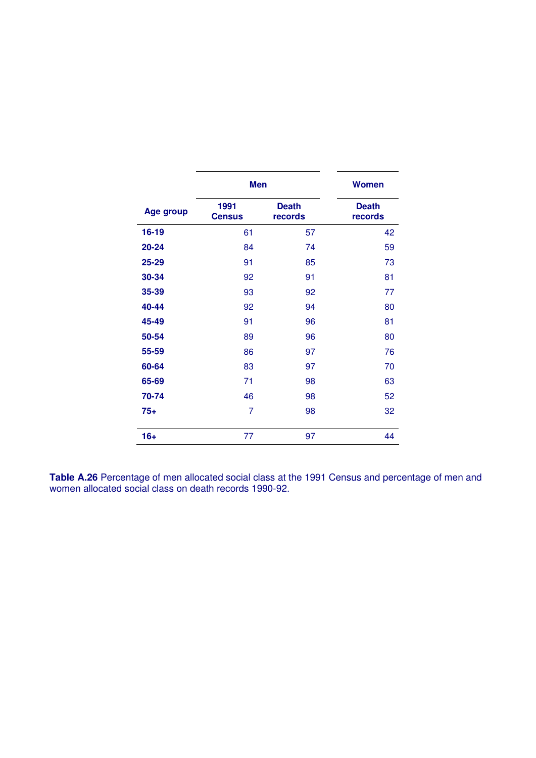| Age group | Men | | Women |
|---|---|---|---|
| | 1991 Census | Death records | Death records |
| **16-19** | 61 | 57 | 42 |
| **20-24** | 84 | 74 | 59 |
| **25-29** | 91 | 85 | 73 |
| **30-34** | 92 | 91 | 81 |
| **35-39** | 93 | 92 | 77 |
| **40-44** | 92 | 94 | 80 |
| **45-49** | 91 | 96 | 81 |
| **50-54** | 89 | 96 | 80 |
| **55-59** | 86 | 97 | 76 |
| **60-64** | 83 | 97 | 70 |
| **65-69** | 71 | 98 | 63 |
| **70-74** | 46 | 98 | 52 |
| **75+** | 7 | 98 | 32 |
| **16+** | 77 | 97 | 44 |

**Table A.26** Percentage of men allocated social class at the 1991 Census and percentage of men and women allocated social class on death records 1990-92.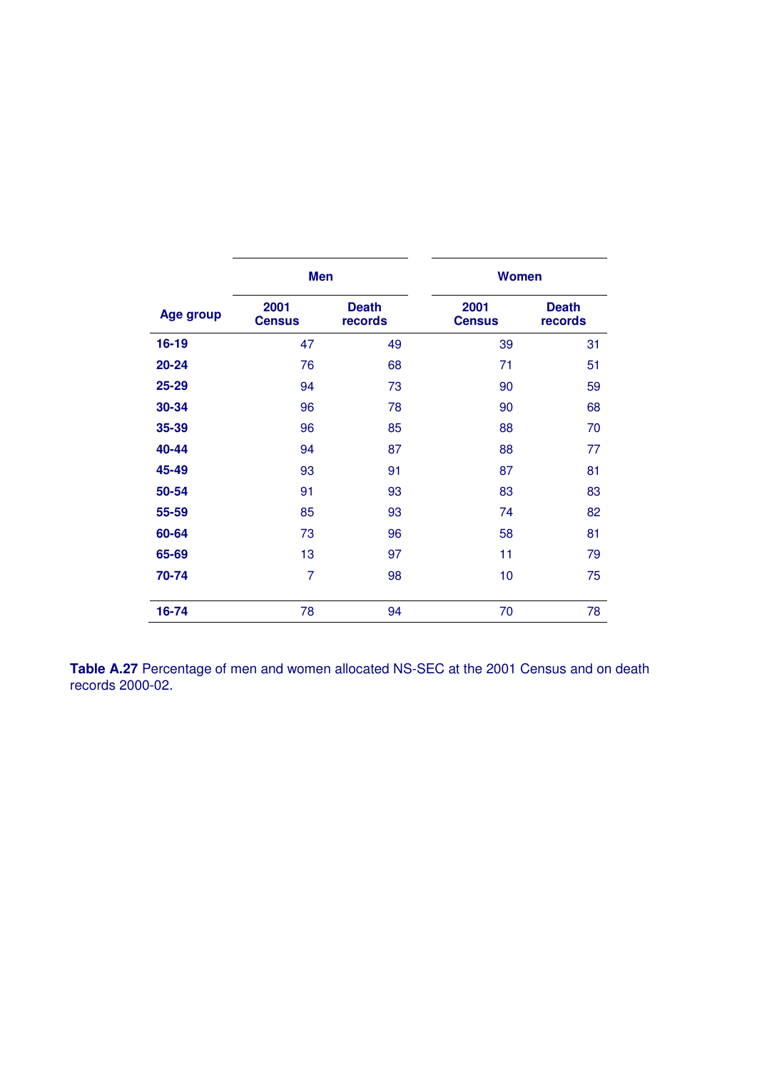| Age group | Men | | Women | |
|---|---|---|---|---|
| | 2001 Census | Death records | 2001 Census | Death records |
| **16-19** | 47 | 49 | 39 | 31 |
| **20-24** | 76 | 68 | 71 | 51 |
| **25-29** | 94 | 73 | 90 | 59 |
| **30-34** | 96 | 78 | 90 | 68 |
| **35-39** | 96 | 85 | 88 | 70 |
| **40-44** | 94 | 87 | 88 | 77 |
| **45-49** | 93 | 91 | 87 | 81 |
| **50-54** | 91 | 93 | 83 | 83 |
| **55-59** | 85 | 93 | 74 | 82 |
| **60-64** | 73 | 96 | 58 | 81 |
| **65-69** | 13 | 97 | 11 | 79 |
| **70-74** | 7 | 98 | 10 | 75 |
| **16-74** | 78 | 94 | 70 | 78 |

**Table A.27** Percentage of men and women allocated NS-SEC at the 2001 Census and on death records 2000-02.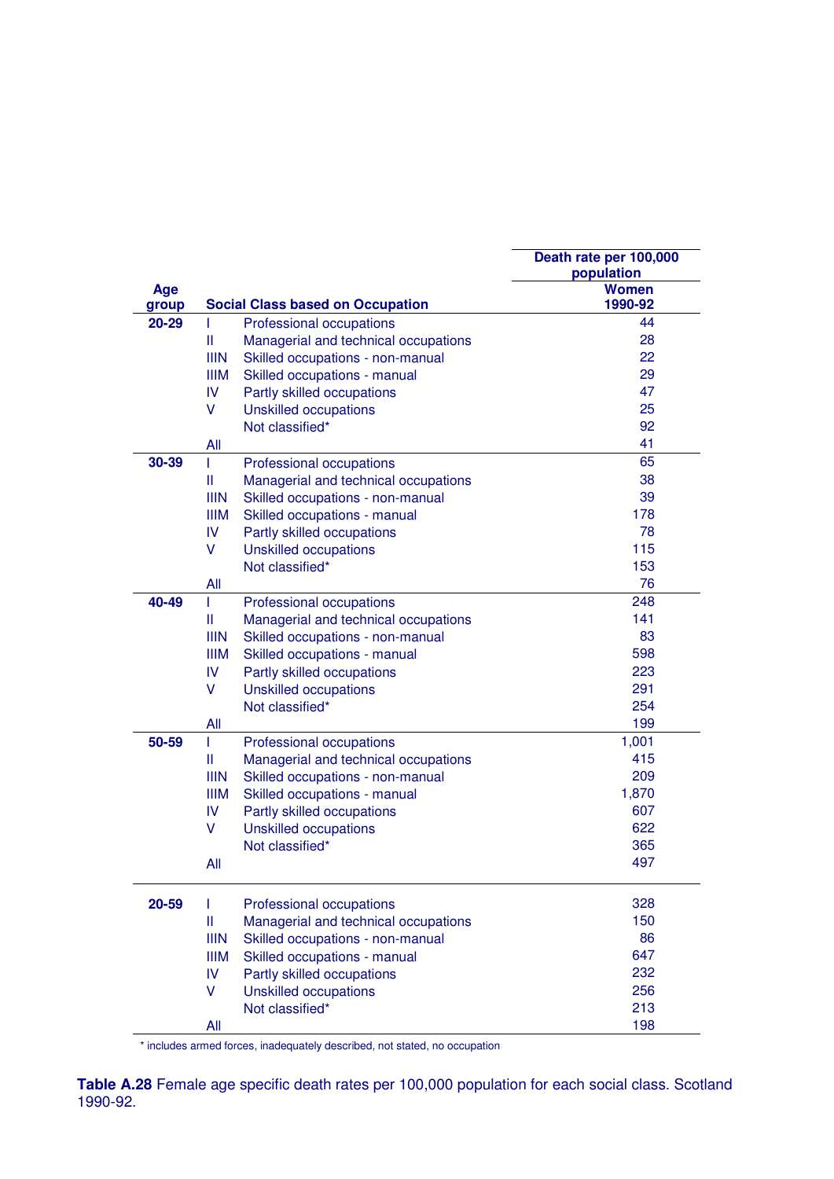| Age group | Social Class based on Occupation | | Death rate per 100,000 population Women 1990-92 |
|---|---|---|---|
| **20-29** | I | Professional occupations | 44 |
| | II | Managerial and technical occupations | 28 |
| | IIIN | Skilled occupations - non-manual | 22 |
| | IIIM | Skilled occupations - manual | 29 |
| | IV | Partly skilled occupations | 47 |
| | V | Unskilled occupations | 25 |
| | | Not classified* | 92 |
| | All | | 41 |
| **30-39** | I | Professional occupations | 65 |
| | II | Managerial and technical occupations | 38 |
| | IIIN | Skilled occupations - non-manual | 39 |
| | IIIM | Skilled occupations - manual | 178 |
| | IV | Partly skilled occupations | 78 |
| | V | Unskilled occupations | 115 |
| | | Not classified* | 153 |
| | All | | 76 |
| **40-49** | I | Professional occupations | 248 |
| | II | Managerial and technical occupations | 141 |
| | IIIN | Skilled occupations - non-manual | 83 |
| | IIIM | Skilled occupations - manual | 598 |
| | IV | Partly skilled occupations | 223 |
| | V | Unskilled occupations | 291 |
| | | Not classified* | 254 |
| | All | | 199 |
| **50-59** | I | Professional occupations | 1,001 |
| | II | Managerial and technical occupations | 415 |
| | IIIN | Skilled occupations - non-manual | 209 |
| | IIIM | Skilled occupations - manual | 1,870 |
| | IV | Partly skilled occupations | 607 |
| | V | Unskilled occupations | 622 |
| | | Not classified* | 365 |
| | All | | 497 |
| **20-59** | I | Professional occupations | 328 |
| | II | Managerial and technical occupations | 150 |
| | IIIN | Skilled occupations - non-manual | 86 |
| | IIIM | Skilled occupations - manual | 647 |
| | IV | Partly skilled occupations | 232 |
| | V | Unskilled occupations | 256 |
| | | Not classified* | 213 |
| | All | | 198 |

* includes armed forces, inadequately described, not stated, no occupation

**Table A.28** Female age specific death rates per 100,000 population for each social class. Scotland 1990-92.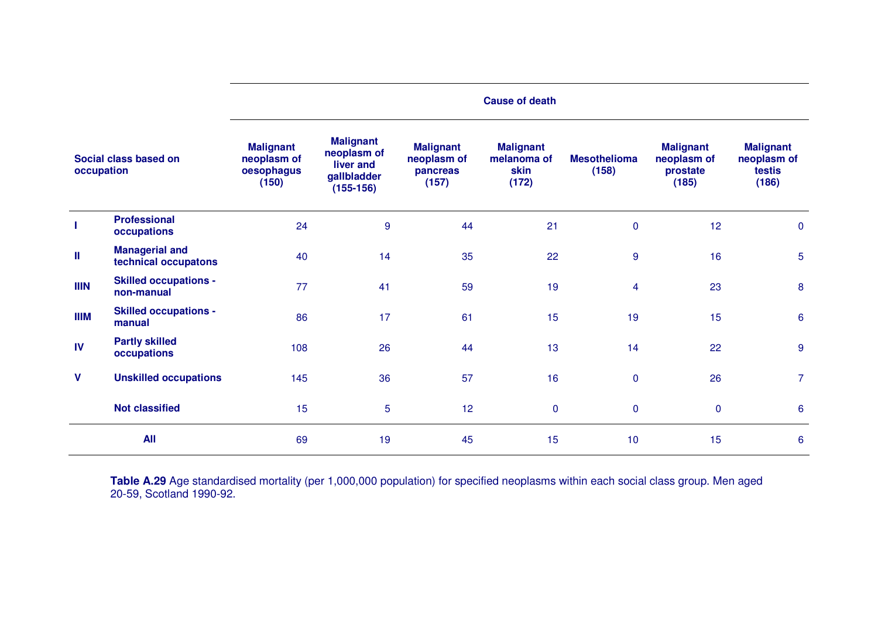| Social class based on occupation | | Cause of death | | | | | | |
|---|---|---|---|---|---|---|---|---|
| | | Malignant neoplasm of oesophagus (150) | Malignant neoplasm of liver and gallbladder (155-156) | Malignant neoplasm of pancreas (157) | Malignant melanoma of skin (172) | Mesothelioma (158) | Malignant neoplasm of prostate (185) | Malignant neoplasm of testis (186) |
| **I** | **Professional occupations** | 24 | 9 | 44 | 21 | 0 | 12 | 0 |
| **II** | **Managerial and technical occupatons** | 40 | 14 | 35 | 22 | 9 | 16 | 5 |
| **IIIN** | **Skilled occupations - non-manual** | 77 | 41 | 59 | 19 | 4 | 23 | 8 |
| **IIIM** | **Skilled occupations - manual** | 86 | 17 | 61 | 15 | 19 | 15 | 6 |
| **IV** | **Partly skilled occupations** | 108 | 26 | 44 | 13 | 14 | 22 | 9 |
| **V** | **Unskilled occupations** | 145 | 36 | 57 | 16 | 0 | 26 | 7 |
| | **Not classified** | 15 | 5 | 12 | 0 | 0 | 0 | 6 |
| | **All** | 69 | 19 | 45 | 15 | 10 | 15 | 6 |

**Table A.29** Age standardised mortality (per 1,000,000 population) for specified neoplasms within each social class group. Men aged 20-59, Scotland 1990-92.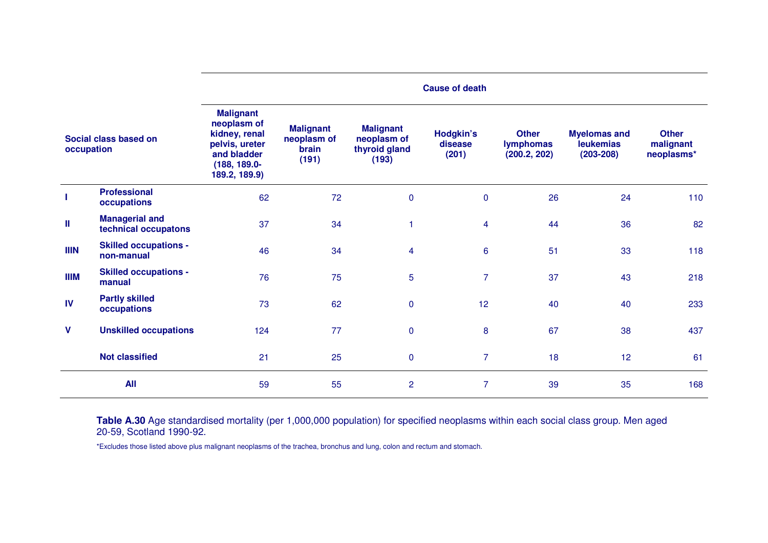| Social class based on occupation | | Cause of death | | | | | | |
|---|---|---|---|---|---|---|---|---|
| | | Malignant neoplasm of kidney, renal pelvis, ureter and bladder (188, 189.0-189.2, 189.9) | Malignant neoplasm of brain (191) | Malignant neoplasm of thyroid gland (193) | Hodgkin's disease (201) | Other lymphomas (200.2, 202) | Myelomas and leukemias (203-208) | Other malignant neoplasms* |
| I | Professional occupations | 62 | 72 | 0 | 0 | 26 | 24 | 110 |
| II | Managerial and technical occupatons | 37 | 34 | 1 | 4 | 44 | 36 | 82 |
| IIIN | Skilled occupations - non-manual | 46 | 34 | 4 | 6 | 51 | 33 | 118 |
| IIIM | Skilled occupations - manual | 76 | 75 | 5 | 7 | 37 | 43 | 218 |
| IV | Partly skilled occupations | 73 | 62 | 0 | 12 | 40 | 40 | 233 |
| V | Unskilled occupations | 124 | 77 | 0 | 8 | 67 | 38 | 437 |
| | Not classified | 21 | 25 | 0 | 7 | 18 | 12 | 61 |
| | All | 59 | 55 | 2 | 7 | 39 | 35 | 168 |

**Table A.30** Age standardised mortality (per 1,000,000 population) for specified neoplasms within each social class group. Men aged 20-59, Scotland 1990-92.

*Excludes those listed above plus malignant neoplasms of the trachea, bronchus and lung, colon and rectum and stomach.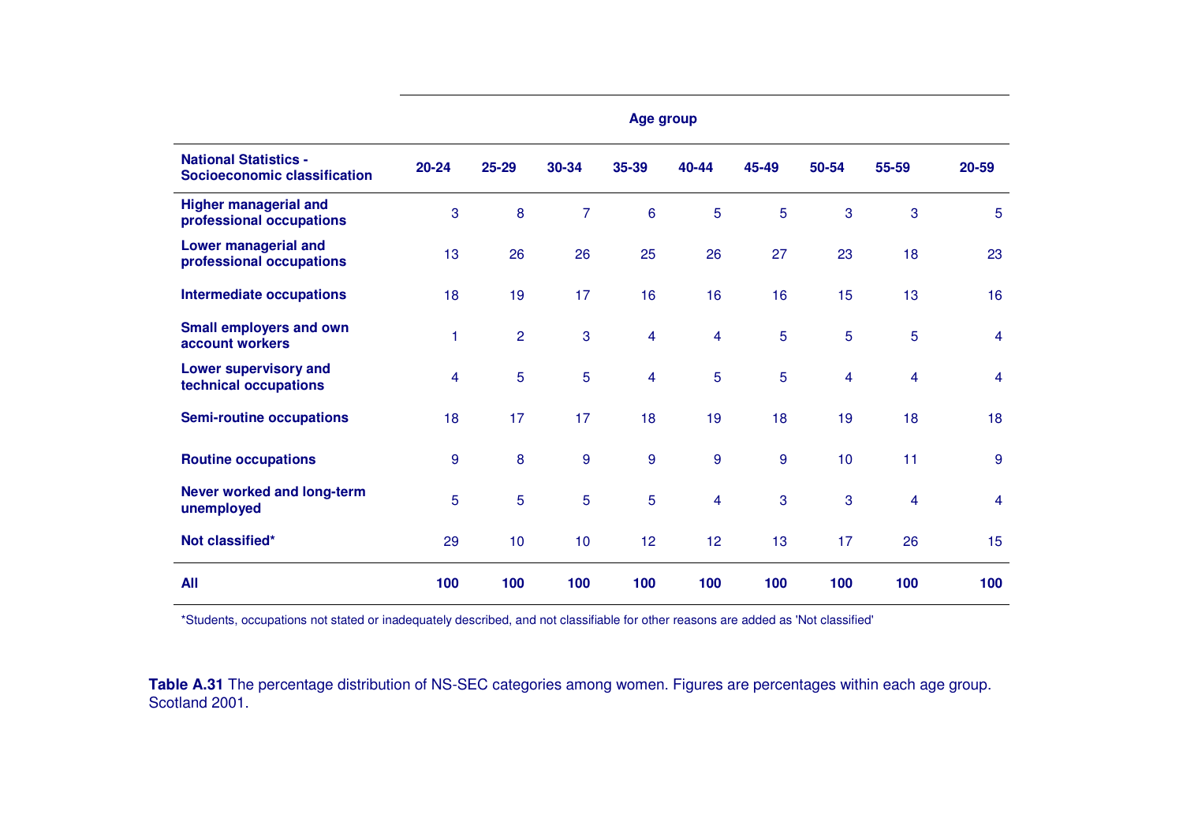| | Age group | | | | | | | | |
|---|---|---|---|---|---|---|---|---|---|
| **National Statistics - Socioeconomic classification** | **20-24** | **25-29** | **30-34** | **35-39** | **40-44** | **45-49** | **50-54** | **55-59** | **20-59** |
| **Higher managerial and professional occupations** | 3 | 8 | 7 | 6 | 5 | 5 | 3 | 3 | 5 |
| **Lower managerial and professional occupations** | 13 | 26 | 26 | 25 | 26 | 27 | 23 | 18 | 23 |
| **Intermediate occupations** | 18 | 19 | 17 | 16 | 16 | 16 | 15 | 13 | 16 |
| **Small employers and own account workers** | 1 | 2 | 3 | 4 | 4 | 5 | 5 | 5 | 4 |
| **Lower supervisory and technical occupations** | 4 | 5 | 5 | 4 | 5 | 5 | 4 | 4 | 4 |
| **Semi-routine occupations** | 18 | 17 | 17 | 18 | 19 | 18 | 19 | 18 | 18 |
| **Routine occupations** | 9 | 8 | 9 | 9 | 9 | 9 | 10 | 11 | 9 |
| **Never worked and long-term unemployed** | 5 | 5 | 5 | 5 | 4 | 3 | 3 | 4 | 4 |
| **Not classified*** | 29 | 10 | 10 | 12 | 12 | 13 | 17 | 26 | 15 |
| **All** | **100** | **100** | **100** | **100** | **100** | **100** | **100** | **100** | **100** |

*Students, occupations not stated or inadequately described, and not classifiable for other reasons are added as 'Not classified'

**Table A.31** The percentage distribution of NS-SEC categories among women. Figures are percentages within each age group. Scotland 2001.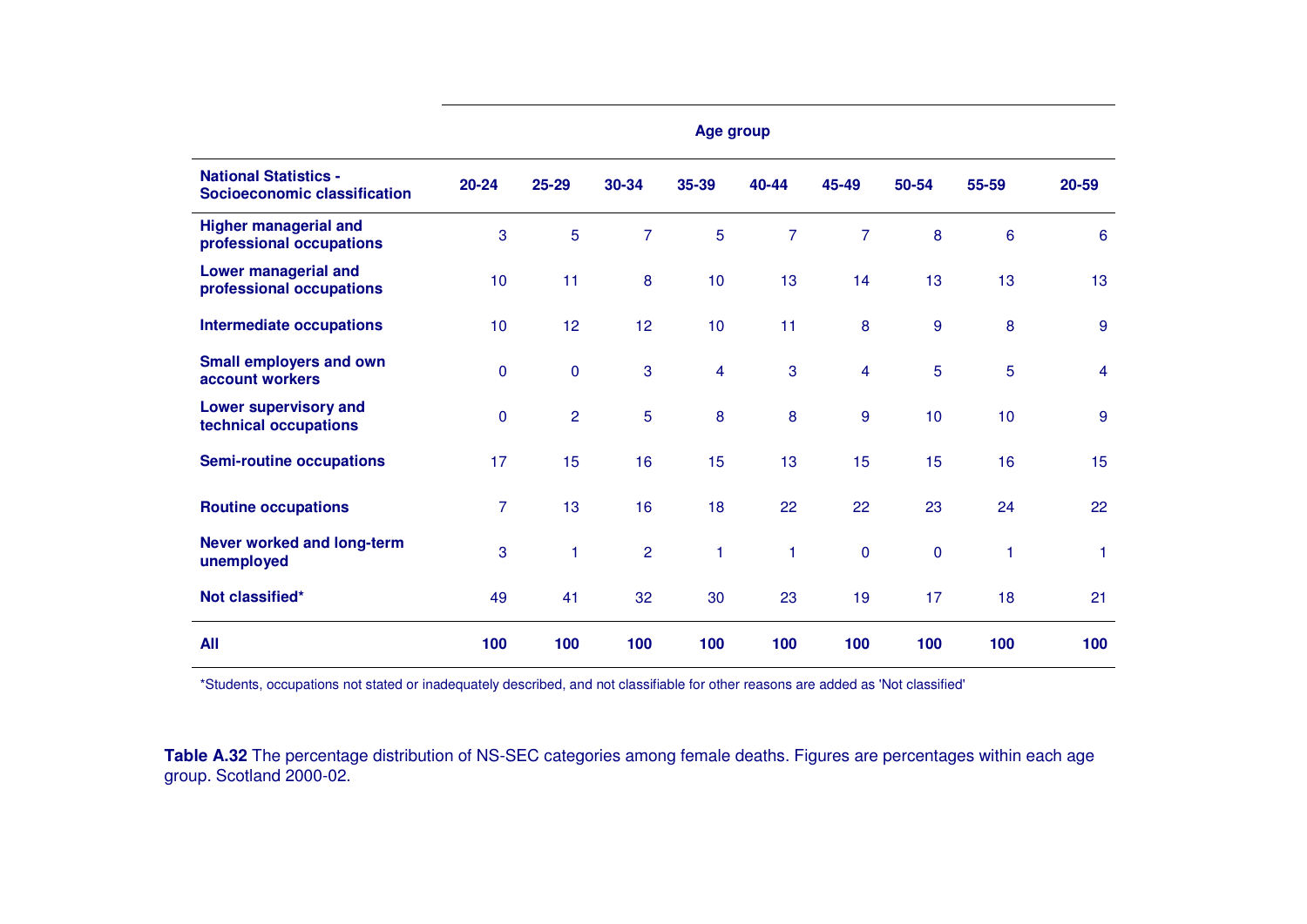| National Statistics - Socioeconomic classification | Age group | | | | | | | | |
|---|---|---|---|---|---|---|---|---|---|
| | 20-24 | 25-29 | 30-34 | 35-39 | 40-44 | 45-49 | 50-54 | 55-59 | 20-59 |
| **Higher managerial and professional occupations** | 3 | 5 | 7 | 5 | 7 | 7 | 8 | 6 | 6 |
| **Lower managerial and professional occupations** | 10 | 11 | 8 | 10 | 13 | 14 | 13 | 13 | 13 |
| **Intermediate occupations** | 10 | 12 | 12 | 10 | 11 | 8 | 9 | 8 | 9 |
| **Small employers and own account workers** | 0 | 0 | 3 | 4 | 3 | 4 | 5 | 5 | 4 |
| **Lower supervisory and technical occupations** | 0 | 2 | 5 | 8 | 8 | 9 | 10 | 10 | 9 |
| **Semi-routine occupations** | 17 | 15 | 16 | 15 | 13 | 15 | 15 | 16 | 15 |
| **Routine occupations** | 7 | 13 | 16 | 18 | 22 | 22 | 23 | 24 | 22 |
| **Never worked and long-term unemployed** | 3 | 1 | 2 | 1 | 1 | 0 | 0 | 1 | 1 |
| **Not classified*** | 49 | 41 | 32 | 30 | 23 | 19 | 17 | 18 | 21 |
| **All** | **100** | **100** | **100** | **100** | **100** | **100** | **100** | **100** | **100** |

*Students, occupations not stated or inadequately described, and not classifiable for other reasons are added as 'Not classified'

**Table A.32** The percentage distribution of NS-SEC categories among female deaths. Figures are percentages within each age group. Scotland 2000-02.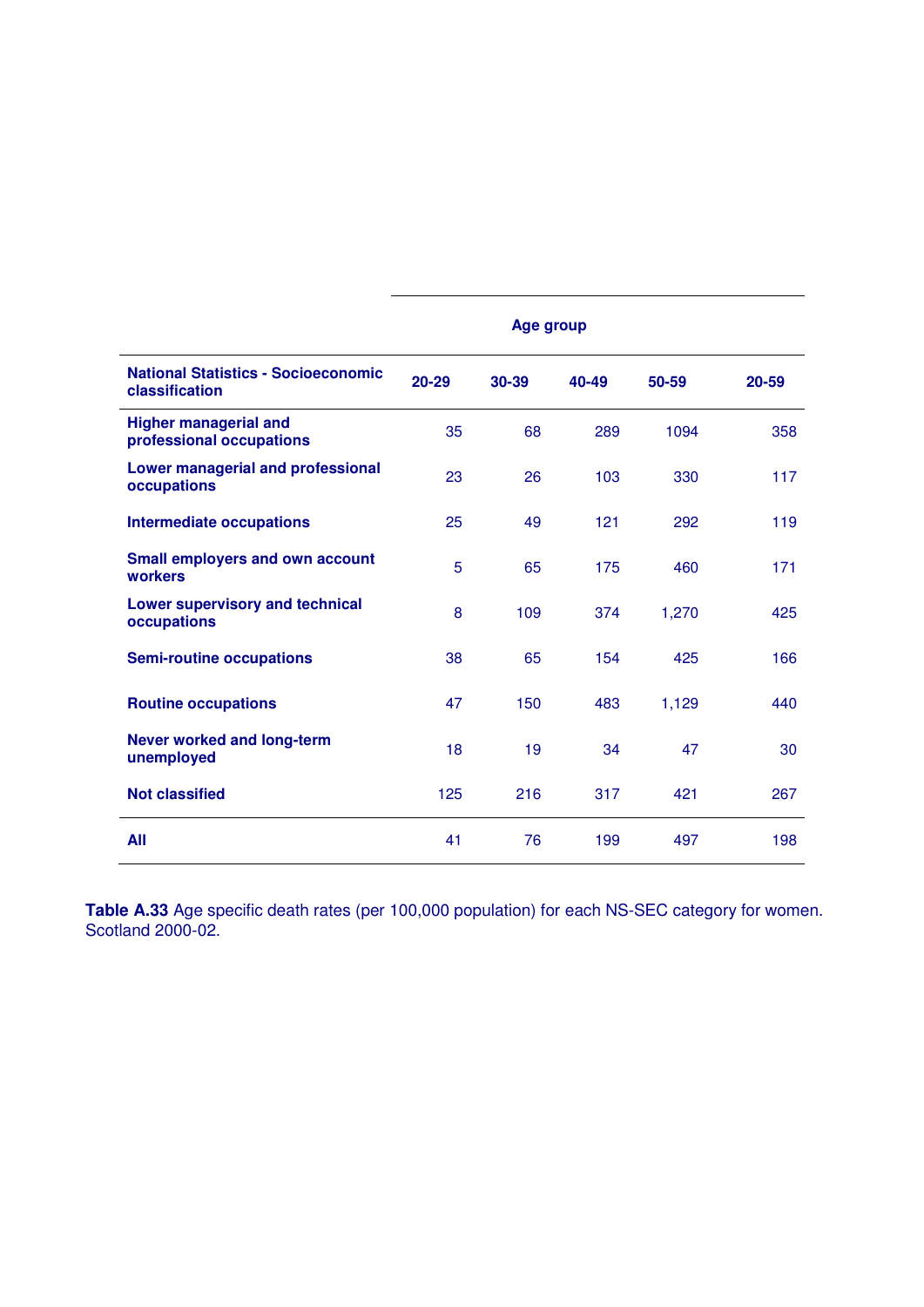| | Age group | | | | |
|---|---|---|---|---|---|
| **National Statistics - Socioeconomic classification** | **20-29** | **30-39** | **40-49** | **50-59** | **20-59** |
| **Higher managerial and professional occupations** | 35 | 68 | 289 | 1094 | 358 |
| **Lower managerial and professional occupations** | 23 | 26 | 103 | 330 | 117 |
| **Intermediate occupations** | 25 | 49 | 121 | 292 | 119 |
| **Small employers and own account workers** | 5 | 65 | 175 | 460 | 171 |
| **Lower supervisory and technical occupations** | 8 | 109 | 374 | 1,270 | 425 |
| **Semi-routine occupations** | 38 | 65 | 154 | 425 | 166 |
| **Routine occupations** | 47 | 150 | 483 | 1,129 | 440 |
| **Never worked and long-term unemployed** | 18 | 19 | 34 | 47 | 30 |
| **Not classified** | 125 | 216 | 317 | 421 | 267 |
| **All** | 41 | 76 | 199 | 497 | 198 |

**Table A.33** Age specific death rates (per 100,000 population) for each NS-SEC category for women. Scotland 2000-02.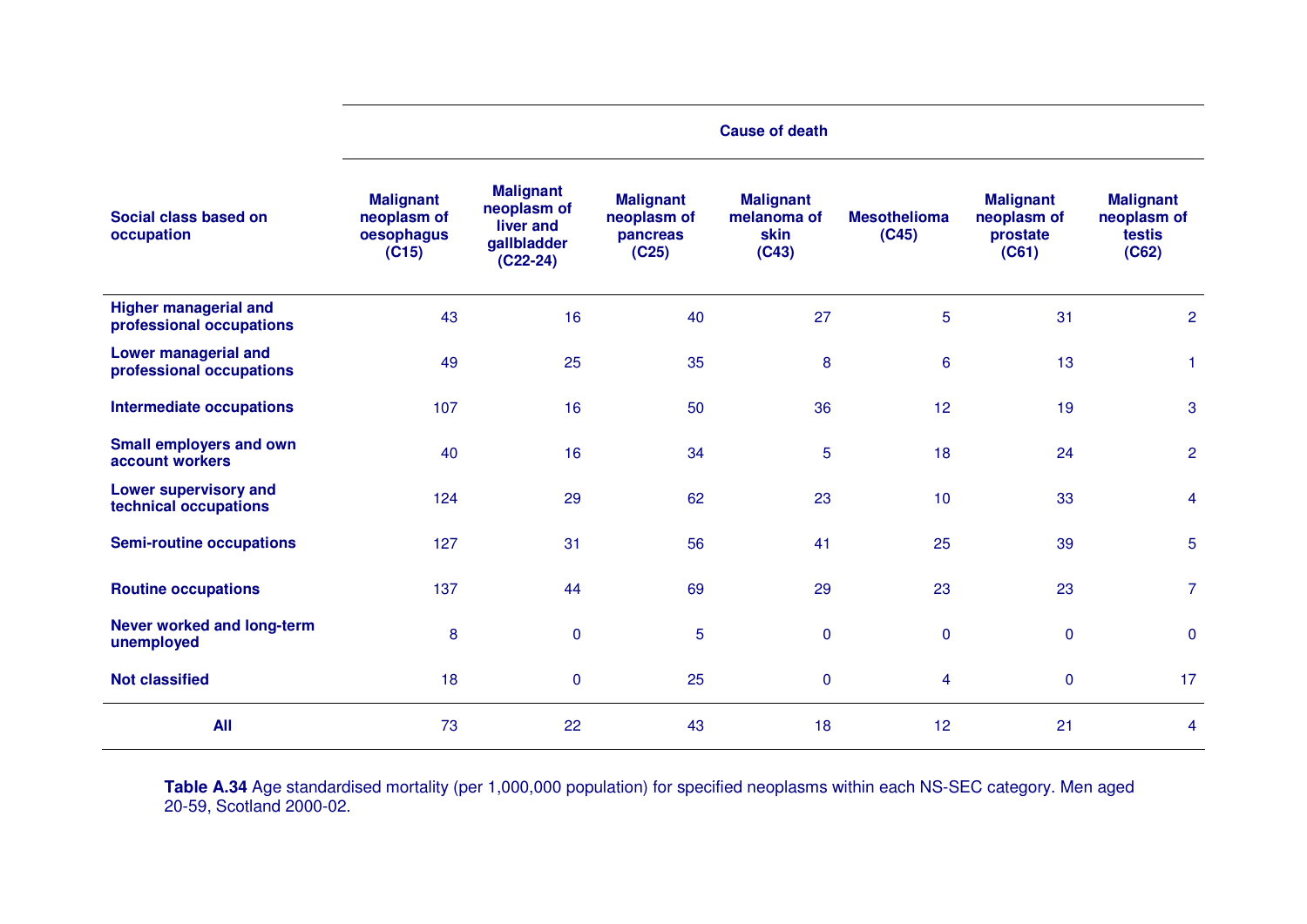| Social class based on occupation | Cause of death | | | | | | |
|---|---|---|---|---|---|---|---|
| | Malignant neoplasm of oesophagus (C15) | Malignant neoplasm of liver and gallbladder (C22-24) | Malignant neoplasm of pancreas (C25) | Malignant melanoma of skin (C43) | Mesothelioma (C45) | Malignant neoplasm of prostate (C61) | Malignant neoplasm of testis (C62) |
| **Higher managerial and professional occupations** | 43 | 16 | 40 | 27 | 5 | 31 | 2 |
| **Lower managerial and professional occupations** | 49 | 25 | 35 | 8 | 6 | 13 | 1 |
| **Intermediate occupations** | 107 | 16 | 50 | 36 | 12 | 19 | 3 |
| **Small employers and own account workers** | 40 | 16 | 34 | 5 | 18 | 24 | 2 |
| **Lower supervisory and technical occupations** | 124 | 29 | 62 | 23 | 10 | 33 | 4 |
| **Semi-routine occupations** | 127 | 31 | 56 | 41 | 25 | 39 | 5 |
| **Routine occupations** | 137 | 44 | 69 | 29 | 23 | 23 | 7 |
| **Never worked and long-term unemployed** | 8 | 0 | 5 | 0 | 0 | 0 | 0 |
| **Not classified** | 18 | 0 | 25 | 0 | 4 | 0 | 17 |
| **All** | 73 | 22 | 43 | 18 | 12 | 21 | 4 |

**Table A.34** Age standardised mortality (per 1,000,000 population) for specified neoplasms within each NS-SEC category. Men aged 20-59, Scotland 2000-02.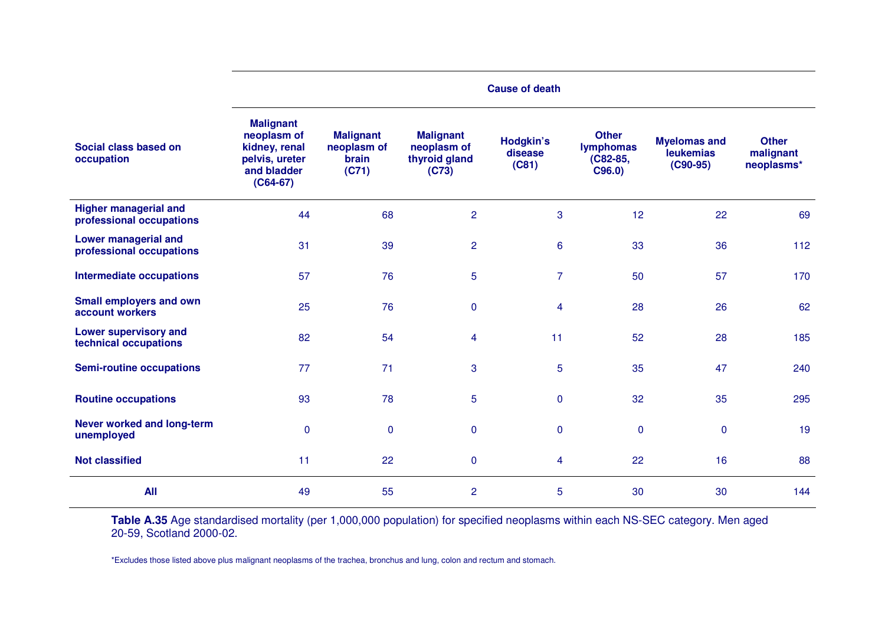| Social class based on occupation | Cause of death | | | | | | |
|---|---|---|---|---|---|---|---|
| | Malignant neoplasm of kidney, renal pelvis, ureter and bladder (C64-67) | Malignant neoplasm of brain (C71) | Malignant neoplasm of thyroid gland (C73) | Hodgkin's disease (C81) | Other lymphomas (C82-85, C96.0) | Myelomas and leukemias (C90-95) | Other malignant neoplasms* |
| **Higher managerial and professional occupations** | 44 | 68 | 2 | 3 | 12 | 22 | 69 |
| **Lower managerial and professional occupations** | 31 | 39 | 2 | 6 | 33 | 36 | 112 |
| **Intermediate occupations** | 57 | 76 | 5 | 7 | 50 | 57 | 170 |
| **Small employers and own account workers** | 25 | 76 | 0 | 4 | 28 | 26 | 62 |
| **Lower supervisory and technical occupations** | 82 | 54 | 4 | 11 | 52 | 28 | 185 |
| **Semi-routine occupations** | 77 | 71 | 3 | 5 | 35 | 47 | 240 |
| **Routine occupations** | 93 | 78 | 5 | 0 | 32 | 35 | 295 |
| **Never worked and long-term unemployed** | 0 | 0 | 0 | 0 | 0 | 0 | 19 |
| **Not classified** | 11 | 22 | 0 | 4 | 22 | 16 | 88 |
| **All** | 49 | 55 | 2 | 5 | 30 | 30 | 144 |

**Table A.35** Age standardised mortality (per 1,000,000 population) for specified neoplasms within each NS-SEC category. Men aged 20-59, Scotland 2000-02.

*Excludes those listed above plus malignant neoplasms of the trachea, bronchus and lung, colon and rectum and stomach.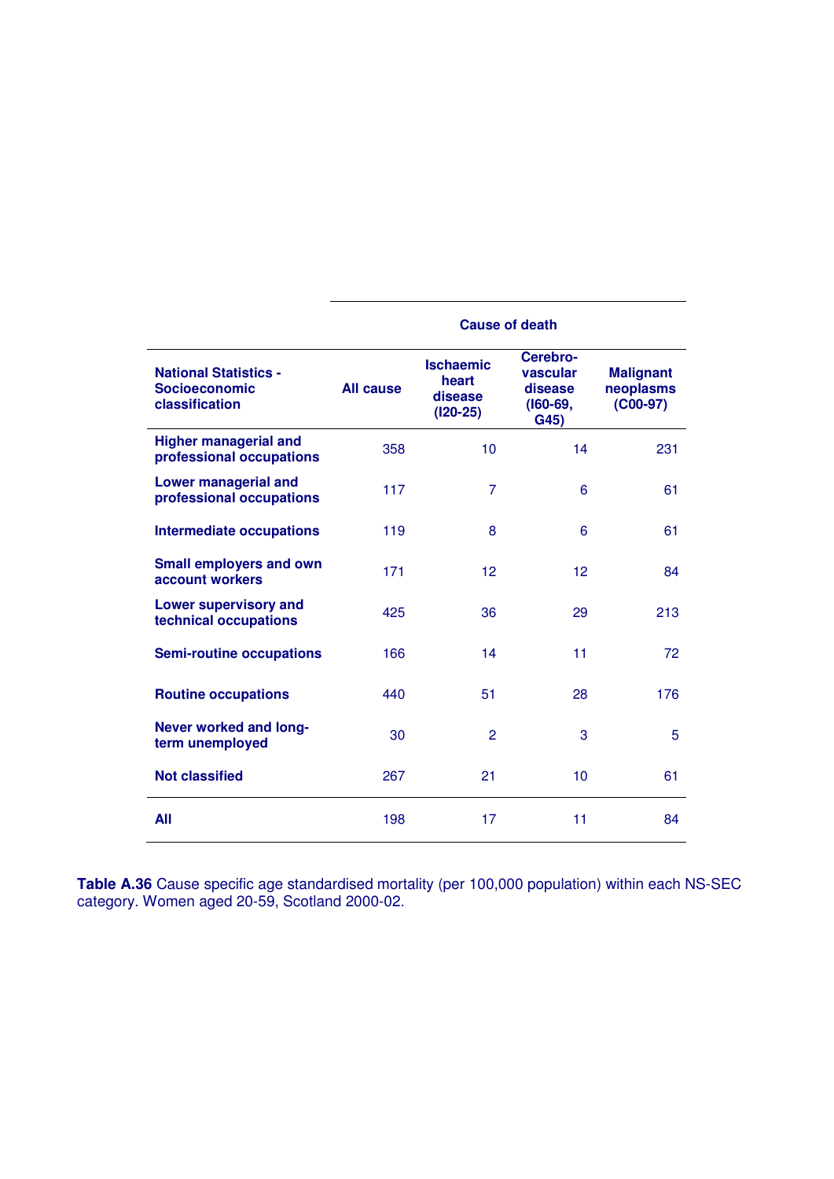| National Statistics - Socioeconomic classification | All cause | Cause of death | | |
|---|---|---|---|---|
| | | Ischaemic heart disease (I20-25) | Cerebro-vascular disease (I60-69, G45) | Malignant neoplasms (C00-97) |
| Higher managerial and professional occupations | 358 | 10 | 14 | 231 |
| Lower managerial and professional occupations | 117 | 7 | 6 | 61 |
| Intermediate occupations | 119 | 8 | 6 | 61 |
| Small employers and own account workers | 171 | 12 | 12 | 84 |
| Lower supervisory and technical occupations | 425 | 36 | 29 | 213 |
| Semi-routine occupations | 166 | 14 | 11 | 72 |
| Routine occupations | 440 | 51 | 28 | 176 |
| Never worked and long-term unemployed | 30 | 2 | 3 | 5 |
| Not classified | 267 | 21 | 10 | 61 |
| All | 198 | 17 | 11 | 84 |

**Table A.36** Cause specific age standardised mortality (per 100,000 population) within each NS-SEC category. Women aged 20-59, Scotland 2000-02.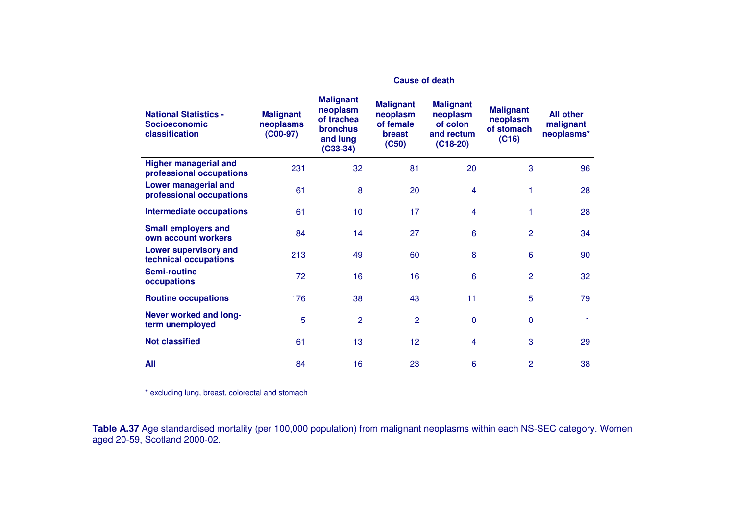| National Statistics - Socioeconomic classification | Cause of death | | | | | |
|---|---|---|---|---|---|---|
| | Malignant neoplasms (C00-97) | Malignant neoplasm of trachea bronchus and lung (C33-34) | Malignant neoplasm of female breast (C50) | Malignant neoplasm of colon and rectum (C18-20) | Malignant neoplasm of stomach (C16) | All other malignant neoplasms* |
| **Higher managerial and professional occupations** | 231 | 32 | 81 | 20 | 3 | 96 |
| **Lower managerial and professional occupations** | 61 | 8 | 20 | 4 | 1 | 28 |
| **Intermediate occupations** | 61 | 10 | 17 | 4 | 1 | 28 |
| **Small employers and own account workers** | 84 | 14 | 27 | 6 | 2 | 34 |
| **Lower supervisory and technical occupations** | 213 | 49 | 60 | 8 | 6 | 90 |
| **Semi-routine occupations** | 72 | 16 | 16 | 6 | 2 | 32 |
| **Routine occupations** | 176 | 38 | 43 | 11 | 5 | 79 |
| **Never worked and long-term unemployed** | 5 | 2 | 2 | 0 | 0 | 1 |
| **Not classified** | 61 | 13 | 12 | 4 | 3 | 29 |
| **All** | 84 | 16 | 23 | 6 | 2 | 38 |

\* excluding lung, breast, colorectal and stomach

**Table A.37** Age standardised mortality (per 100,000 population) from malignant neoplasms within each NS-SEC category. Women aged 20-59, Scotland 2000-02.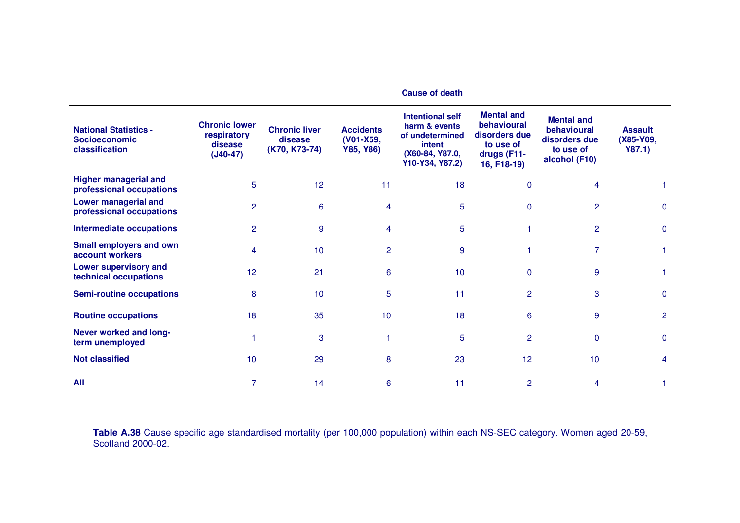| National Statistics - Socioeconomic classification | Cause of death | | | | | | |
|---|---|---|---|---|---|---|---|
| | Chronic lower respiratory disease (J40-47) | Chronic liver disease (K70, K73-74) | Accidents (V01-X59, Y85, Y86) | Intentional self harm & events of undetermined intent (X60-84, Y87.0, Y10-Y34, Y87.2) | Mental and behavioural disorders due to use of drugs (F11-16, F18-19) | Mental and behavioural disorders due to use of alcohol (F10) | Assault (X85-Y09, Y87.1) |
| Higher managerial and professional occupations | 5 | 12 | 11 | 18 | 0 | 4 | 1 |
| Lower managerial and professional occupations | 2 | 6 | 4 | 5 | 0 | 2 | 0 |
| Intermediate occupations | 2 | 9 | 4 | 5 | 1 | 2 | 0 |
| Small employers and own account workers | 4 | 10 | 2 | 9 | 1 | 7 | 1 |
| Lower supervisory and technical occupations | 12 | 21 | 6 | 10 | 0 | 9 | 1 |
| Semi-routine occupations | 8 | 10 | 5 | 11 | 2 | 3 | 0 |
| Routine occupations | 18 | 35 | 10 | 18 | 6 | 9 | 2 |
| Never worked and long-term unemployed | 1 | 3 | 1 | 5 | 2 | 0 | 0 |
| Not classified | 10 | 29 | 8 | 23 | 12 | 10 | 4 |
| All | 7 | 14 | 6 | 11 | 2 | 4 | 1 |

**Table A.38** Cause specific age standardised mortality (per 100,000 population) within each NS-SEC category. Women aged 20-59, Scotland 2000-02.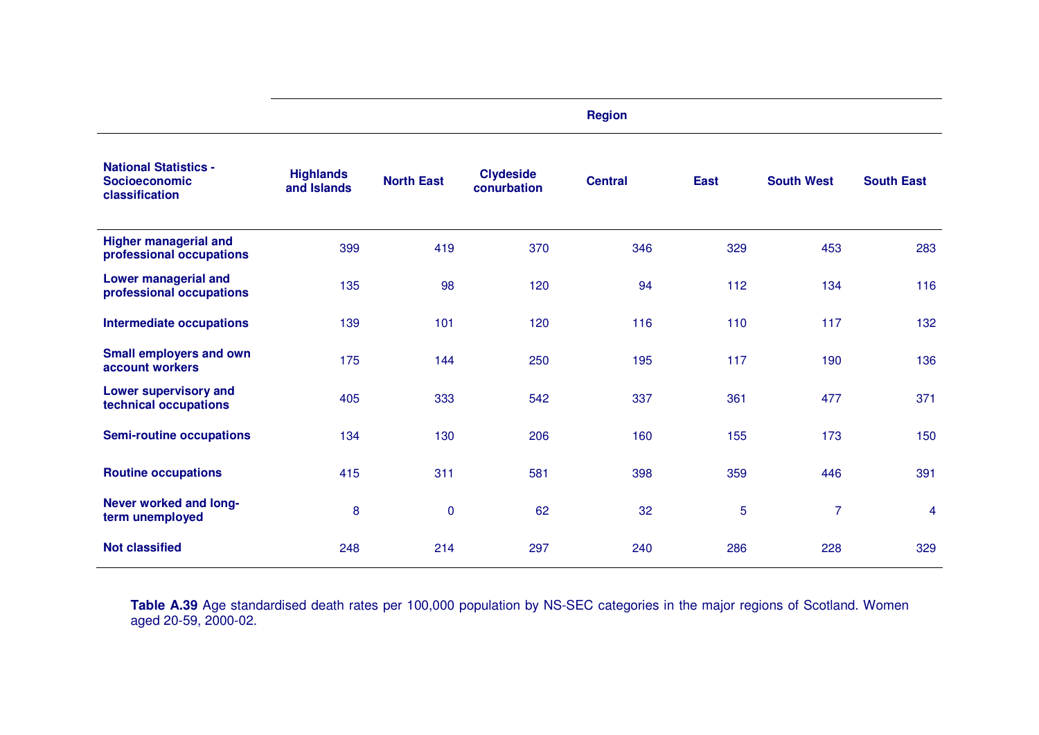| National Statistics - Socioeconomic classification | Region | | | | | | |
|---|---|---|---|---|---|---|---|
| | Highlands and Islands | North East | Clydeside conurbation | Central | East | South West | South East |
| **Higher managerial and professional occupations** | 399 | 419 | 370 | 346 | 329 | 453 | 283 |
| **Lower managerial and professional occupations** | 135 | 98 | 120 | 94 | 112 | 134 | 116 |
| **Intermediate occupations** | 139 | 101 | 120 | 116 | 110 | 117 | 132 |
| **Small employers and own account workers** | 175 | 144 | 250 | 195 | 117 | 190 | 136 |
| **Lower supervisory and technical occupations** | 405 | 333 | 542 | 337 | 361 | 477 | 371 |
| **Semi-routine occupations** | 134 | 130 | 206 | 160 | 155 | 173 | 150 |
| **Routine occupations** | 415 | 311 | 581 | 398 | 359 | 446 | 391 |
| **Never worked and long-term unemployed** | 8 | 0 | 62 | 32 | 5 | 7 | 4 |
| **Not classified** | 248 | 214 | 297 | 240 | 286 | 228 | 329 |

**Table A.39** Age standardised death rates per 100,000 population by NS-SEC categories in the major regions of Scotland. Women aged 20-59, 2000-02.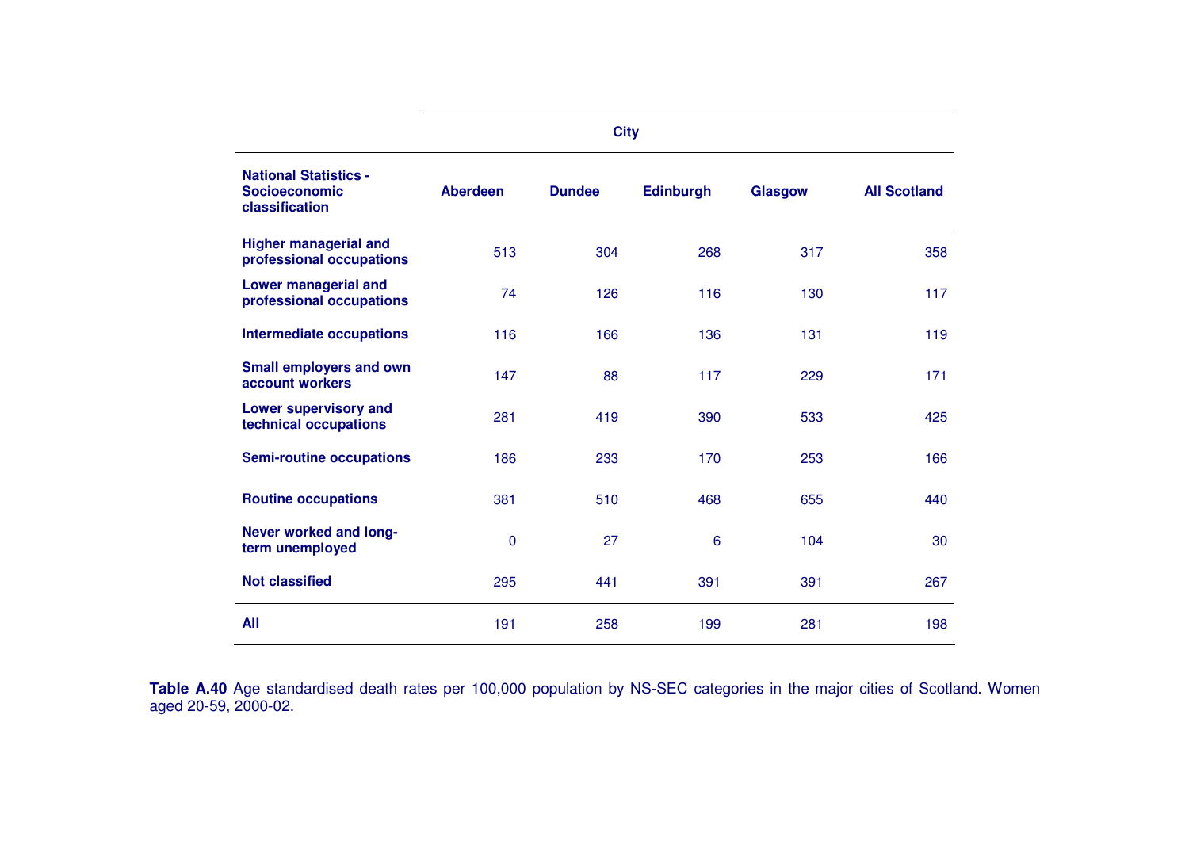| | City | | | | |
|---|---|---|---|---|---|
| National Statistics - Socioeconomic classification | Aberdeen | Dundee | Edinburgh | Glasgow | All Scotland |
| Higher managerial and professional occupations | 513 | 304 | 268 | 317 | 358 |
| Lower managerial and professional occupations | 74 | 126 | 116 | 130 | 117 |
| Intermediate occupations | 116 | 166 | 136 | 131 | 119 |
| Small employers and own account workers | 147 | 88 | 117 | 229 | 171 |
| Lower supervisory and technical occupations | 281 | 419 | 390 | 533 | 425 |
| Semi-routine occupations | 186 | 233 | 170 | 253 | 166 |
| Routine occupations | 381 | 510 | 468 | 655 | 440 |
| Never worked and long-term unemployed | 0 | 27 | 6 | 104 | 30 |
| Not classified | 295 | 441 | 391 | 391 | 267 |
| All | 191 | 258 | 199 | 281 | 198 |

**Table A.40** Age standardised death rates per 100,000 population by NS-SEC categories in the major cities of Scotland. Women aged 20-59, 2000-02.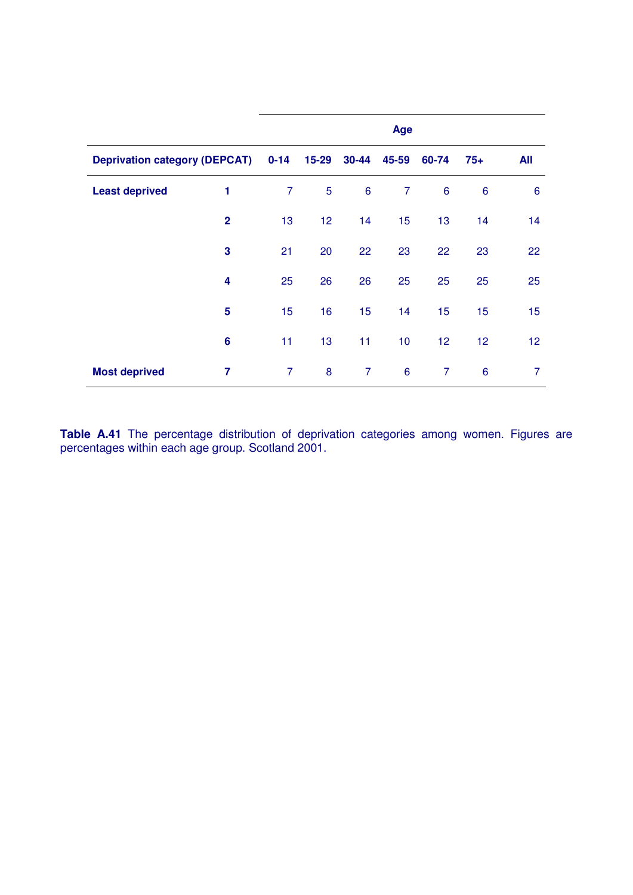| Deprivation category (DEPCAT) | | Age | | | | | | |
|---|---|---|---|---|---|---|---|---|
| | | 0-14 | 15-29 | 30-44 | 45-59 | 60-74 | 75+ | All |
| Least deprived | 1 | 7 | 5 | 6 | 7 | 6 | 6 | 6 |
| | 2 | 13 | 12 | 14 | 15 | 13 | 14 | 14 |
| | 3 | 21 | 20 | 22 | 23 | 22 | 23 | 22 |
| | 4 | 25 | 26 | 26 | 25 | 25 | 25 | 25 |
| | 5 | 15 | 16 | 15 | 14 | 15 | 15 | 15 |
| | 6 | 11 | 13 | 11 | 10 | 12 | 12 | 12 |
| Most deprived | 7 | 7 | 8 | 7 | 6 | 7 | 6 | 7 |

**Table A.41** The percentage distribution of deprivation categories among women. Figures are percentages within each age group. Scotland 2001.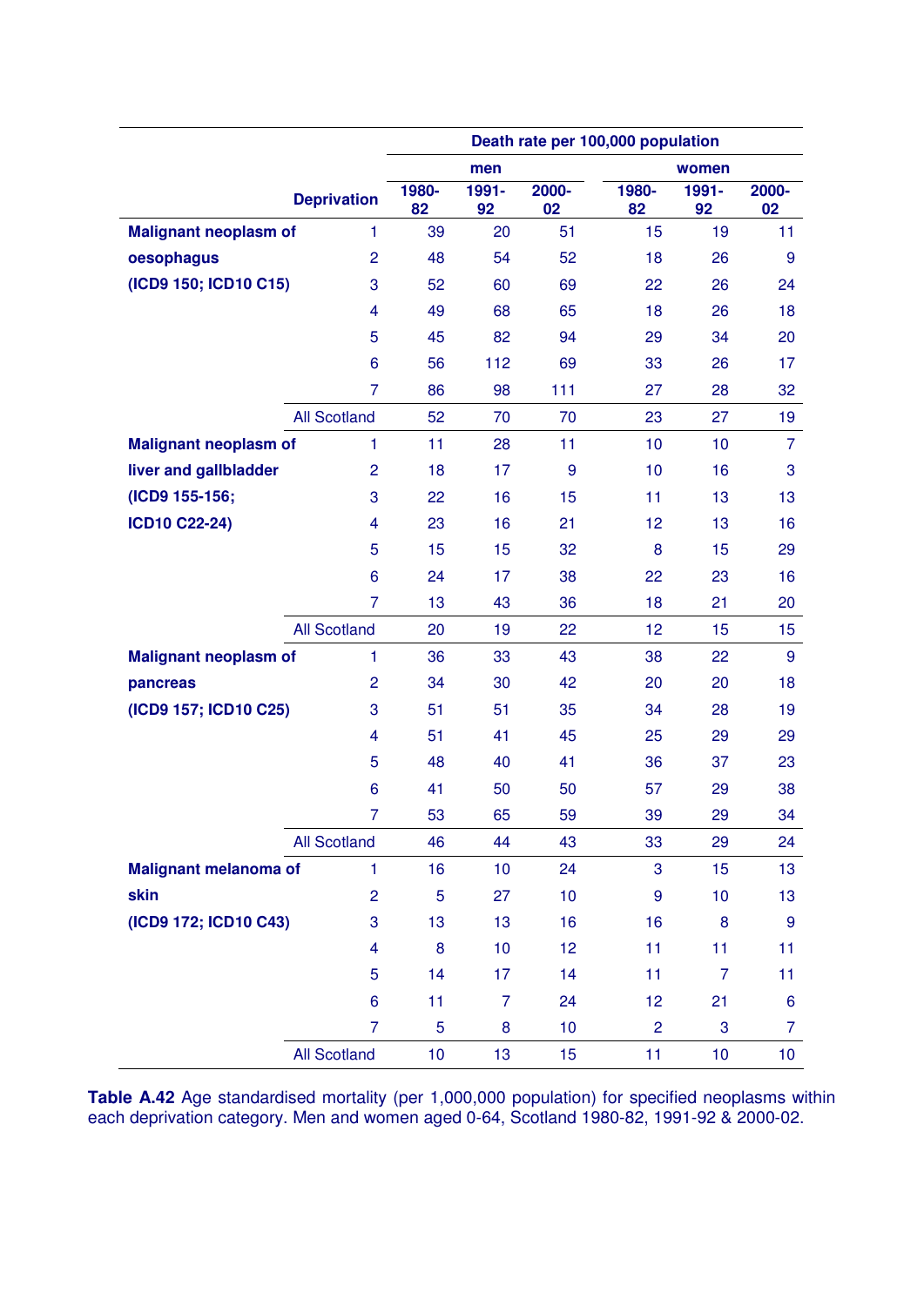| | | Death rate per 100,000 population | | | | | |
|---|---|---|---|---|---|---|---|
| | | men | | | women | | |
| | Deprivation | 1980-82 | 1991-92 | 2000-02 | 1980-82 | 1991-92 | 2000-02 |
| **Malignant neoplasm of oesophagus (ICD9 150; ICD10 C15)** | 1 | 39 | 20 | 51 | 15 | 19 | 11 |
| | 2 | 48 | 54 | 52 | 18 | 26 | 9 |
| | 3 | 52 | 60 | 69 | 22 | 26 | 24 |
| | 4 | 49 | 68 | 65 | 18 | 26 | 18 |
| | 5 | 45 | 82 | 94 | 29 | 34 | 20 |
| | 6 | 56 | 112 | 69 | 33 | 26 | 17 |
| | 7 | 86 | 98 | 111 | 27 | 28 | 32 |
| | All Scotland | 52 | 70 | 70 | 23 | 27 | 19 |
| **Malignant neoplasm of liver and gallbladder (ICD9 155-156; ICD10 C22-24)** | 1 | 11 | 28 | 11 | 10 | 10 | 7 |
| | 2 | 18 | 17 | 9 | 10 | 16 | 3 |
| | 3 | 22 | 16 | 15 | 11 | 13 | 13 |
| | 4 | 23 | 16 | 21 | 12 | 13 | 16 |
| | 5 | 15 | 15 | 32 | 8 | 15 | 29 |
| | 6 | 24 | 17 | 38 | 22 | 23 | 16 |
| | 7 | 13 | 43 | 36 | 18 | 21 | 20 |
| | All Scotland | 20 | 19 | 22 | 12 | 15 | 15 |
| **Malignant neoplasm of pancreas (ICD9 157; ICD10 C25)** | 1 | 36 | 33 | 43 | 38 | 22 | 9 |
| | 2 | 34 | 30 | 42 | 20 | 20 | 18 |
| | 3 | 51 | 51 | 35 | 34 | 28 | 19 |
| | 4 | 51 | 41 | 45 | 25 | 29 | 29 |
| | 5 | 48 | 40 | 41 | 36 | 37 | 23 |
| | 6 | 41 | 50 | 50 | 57 | 29 | 38 |
| | 7 | 53 | 65 | 59 | 39 | 29 | 34 |
| | All Scotland | 46 | 44 | 43 | 33 | 29 | 24 |
| **Malignant melanoma of skin (ICD9 172; ICD10 C43)** | 1 | 16 | 10 | 24 | 3 | 15 | 13 |
| | 2 | 5 | 27 | 10 | 9 | 10 | 13 |
| | 3 | 13 | 13 | 16 | 16 | 8 | 9 |
| | 4 | 8 | 10 | 12 | 11 | 11 | 11 |
| | 5 | 14 | 17 | 14 | 11 | 7 | 11 |
| | 6 | 11 | 7 | 24 | 12 | 21 | 6 |
| | 7 | 5 | 8 | 10 | 2 | 3 | 7 |
| | All Scotland | 10 | 13 | 15 | 11 | 10 | 10 |

**Table A.42** Age standardised mortality (per 1,000,000 population) for specified neoplasms within each deprivation category. Men and women aged 0-64, Scotland 1980-82, 1991-92 & 2000-02.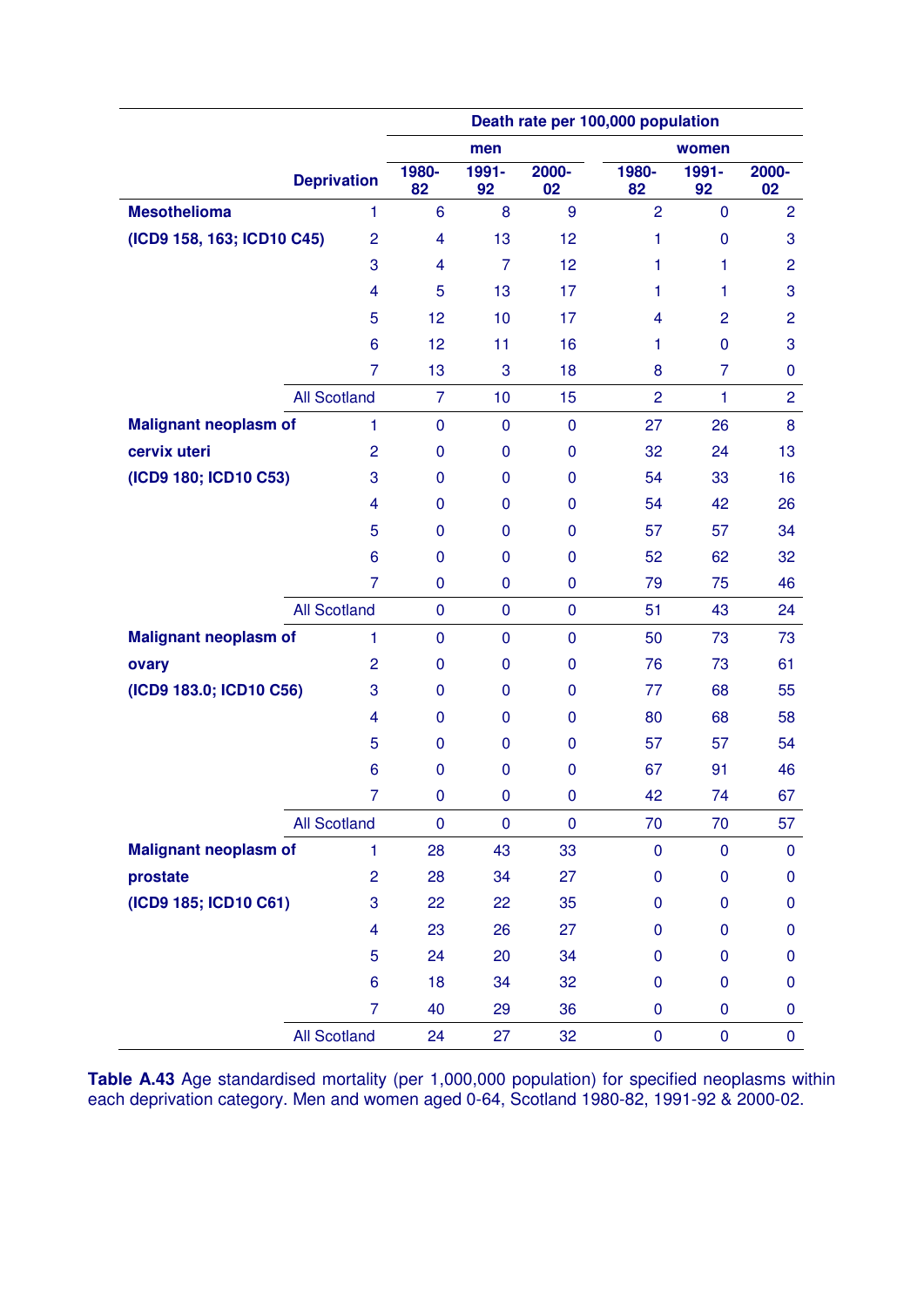| | Deprivation | Death rate per 100,000 population | | | | | |
|---|---|---|---|---|---|---|---|
| | | men | | | women | | |
| | | 1980-82 | 1991-92 | 2000-02 | 1980-82 | 1991-92 | 2000-02 |
| **Mesothelioma** | 1 | 6 | 8 | 9 | 2 | 0 | 2 |
| **(ICD9 158, 163; ICD10 C45)** | 2 | 4 | 13 | 12 | 1 | 0 | 3 |
| | 3 | 4 | 7 | 12 | 1 | 1 | 2 |
| | 4 | 5 | 13 | 17 | 1 | 1 | 3 |
| | 5 | 12 | 10 | 17 | 4 | 2 | 2 |
| | 6 | 12 | 11 | 16 | 1 | 0 | 3 |
| | 7 | 13 | 3 | 18 | 8 | 7 | 0 |
| | All Scotland | 7 | 10 | 15 | 2 | 1 | 2 |
| **Malignant neoplasm of** | 1 | 0 | 0 | 0 | 27 | 26 | 8 |
| **cervix uteri** | 2 | 0 | 0 | 0 | 32 | 24 | 13 |
| **(ICD9 180; ICD10 C53)** | 3 | 0 | 0 | 0 | 54 | 33 | 16 |
| | 4 | 0 | 0 | 0 | 54 | 42 | 26 |
| | 5 | 0 | 0 | 0 | 57 | 57 | 34 |
| | 6 | 0 | 0 | 0 | 52 | 62 | 32 |
| | 7 | 0 | 0 | 0 | 79 | 75 | 46 |
| | All Scotland | 0 | 0 | 0 | 51 | 43 | 24 |
| **Malignant neoplasm of** | 1 | 0 | 0 | 0 | 50 | 73 | 73 |
| **ovary** | 2 | 0 | 0 | 0 | 76 | 73 | 61 |
| **(ICD9 183.0; ICD10 C56)** | 3 | 0 | 0 | 0 | 77 | 68 | 55 |
| | 4 | 0 | 0 | 0 | 80 | 68 | 58 |
| | 5 | 0 | 0 | 0 | 57 | 57 | 54 |
| | 6 | 0 | 0 | 0 | 67 | 91 | 46 |
| | 7 | 0 | 0 | 0 | 42 | 74 | 67 |
| | All Scotland | 0 | 0 | 0 | 70 | 70 | 57 |
| **Malignant neoplasm of** | 1 | 28 | 43 | 33 | 0 | 0 | 0 |
| **prostate** | 2 | 28 | 34 | 27 | 0 | 0 | 0 |
| **(ICD9 185; ICD10 C61)** | 3 | 22 | 22 | 35 | 0 | 0 | 0 |
| | 4 | 23 | 26 | 27 | 0 | 0 | 0 |
| | 5 | 24 | 20 | 34 | 0 | 0 | 0 |
| | 6 | 18 | 34 | 32 | 0 | 0 | 0 |
| | 7 | 40 | 29 | 36 | 0 | 0 | 0 |
| | All Scotland | 24 | 27 | 32 | 0 | 0 | 0 |

**Table A.43** Age standardised mortality (per 1,000,000 population) for specified neoplasms within each deprivation category. Men and women aged 0-64, Scotland 1980-82, 1991-92 & 2000-02.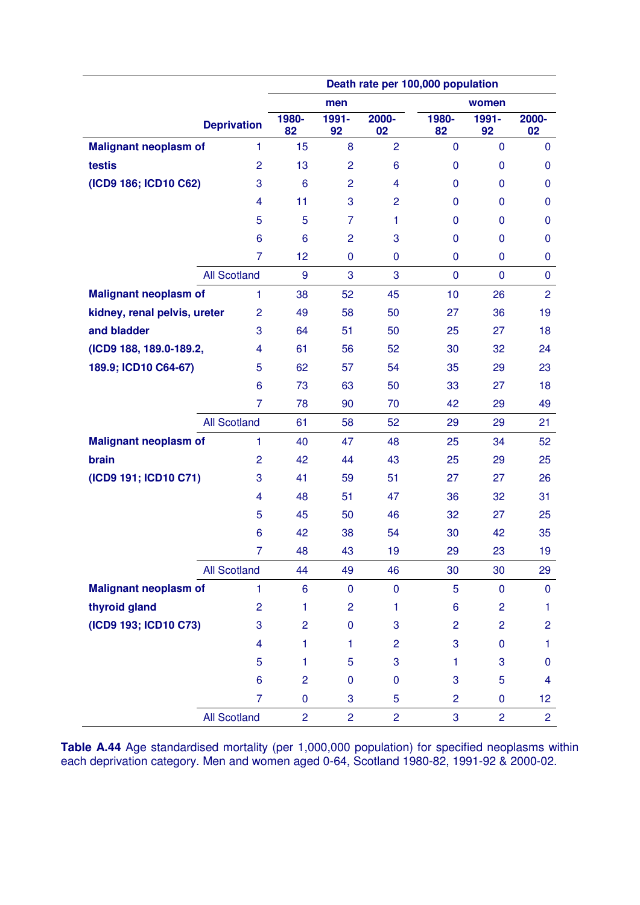| | Deprivation | Death rate per 100,000 population | | | | | |
|---|---|---|---|---|---|---|---|
| | | men | | | women | | |
| | | 1980-82 | 1991-92 | 2000-02 | 1980-82 | 1991-92 | 2000-02 |
| **Malignant neoplasm of testis (ICD9 186; ICD10 C62)** | 1 | 15 | 8 | 2 | 0 | 0 | 0 |
| | 2 | 13 | 2 | 6 | 0 | 0 | 0 |
| | 3 | 6 | 2 | 4 | 0 | 0 | 0 |
| | 4 | 11 | 3 | 2 | 0 | 0 | 0 |
| | 5 | 5 | 7 | 1 | 0 | 0 | 0 |
| | 6 | 6 | 2 | 3 | 0 | 0 | 0 |
| | 7 | 12 | 0 | 0 | 0 | 0 | 0 |
| | All Scotland | 9 | 3 | 3 | 0 | 0 | 0 |
| **Malignant neoplasm of kidney, renal pelvis, ureter and bladder (ICD9 188, 189.0-189.2, 189.9; ICD10 C64-67)** | 1 | 38 | 52 | 45 | 10 | 26 | 2 |
| | 2 | 49 | 58 | 50 | 27 | 36 | 19 |
| | 3 | 64 | 51 | 50 | 25 | 27 | 18 |
| | 4 | 61 | 56 | 52 | 30 | 32 | 24 |
| | 5 | 62 | 57 | 54 | 35 | 29 | 23 |
| | 6 | 73 | 63 | 50 | 33 | 27 | 18 |
| | 7 | 78 | 90 | 70 | 42 | 29 | 49 |
| | All Scotland | 61 | 58 | 52 | 29 | 29 | 21 |
| **Malignant neoplasm of brain (ICD9 191; ICD10 C71)** | 1 | 40 | 47 | 48 | 25 | 34 | 52 |
| | 2 | 42 | 44 | 43 | 25 | 29 | 25 |
| | 3 | 41 | 59 | 51 | 27 | 27 | 26 |
| | 4 | 48 | 51 | 47 | 36 | 32 | 31 |
| | 5 | 45 | 50 | 46 | 32 | 27 | 25 |
| | 6 | 42 | 38 | 54 | 30 | 42 | 35 |
| | 7 | 48 | 43 | 19 | 29 | 23 | 19 |
| | All Scotland | 44 | 49 | 46 | 30 | 30 | 29 |
| **Malignant neoplasm of thyroid gland (ICD9 193; ICD10 C73)** | 1 | 6 | 0 | 0 | 5 | 0 | 0 |
| | 2 | 1 | 2 | 1 | 6 | 2 | 1 |
| | 3 | 2 | 0 | 3 | 2 | 2 | 2 |
| | 4 | 1 | 1 | 2 | 3 | 0 | 1 |
| | 5 | 1 | 5 | 3 | 1 | 3 | 0 |
| | 6 | 2 | 0 | 0 | 3 | 5 | 4 |
| | 7 | 0 | 3 | 5 | 2 | 0 | 12 |
| | All Scotland | 2 | 2 | 2 | 3 | 2 | 2 |

**Table A.44** Age standardised mortality (per 1,000,000 population) for specified neoplasms within each deprivation category. Men and women aged 0-64, Scotland 1980-82, 1991-92 & 2000-02.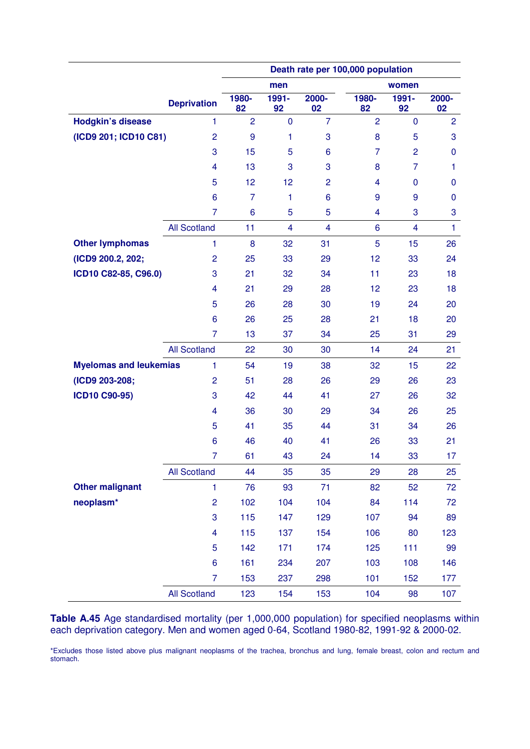| | | Death rate per 100,000 population | | | | | |
|---|---|---|---|---|---|---|---|
| | | men | | | women | | |
| | Deprivation | 1980-82 | 1991-92 | 2000-02 | 1980-82 | 1991-92 | 2000-02 |
| **Hodgkin's disease** | 1 | 2 | 0 | 7 | 2 | 0 | 2 |
| **(ICD9 201; ICD10 C81)** | 2 | 9 | 1 | 3 | 8 | 5 | 3 |
| | 3 | 15 | 5 | 6 | 7 | 2 | 0 |
| | 4 | 13 | 3 | 3 | 8 | 7 | 1 |
| | 5 | 12 | 12 | 2 | 4 | 0 | 0 |
| | 6 | 7 | 1 | 6 | 9 | 9 | 0 |
| | 7 | 6 | 5 | 5 | 4 | 3 | 3 |
| | All Scotland | 11 | 4 | 4 | 6 | 4 | 1 |
| **Other lymphomas** | 1 | 8 | 32 | 31 | 5 | 15 | 26 |
| **(ICD9 200.2, 202;** | 2 | 25 | 33 | 29 | 12 | 33 | 24 |
| **ICD10 C82-85, C96.0)** | 3 | 21 | 32 | 34 | 11 | 23 | 18 |
| | 4 | 21 | 29 | 28 | 12 | 23 | 18 |
| | 5 | 26 | 28 | 30 | 19 | 24 | 20 |
| | 6 | 26 | 25 | 28 | 21 | 18 | 20 |
| | 7 | 13 | 37 | 34 | 25 | 31 | 29 |
| | All Scotland | 22 | 30 | 30 | 14 | 24 | 21 |
| **Myelomas and leukemias** | 1 | 54 | 19 | 38 | 32 | 15 | 22 |
| **(ICD9 203-208;** | 2 | 51 | 28 | 26 | 29 | 26 | 23 |
| **ICD10 C90-95)** | 3 | 42 | 44 | 41 | 27 | 26 | 32 |
| | 4 | 36 | 30 | 29 | 34 | 26 | 25 |
| | 5 | 41 | 35 | 44 | 31 | 34 | 26 |
| | 6 | 46 | 40 | 41 | 26 | 33 | 21 |
| | 7 | 61 | 43 | 24 | 14 | 33 | 17 |
| | All Scotland | 44 | 35 | 35 | 29 | 28 | 25 |
| **Other malignant** | 1 | 76 | 93 | 71 | 82 | 52 | 72 |
| **neoplasm*** | 2 | 102 | 104 | 104 | 84 | 114 | 72 |
| | 3 | 115 | 147 | 129 | 107 | 94 | 89 |
| | 4 | 115 | 137 | 154 | 106 | 80 | 123 |
| | 5 | 142 | 171 | 174 | 125 | 111 | 99 |
| | 6 | 161 | 234 | 207 | 103 | 108 | 146 |
| | 7 | 153 | 237 | 298 | 101 | 152 | 177 |
| | All Scotland | 123 | 154 | 153 | 104 | 98 | 107 |

**Table A.45** Age standardised mortality (per 1,000,000 population) for specified neoplasms within each deprivation category. Men and women aged 0-64, Scotland 1980-82, 1991-92 & 2000-02.

*Excludes those listed above plus malignant neoplasms of the trachea, bronchus and lung, female breast, colon and rectum and stomach.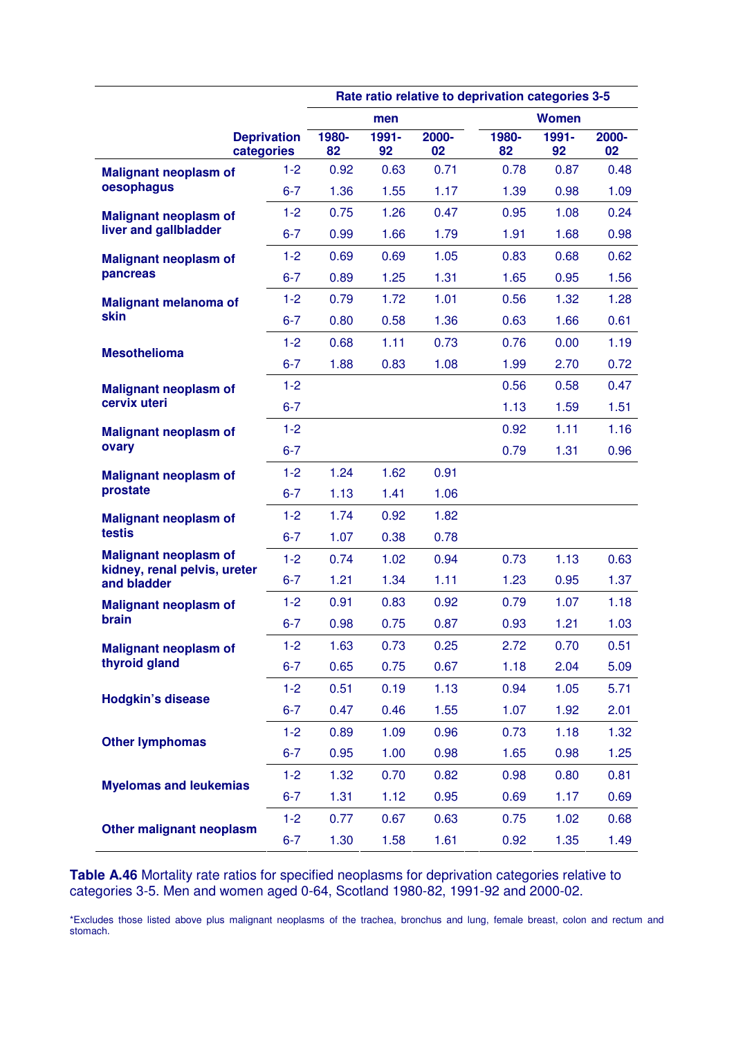| | | Rate ratio relative to deprivation categories 3-5 | | | | | |
|---|---|---|---|---|---|---|---|
| | | men | | | Women | | |
| | Deprivation categories | 1980-82 | 1991-92 | 2000-02 | 1980-82 | 1991-92 | 2000-02 |
| **Malignant neoplasm of oesophagus** | 1-2 | 0.92 | 0.63 | 0.71 | 0.78 | 0.87 | 0.48 |
| | 6-7 | 1.36 | 1.55 | 1.17 | 1.39 | 0.98 | 1.09 |
| **Malignant neoplasm of liver and gallbladder** | 1-2 | 0.75 | 1.26 | 0.47 | 0.95 | 1.08 | 0.24 |
| | 6-7 | 0.99 | 1.66 | 1.79 | 1.91 | 1.68 | 0.98 |
| **Malignant neoplasm of pancreas** | 1-2 | 0.69 | 0.69 | 1.05 | 0.83 | 0.68 | 0.62 |
| | 6-7 | 0.89 | 1.25 | 1.31 | 1.65 | 0.95 | 1.56 |
| **Malignant melanoma of skin** | 1-2 | 0.79 | 1.72 | 1.01 | 0.56 | 1.32 | 1.28 |
| | 6-7 | 0.80 | 0.58 | 1.36 | 0.63 | 1.66 | 0.61 |
| **Mesothelioma** | 1-2 | 0.68 | 1.11 | 0.73 | 0.76 | 0.00 | 1.19 |
| | 6-7 | 1.88 | 0.83 | 1.08 | 1.99 | 2.70 | 0.72 |
| **Malignant neoplasm of cervix uteri** | 1-2 | | | | 0.56 | 0.58 | 0.47 |
| | 6-7 | | | | 1.13 | 1.59 | 1.51 |
| **Malignant neoplasm of ovary** | 1-2 | | | | 0.92 | 1.11 | 1.16 |
| | 6-7 | | | | 0.79 | 1.31 | 0.96 |
| **Malignant neoplasm of prostate** | 1-2 | 1.24 | 1.62 | 0.91 | | | |
| | 6-7 | 1.13 | 1.41 | 1.06 | | | |
| **Malignant neoplasm of testis** | 1-2 | 1.74 | 0.92 | 1.82 | | | |
| | 6-7 | 1.07 | 0.38 | 0.78 | | | |
| **Malignant neoplasm of kidney, renal pelvis, ureter and bladder** | 1-2 | 0.74 | 1.02 | 0.94 | 0.73 | 1.13 | 0.63 |
| | 6-7 | 1.21 | 1.34 | 1.11 | 1.23 | 0.95 | 1.37 |
| **Malignant neoplasm of brain** | 1-2 | 0.91 | 0.83 | 0.92 | 0.79 | 1.07 | 1.18 |
| | 6-7 | 0.98 | 0.75 | 0.87 | 0.93 | 1.21 | 1.03 |
| **Malignant neoplasm of thyroid gland** | 1-2 | 1.63 | 0.73 | 0.25 | 2.72 | 0.70 | 0.51 |
| | 6-7 | 0.65 | 0.75 | 0.67 | 1.18 | 2.04 | 5.09 |
| **Hodgkin's disease** | 1-2 | 0.51 | 0.19 | 1.13 | 0.94 | 1.05 | 5.71 |
| | 6-7 | 0.47 | 0.46 | 1.55 | 1.07 | 1.92 | 2.01 |
| **Other lymphomas** | 1-2 | 0.89 | 1.09 | 0.96 | 0.73 | 1.18 | 1.32 |
| | 6-7 | 0.95 | 1.00 | 0.98 | 1.65 | 0.98 | 1.25 |
| **Myelomas and leukemias** | 1-2 | 1.32 | 0.70 | 0.82 | 0.98 | 0.80 | 0.81 |
| | 6-7 | 1.31 | 1.12 | 0.95 | 0.69 | 1.17 | 0.69 |
| **Other malignant neoplasm** | 1-2 | 0.77 | 0.67 | 0.63 | 0.75 | 1.02 | 0.68 |
| | 6-7 | 1.30 | 1.58 | 1.61 | 0.92 | 1.35 | 1.49 |

**Table A.46** Mortality rate ratios for specified neoplasms for deprivation categories relative to categories 3-5. Men and women aged 0-64, Scotland 1980-82, 1991-92 and 2000-02.

*Excludes those listed above plus malignant neoplasms of the trachea, bronchus and lung, female breast, colon and rectum and stomach.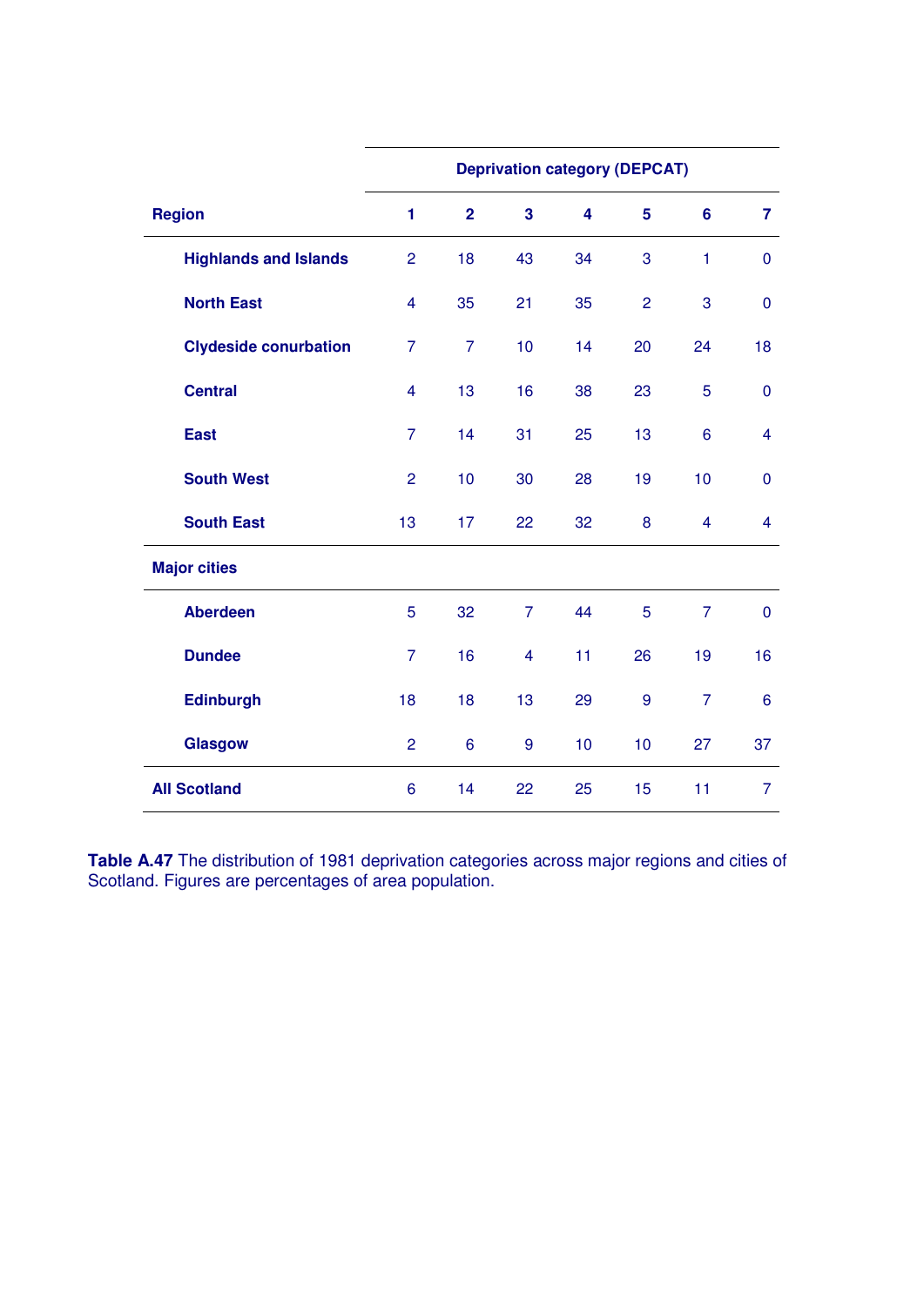| | Deprivation category (DEPCAT) | | | | | | |
|---|---|---|---|---|---|---|---|
| **Region** | **1** | **2** | **3** | **4** | **5** | **6** | **7** |
| **Highlands and Islands** | 2 | 18 | 43 | 34 | 3 | 1 | 0 |
| **North East** | 4 | 35 | 21 | 35 | 2 | 3 | 0 |
| **Clydeside conurbation** | 7 | 7 | 10 | 14 | 20 | 24 | 18 |
| **Central** | 4 | 13 | 16 | 38 | 23 | 5 | 0 |
| **East** | 7 | 14 | 31 | 25 | 13 | 6 | 4 |
| **South West** | 2 | 10 | 30 | 28 | 19 | 10 | 0 |
| **South East** | 13 | 17 | 22 | 32 | 8 | 4 | 4 |
| **Major cities** | | | | | | | |
| **Aberdeen** | 5 | 32 | 7 | 44 | 5 | 7 | 0 |
| **Dundee** | 7 | 16 | 4 | 11 | 26 | 19 | 16 |
| **Edinburgh** | 18 | 18 | 13 | 29 | 9 | 7 | 6 |
| **Glasgow** | 2 | 6 | 9 | 10 | 10 | 27 | 37 |
| **All Scotland** | 6 | 14 | 22 | 25 | 15 | 11 | 7 |

**Table A.47** The distribution of 1981 deprivation categories across major regions and cities of Scotland. Figures are percentages of area population.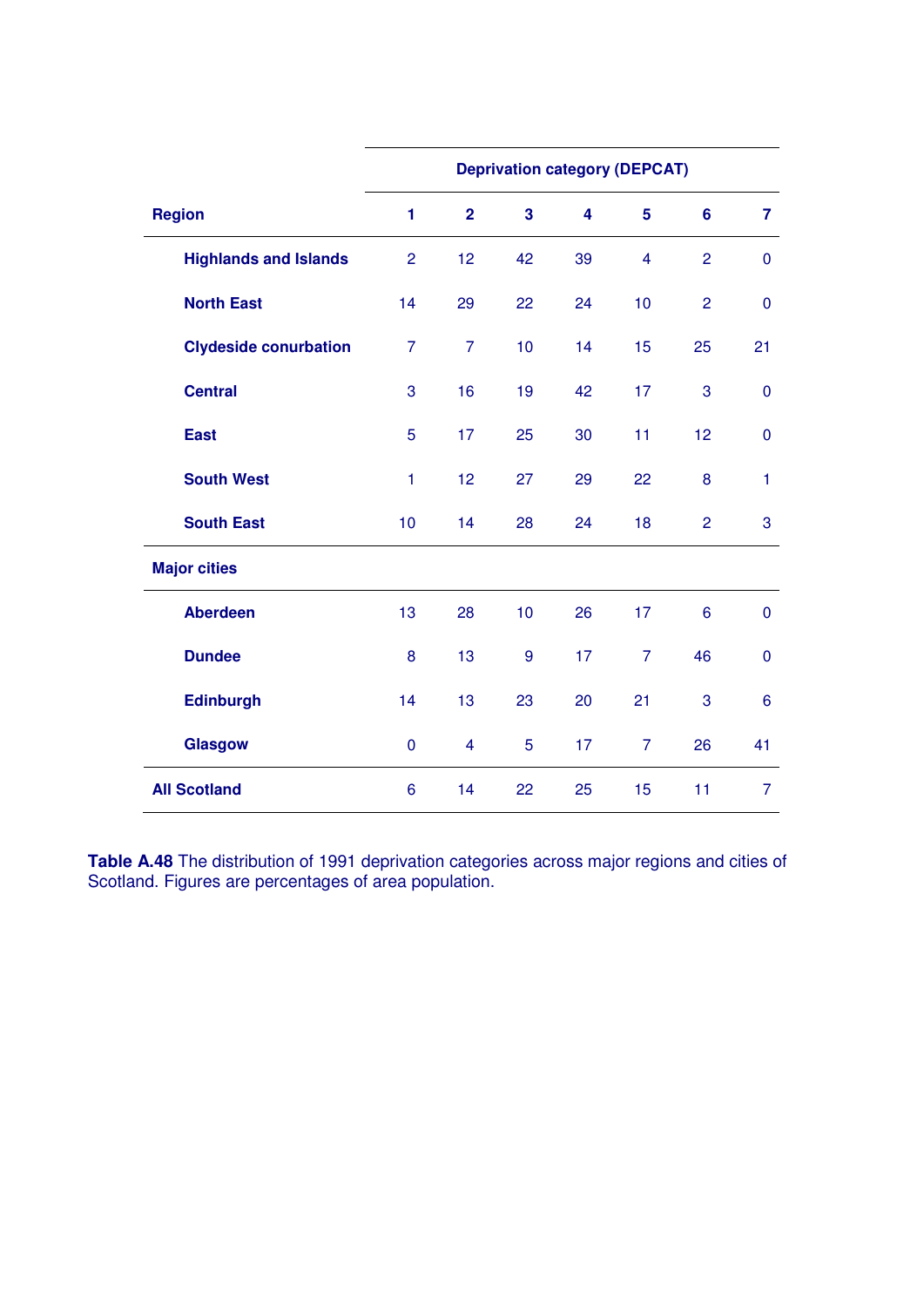| Region | Deprivation category (DEPCAT) | | | | | | |
|---|---|---|---|---|---|---|---|
| | 1 | 2 | 3 | 4 | 5 | 6 | 7 |
| Highlands and Islands | 2 | 12 | 42 | 39 | 4 | 2 | 0 |
| North East | 14 | 29 | 22 | 24 | 10 | 2 | 0 |
| Clydeside conurbation | 7 | 7 | 10 | 14 | 15 | 25 | 21 |
| Central | 3 | 16 | 19 | 42 | 17 | 3 | 0 |
| East | 5 | 17 | 25 | 30 | 11 | 12 | 0 |
| South West | 1 | 12 | 27 | 29 | 22 | 8 | 1 |
| South East | 10 | 14 | 28 | 24 | 18 | 2 | 3 |
| **Major cities** | | | | | | | |
| Aberdeen | 13 | 28 | 10 | 26 | 17 | 6 | 0 |
| Dundee | 8 | 13 | 9 | 17 | 7 | 46 | 0 |
| Edinburgh | 14 | 13 | 23 | 20 | 21 | 3 | 6 |
| Glasgow | 0 | 4 | 5 | 17 | 7 | 26 | 41 |
| **All Scotland** | 6 | 14 | 22 | 25 | 15 | 11 | 7 |

**Table A.48** The distribution of 1991 deprivation categories across major regions and cities of Scotland. Figures are percentages of area population.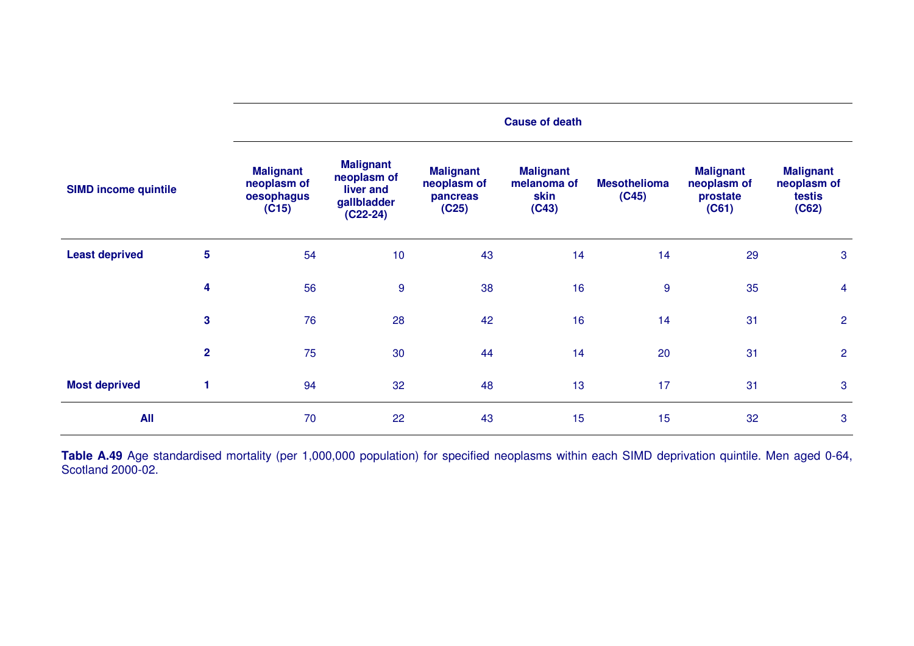| SIMD income quintile | | Cause of death | | | | | | |
|---|---|---|---|---|---|---|---|---|
| | | Malignant neoplasm of oesophagus (C15) | Malignant neoplasm of liver and gallbladder (C22-24) | Malignant neoplasm of pancreas (C25) | Malignant melanoma of skin (C43) | Mesothelioma (C45) | Malignant neoplasm of prostate (C61) | Malignant neoplasm of testis (C62) |
| **Least deprived** | **5** | 54 | 10 | 43 | 14 | 14 | 29 | 3 |
| | **4** | 56 | 9 | 38 | 16 | 9 | 35 | 4 |
| | **3** | 76 | 28 | 42 | 16 | 14 | 31 | 2 |
| | **2** | 75 | 30 | 44 | 14 | 20 | 31 | 2 |
| **Most deprived** | **1** | 94 | 32 | 48 | 13 | 17 | 31 | 3 |
| **All** | | 70 | 22 | 43 | 15 | 15 | 32 | 3 |

**Table A.49** Age standardised mortality (per 1,000,000 population) for specified neoplasms within each SIMD deprivation quintile. Men aged 0-64, Scotland 2000-02.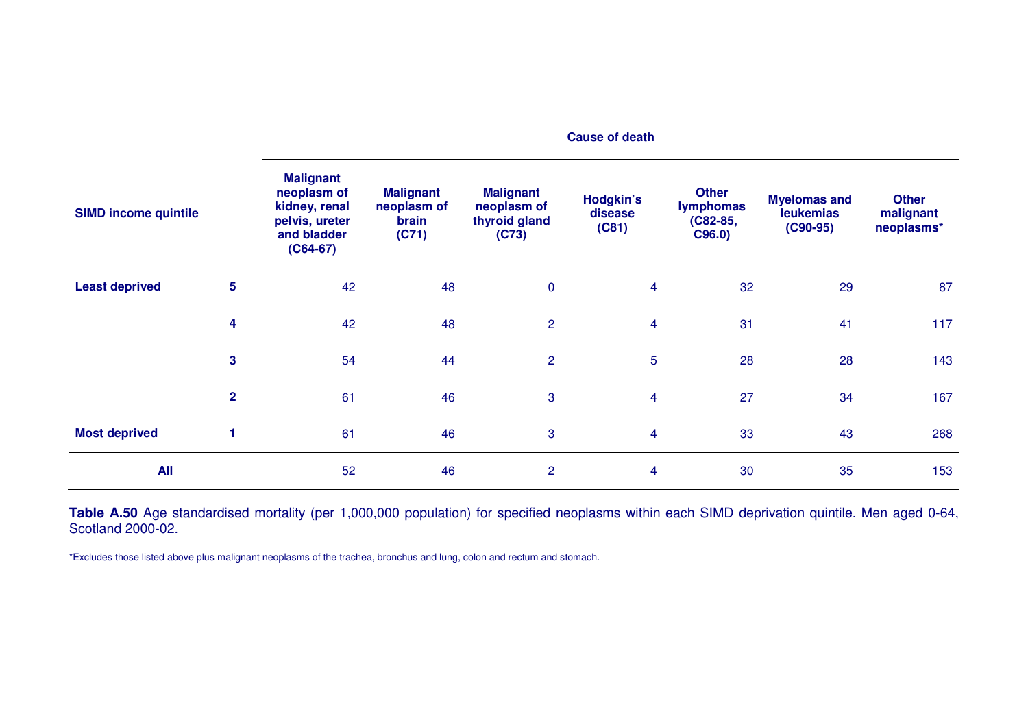| SIMD income quintile | | Cause of death | | | | | | |
|---|---|---|---|---|---|---|---|---|
| | | **Malignant neoplasm of kidney, renal pelvis, ureter and bladder (C64-67)** | **Malignant neoplasm of brain (C71)** | **Malignant neoplasm of thyroid gland (C73)** | **Hodgkin's disease (C81)** | **Other lymphomas (C82-85, C96.0)** | **Myelomas and leukemias (C90-95)** | **Other malignant neoplasms*** |
| **Least deprived** | **5** | 42 | 48 | 0 | 4 | 32 | 29 | 87 |
| | **4** | 42 | 48 | 2 | 4 | 31 | 41 | 117 |
| | **3** | 54 | 44 | 2 | 5 | 28 | 28 | 143 |
| | **2** | 61 | 46 | 3 | 4 | 27 | 34 | 167 |
| **Most deprived** | **1** | 61 | 46 | 3 | 4 | 33 | 43 | 268 |
| **All** | | 52 | 46 | 2 | 4 | 30 | 35 | 153 |

**Table A.50** Age standardised mortality (per 1,000,000 population) for specified neoplasms within each SIMD deprivation quintile. Men aged 0-64, Scotland 2000-02.

*Excludes those listed above plus malignant neoplasms of the trachea, bronchus and lung, colon and rectum and stomach.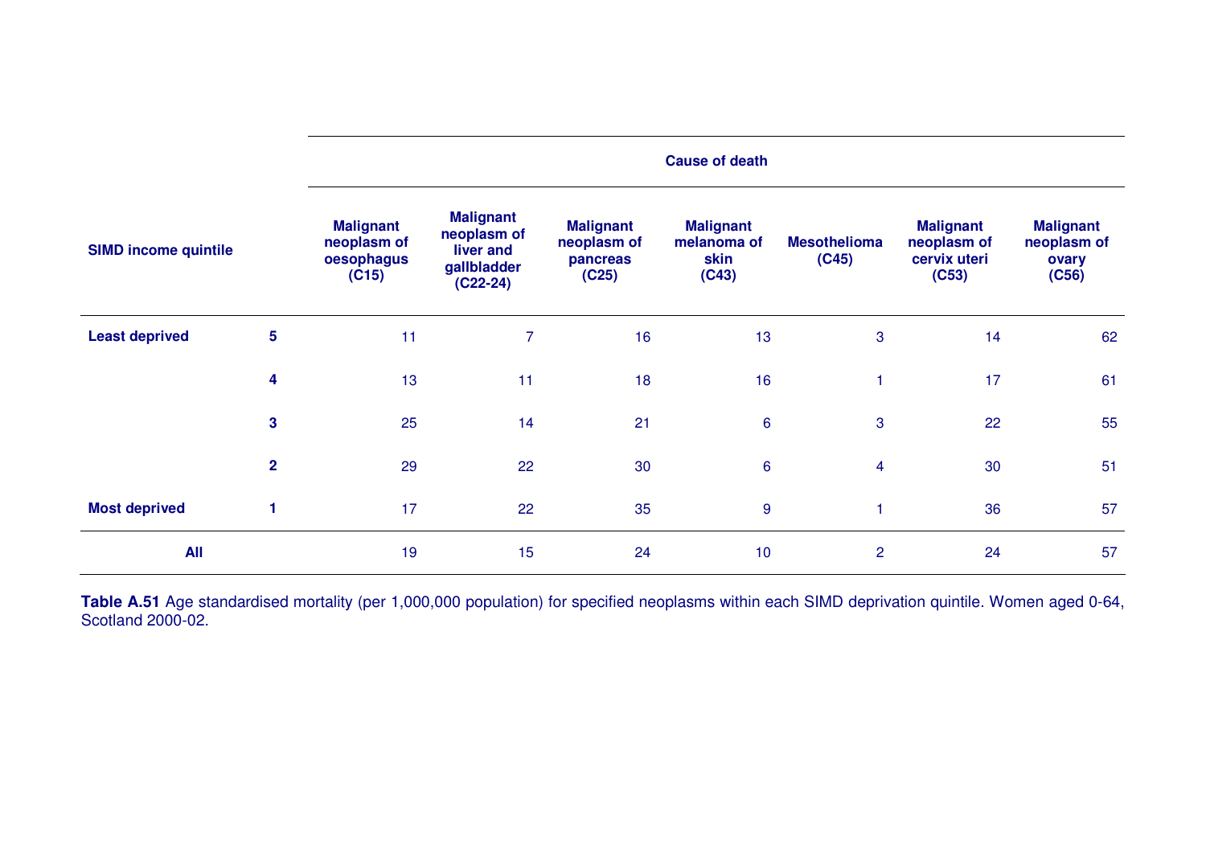| SIMD income quintile | | Cause of death | | | | | | |
|---|---|---|---|---|---|---|---|---|
| | | Malignant neoplasm of oesophagus (C15) | Malignant neoplasm of liver and gallbladder (C22-24) | Malignant neoplasm of pancreas (C25) | Malignant melanoma of skin (C43) | Mesothelioma (C45) | Malignant neoplasm of cervix uteri (C53) | Malignant neoplasm of ovary (C56) |
| **Least deprived** | **5** | 11 | 7 | 16 | 13 | 3 | 14 | 62 |
| | **4** | 13 | 11 | 18 | 16 | 1 | 17 | 61 |
| | **3** | 25 | 14 | 21 | 6 | 3 | 22 | 55 |
| | **2** | 29 | 22 | 30 | 6 | 4 | 30 | 51 |
| **Most deprived** | **1** | 17 | 22 | 35 | 9 | 1 | 36 | 57 |
| **All** | | 19 | 15 | 24 | 10 | 2 | 24 | 57 |

**Table A.51** Age standardised mortality (per 1,000,000 population) for specified neoplasms within each SIMD deprivation quintile. Women aged 0-64, Scotland 2000-02.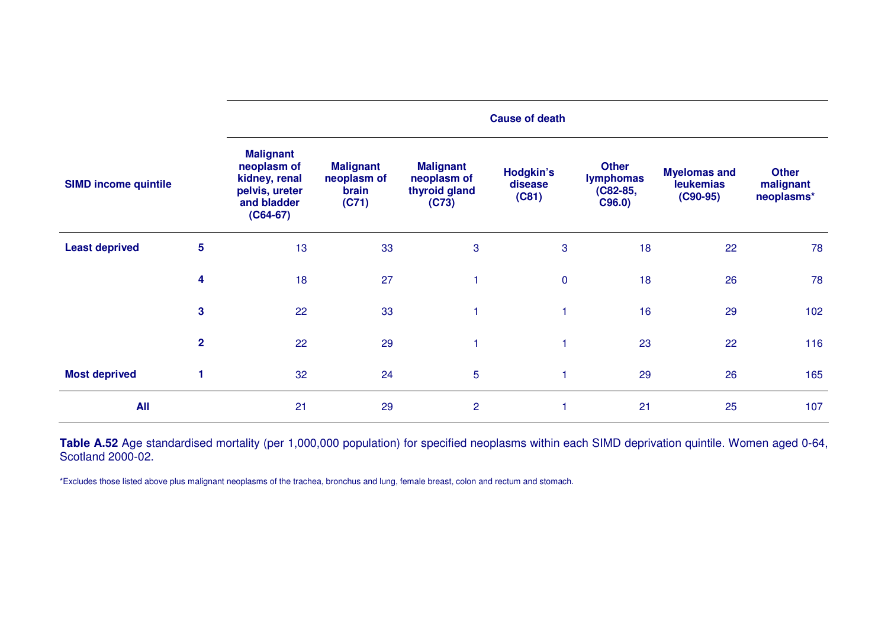| SIMD income quintile | | Cause of death | | | | | | |
|---|---|---|---|---|---|---|---|---|
| | | Malignant neoplasm of kidney, renal pelvis, ureter and bladder (C64-67) | Malignant neoplasm of brain (C71) | Malignant neoplasm of thyroid gland (C73) | Hodgkin's disease (C81) | Other lymphomas (C82-85, C96.0) | Myelomas and leukemias (C90-95) | Other malignant neoplasms* |
| **Least deprived** | **5** | 13 | 33 | 3 | 3 | 18 | 22 | 78 |
| | **4** | 18 | 27 | 1 | 0 | 18 | 26 | 78 |
| | **3** | 22 | 33 | 1 | 1 | 16 | 29 | 102 |
| | **2** | 22 | 29 | 1 | 1 | 23 | 22 | 116 |
| **Most deprived** | **1** | 32 | 24 | 5 | 1 | 29 | 26 | 165 |
| **All** | | 21 | 29 | 2 | 1 | 21 | 25 | 107 |

**Table A.52** Age standardised mortality (per 1,000,000 population) for specified neoplasms within each SIMD deprivation quintile. Women aged 0-64, Scotland 2000-02.

*Excludes those listed above plus malignant neoplasms of the trachea, bronchus and lung, female breast, colon and rectum and stomach.